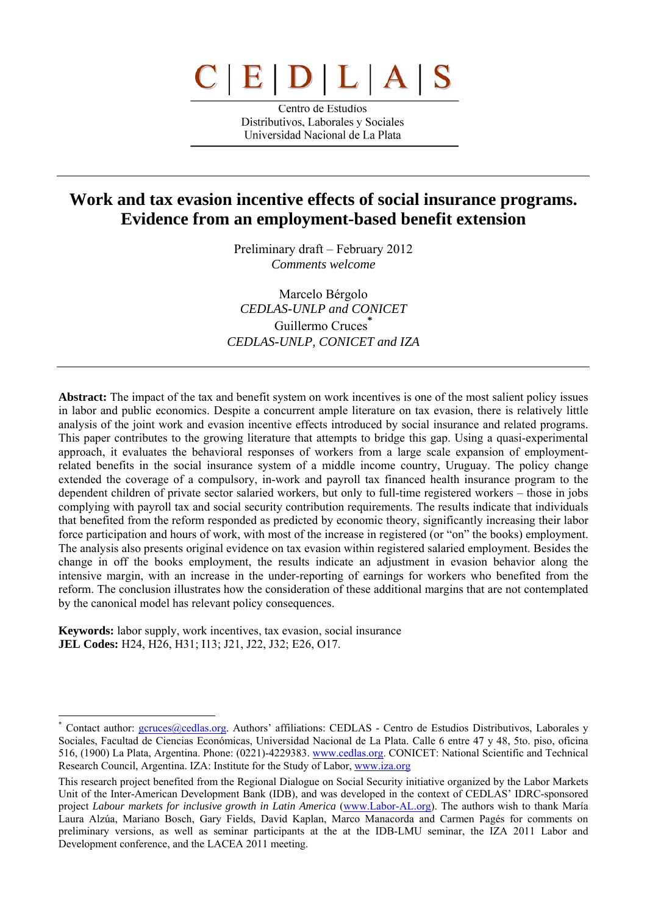C | E | D | L | A | S

Centro de Estudios
Distributivos, Laborales y Sociales
Universidad Nacional de La Plata

# Work and tax evasion incentive effects of social insurance programs. Evidence from an employment-based benefit extension

Preliminary draft – February 2012
*Comments welcome*

Marcelo Bérgolo
*CEDLAS-UNLP and CONICET*
Guillermo Cruces[*]
*CEDLAS-UNLP, CONICET and IZA*

**Abstract:** The impact of the tax and benefit system on work incentives is one of the most salient policy issues in labor and public economics. Despite a concurrent ample literature on tax evasion, there is relatively little analysis of the joint work and evasion incentive effects introduced by social insurance and related programs. This paper contributes to the growing literature that attempts to bridge this gap. Using a quasi-experimental approach, it evaluates the behavioral responses of workers from a large scale expansion of employment-related benefits in the social insurance system of a middle income country, Uruguay. The policy change extended the coverage of a compulsory, in-work and payroll tax financed health insurance program to the dependent children of private sector salaried workers, but only to full-time registered workers – those in jobs complying with payroll tax and social security contribution requirements. The results indicate that individuals that benefited from the reform responded as predicted by economic theory, significantly increasing their labor force participation and hours of work, with most of the increase in registered (or "on" the books) employment. The analysis also presents original evidence on tax evasion within registered salaried employment. Besides the change in off the books employment, the results indicate an adjustment in evasion behavior along the intensive margin, with an increase in the under-reporting of earnings for workers who benefited from the reform. The conclusion illustrates how the consideration of these additional margins that are not contemplated by the canonical model has relevant policy consequences.

**Keywords:** labor supply, work incentives, tax evasion, social insurance
**JEL Codes:** H24, H26, H31; I13; J21, J22, J32; E26, O17.

---

[*] Contact author: gcruces@cedlas.org. Authors' affiliations: CEDLAS - Centro de Estudios Distributivos, Laborales y Sociales, Facultad de Ciencias Económicas, Universidad Nacional de La Plata. Calle 6 entre 47 y 48, 5to. piso, oficina 516, (1900) La Plata, Argentina. Phone: (0221)-4229383. www.cedlas.org. CONICET: National Scientific and Technical Research Council, Argentina. IZA: Institute for the Study of Labor, www.iza.org

This research project benefited from the Regional Dialogue on Social Security initiative organized by the Labor Markets Unit of the Inter-American Development Bank (IDB), and was developed in the context of CEDLAS' IDRC-sponsored project *Labour markets for inclusive growth in Latin America* (www.Labor-AL.org). The authors wish to thank María Laura Alzúa, Mariano Bosch, Gary Fields, David Kaplan, Marco Manacorda and Carmen Pagés for comments on preliminary versions, as well as seminar participants at the at the IDB-LMU seminar, the IZA 2011 Labor and Development conference, and the LACEA 2011 meeting.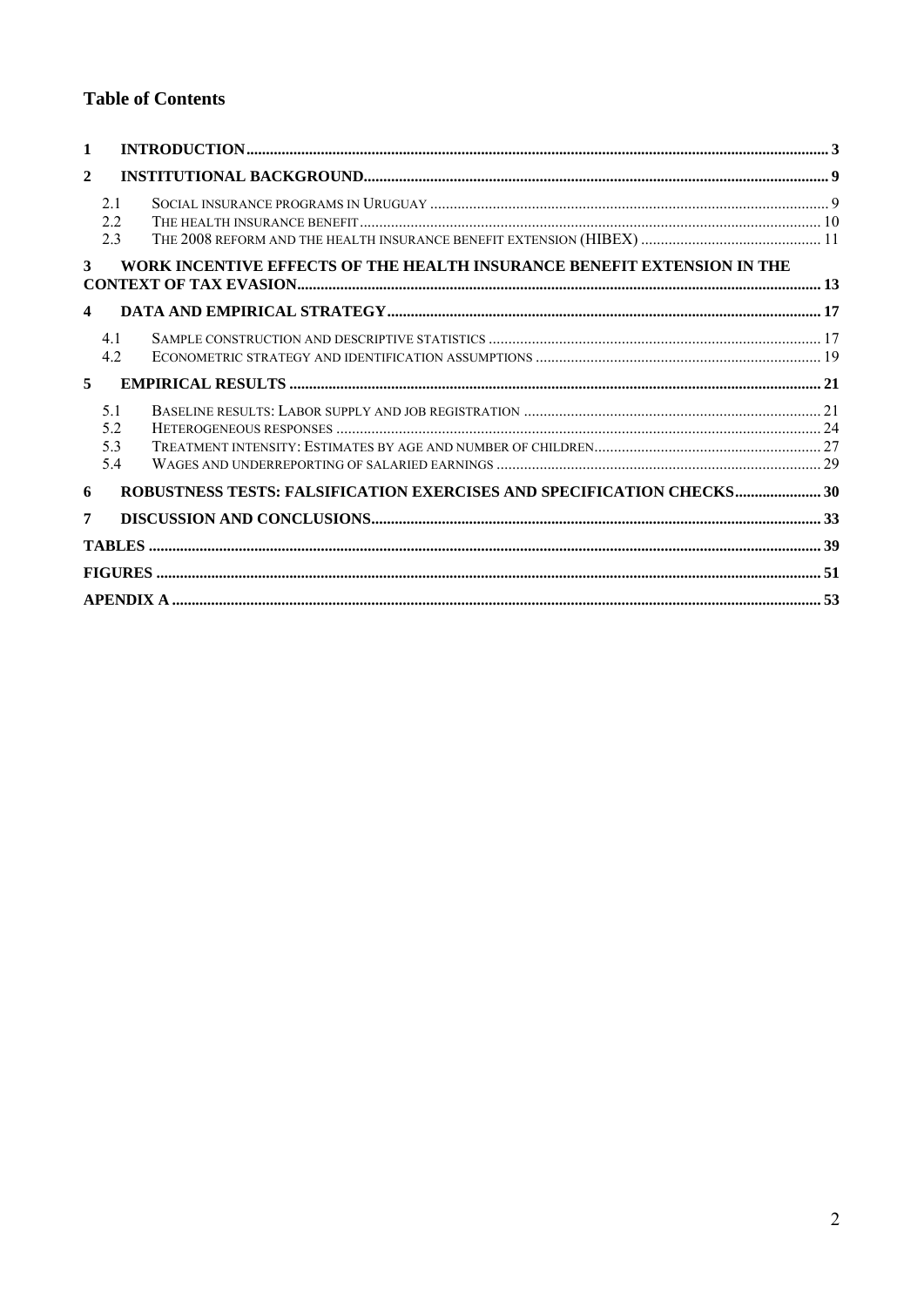## Table of Contents

- 1 INTRODUCTION ... 3
- 2 INSTITUTIONAL BACKGROUND ... 9
  - 2.1 SOCIAL INSURANCE PROGRAMS IN URUGUAY ... 9
  - 2.2 THE HEALTH INSURANCE BENEFIT ... 10
  - 2.3 THE 2008 REFORM AND THE HEALTH INSURANCE BENEFIT EXTENSION (HIBEX) ... 11
- 3 WORK INCENTIVE EFFECTS OF THE HEALTH INSURANCE BENEFIT EXTENSION IN THE CONTEXT OF TAX EVASION ... 13
- 4 DATA AND EMPIRICAL STRATEGY ... 17
  - 4.1 SAMPLE CONSTRUCTION AND DESCRIPTIVE STATISTICS ... 17
  - 4.2 ECONOMETRIC STRATEGY AND IDENTIFICATION ASSUMPTIONS ... 19
- 5 EMPIRICAL RESULTS ... 21
  - 5.1 BASELINE RESULTS: LABOR SUPPLY AND JOB REGISTRATION ... 21
  - 5.2 HETEROGENEOUS RESPONSES ... 24
  - 5.3 TREATMENT INTENSITY: ESTIMATES BY AGE AND NUMBER OF CHILDREN ... 27
  - 5.4 WAGES AND UNDERREPORTING OF SALARIED EARNINGS ... 29
- 6 ROBUSTNESS TESTS: FALSIFICATION EXERCISES AND SPECIFICATION CHECKS ... 30
- 7 DISCUSSION AND CONCLUSIONS ... 33
- TABLES ... 39
- FIGURES ... 51
- APENDIX A ... 53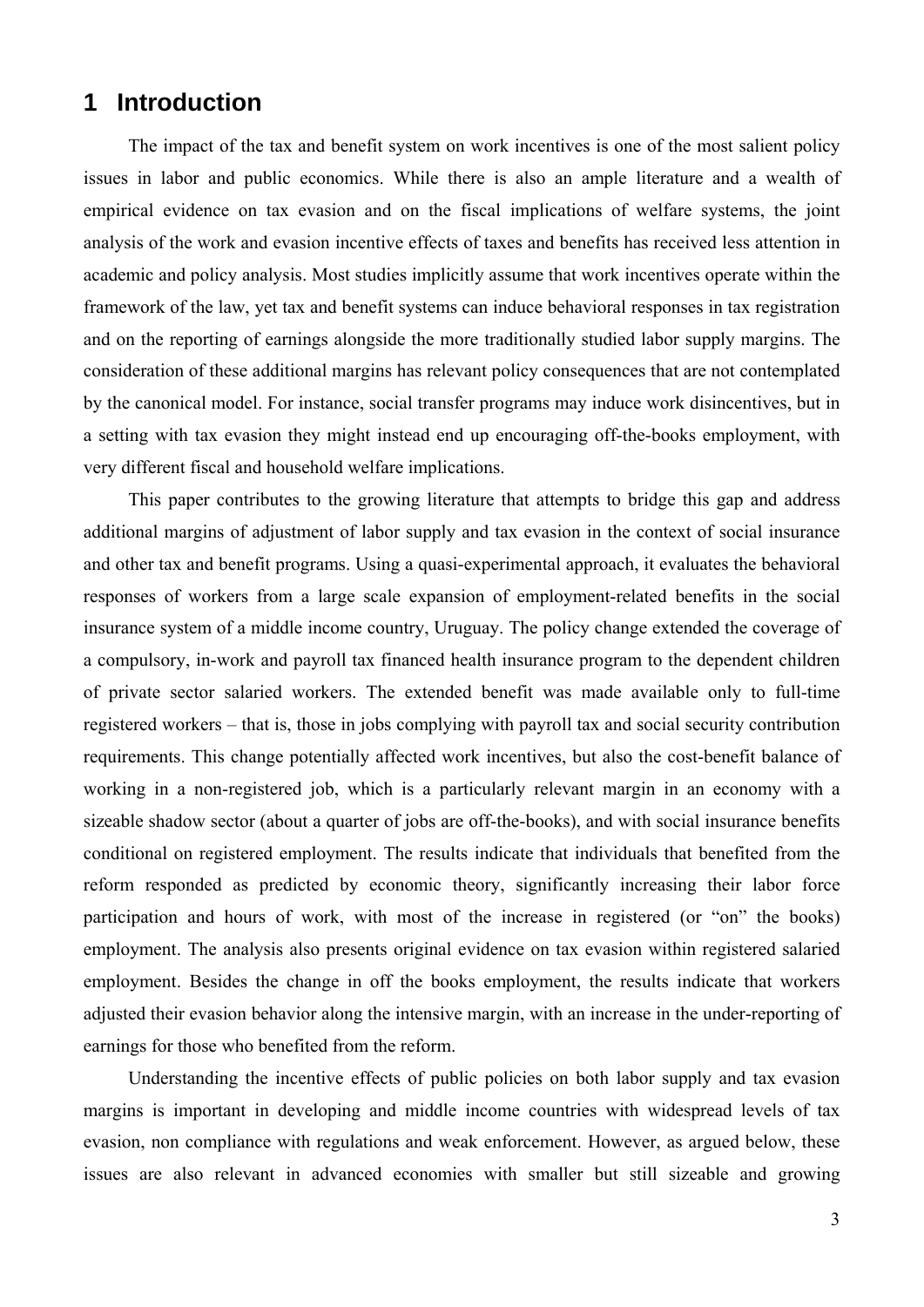# 1 Introduction

The impact of the tax and benefit system on work incentives is one of the most salient policy issues in labor and public economics. While there is also an ample literature and a wealth of empirical evidence on tax evasion and on the fiscal implications of welfare systems, the joint analysis of the work and evasion incentive effects of taxes and benefits has received less attention in academic and policy analysis. Most studies implicitly assume that work incentives operate within the framework of the law, yet tax and benefit systems can induce behavioral responses in tax registration and on the reporting of earnings alongside the more traditionally studied labor supply margins. The consideration of these additional margins has relevant policy consequences that are not contemplated by the canonical model. For instance, social transfer programs may induce work disincentives, but in a setting with tax evasion they might instead end up encouraging off-the-books employment, with very different fiscal and household welfare implications.

This paper contributes to the growing literature that attempts to bridge this gap and address additional margins of adjustment of labor supply and tax evasion in the context of social insurance and other tax and benefit programs. Using a quasi-experimental approach, it evaluates the behavioral responses of workers from a large scale expansion of employment-related benefits in the social insurance system of a middle income country, Uruguay. The policy change extended the coverage of a compulsory, in-work and payroll tax financed health insurance program to the dependent children of private sector salaried workers. The extended benefit was made available only to full-time registered workers – that is, those in jobs complying with payroll tax and social security contribution requirements. This change potentially affected work incentives, but also the cost-benefit balance of working in a non-registered job, which is a particularly relevant margin in an economy with a sizeable shadow sector (about a quarter of jobs are off-the-books), and with social insurance benefits conditional on registered employment. The results indicate that individuals that benefited from the reform responded as predicted by economic theory, significantly increasing their labor force participation and hours of work, with most of the increase in registered (or "on" the books) employment. The analysis also presents original evidence on tax evasion within registered salaried employment. Besides the change in off the books employment, the results indicate that workers adjusted their evasion behavior along the intensive margin, with an increase in the under-reporting of earnings for those who benefited from the reform.

Understanding the incentive effects of public policies on both labor supply and tax evasion margins is important in developing and middle income countries with widespread levels of tax evasion, non compliance with regulations and weak enforcement. However, as argued below, these issues are also relevant in advanced economies with smaller but still sizeable and growing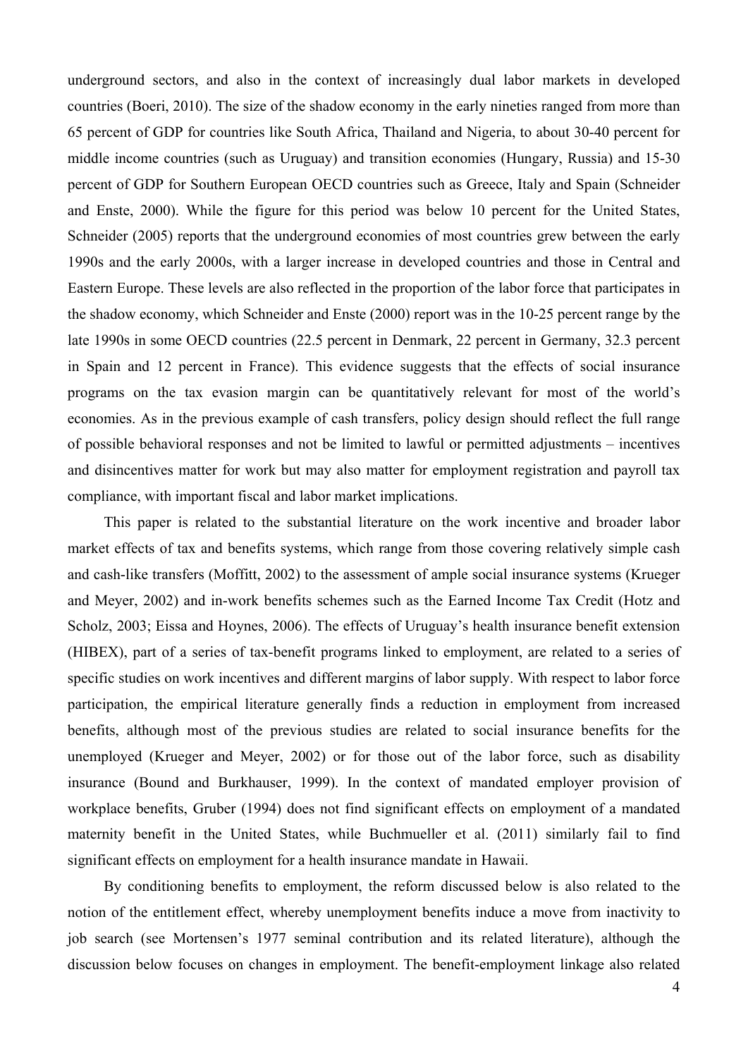underground sectors, and also in the context of increasingly dual labor markets in developed countries (Boeri, 2010). The size of the shadow economy in the early nineties ranged from more than 65 percent of GDP for countries like South Africa, Thailand and Nigeria, to about 30-40 percent for middle income countries (such as Uruguay) and transition economies (Hungary, Russia) and 15-30 percent of GDP for Southern European OECD countries such as Greece, Italy and Spain (Schneider and Enste, 2000). While the figure for this period was below 10 percent for the United States, Schneider (2005) reports that the underground economies of most countries grew between the early 1990s and the early 2000s, with a larger increase in developed countries and those in Central and Eastern Europe. These levels are also reflected in the proportion of the labor force that participates in the shadow economy, which Schneider and Enste (2000) report was in the 10-25 percent range by the late 1990s in some OECD countries (22.5 percent in Denmark, 22 percent in Germany, 32.3 percent in Spain and 12 percent in France). This evidence suggests that the effects of social insurance programs on the tax evasion margin can be quantitatively relevant for most of the world's economies. As in the previous example of cash transfers, policy design should reflect the full range of possible behavioral responses and not be limited to lawful or permitted adjustments – incentives and disincentives matter for work but may also matter for employment registration and payroll tax compliance, with important fiscal and labor market implications.

This paper is related to the substantial literature on the work incentive and broader labor market effects of tax and benefits systems, which range from those covering relatively simple cash and cash-like transfers (Moffitt, 2002) to the assessment of ample social insurance systems (Krueger and Meyer, 2002) and in-work benefits schemes such as the Earned Income Tax Credit (Hotz and Scholz, 2003; Eissa and Hoynes, 2006). The effects of Uruguay's health insurance benefit extension (HIBEX), part of a series of tax-benefit programs linked to employment, are related to a series of specific studies on work incentives and different margins of labor supply. With respect to labor force participation, the empirical literature generally finds a reduction in employment from increased benefits, although most of the previous studies are related to social insurance benefits for the unemployed (Krueger and Meyer, 2002) or for those out of the labor force, such as disability insurance (Bound and Burkhauser, 1999). In the context of mandated employer provision of workplace benefits, Gruber (1994) does not find significant effects on employment of a mandated maternity benefit in the United States, while Buchmueller et al. (2011) similarly fail to find significant effects on employment for a health insurance mandate in Hawaii.

By conditioning benefits to employment, the reform discussed below is also related to the notion of the entitlement effect, whereby unemployment benefits induce a move from inactivity to job search (see Mortensen's 1977 seminal contribution and its related literature), although the discussion below focuses on changes in employment. The benefit-employment linkage also related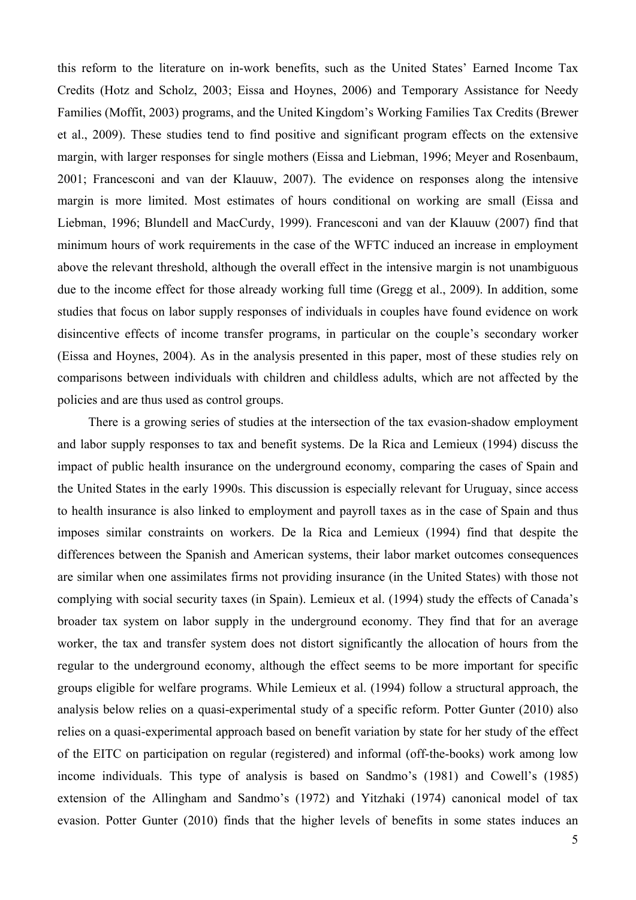this reform to the literature on in-work benefits, such as the United States' Earned Income Tax Credits (Hotz and Scholz, 2003; Eissa and Hoynes, 2006) and Temporary Assistance for Needy Families (Moffit, 2003) programs, and the United Kingdom's Working Families Tax Credits (Brewer et al., 2009). These studies tend to find positive and significant program effects on the extensive margin, with larger responses for single mothers (Eissa and Liebman, 1996; Meyer and Rosenbaum, 2001; Francesconi and van der Klauuw, 2007). The evidence on responses along the intensive margin is more limited. Most estimates of hours conditional on working are small (Eissa and Liebman, 1996; Blundell and MacCurdy, 1999). Francesconi and van der Klauuw (2007) find that minimum hours of work requirements in the case of the WFTC induced an increase in employment above the relevant threshold, although the overall effect in the intensive margin is not unambiguous due to the income effect for those already working full time (Gregg et al., 2009). In addition, some studies that focus on labor supply responses of individuals in couples have found evidence on work disincentive effects of income transfer programs, in particular on the couple's secondary worker (Eissa and Hoynes, 2004). As in the analysis presented in this paper, most of these studies rely on comparisons between individuals with children and childless adults, which are not affected by the policies and are thus used as control groups.

There is a growing series of studies at the intersection of the tax evasion-shadow employment and labor supply responses to tax and benefit systems. De la Rica and Lemieux (1994) discuss the impact of public health insurance on the underground economy, comparing the cases of Spain and the United States in the early 1990s. This discussion is especially relevant for Uruguay, since access to health insurance is also linked to employment and payroll taxes as in the case of Spain and thus imposes similar constraints on workers. De la Rica and Lemieux (1994) find that despite the differences between the Spanish and American systems, their labor market outcomes consequences are similar when one assimilates firms not providing insurance (in the United States) with those not complying with social security taxes (in Spain). Lemieux et al. (1994) study the effects of Canada's broader tax system on labor supply in the underground economy. They find that for an average worker, the tax and transfer system does not distort significantly the allocation of hours from the regular to the underground economy, although the effect seems to be more important for specific groups eligible for welfare programs. While Lemieux et al. (1994) follow a structural approach, the analysis below relies on a quasi-experimental study of a specific reform. Potter Gunter (2010) also relies on a quasi-experimental approach based on benefit variation by state for her study of the effect of the EITC on participation on regular (registered) and informal (off-the-books) work among low income individuals. This type of analysis is based on Sandmo's (1981) and Cowell's (1985) extension of the Allingham and Sandmo's (1972) and Yitzhaki (1974) canonical model of tax evasion. Potter Gunter (2010) finds that the higher levels of benefits in some states induces an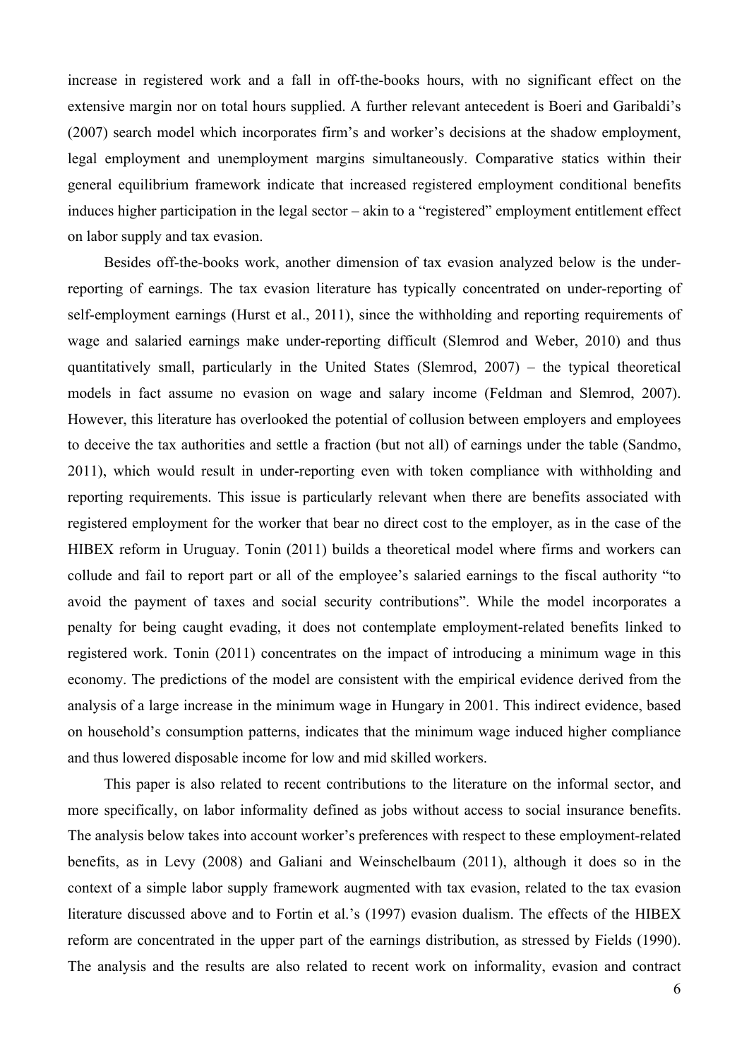increase in registered work and a fall in off-the-books hours, with no significant effect on the extensive margin nor on total hours supplied. A further relevant antecedent is Boeri and Garibaldi's (2007) search model which incorporates firm's and worker's decisions at the shadow employment, legal employment and unemployment margins simultaneously. Comparative statics within their general equilibrium framework indicate that increased registered employment conditional benefits induces higher participation in the legal sector – akin to a "registered" employment entitlement effect on labor supply and tax evasion.

Besides off-the-books work, another dimension of tax evasion analyzed below is the under-reporting of earnings. The tax evasion literature has typically concentrated on under-reporting of self-employment earnings (Hurst et al., 2011), since the withholding and reporting requirements of wage and salaried earnings make under-reporting difficult (Slemrod and Weber, 2010) and thus quantitatively small, particularly in the United States (Slemrod, 2007) – the typical theoretical models in fact assume no evasion on wage and salary income (Feldman and Slemrod, 2007). However, this literature has overlooked the potential of collusion between employers and employees to deceive the tax authorities and settle a fraction (but not all) of earnings under the table (Sandmo, 2011), which would result in under-reporting even with token compliance with withholding and reporting requirements. This issue is particularly relevant when there are benefits associated with registered employment for the worker that bear no direct cost to the employer, as in the case of the HIBEX reform in Uruguay. Tonin (2011) builds a theoretical model where firms and workers can collude and fail to report part or all of the employee's salaried earnings to the fiscal authority "to avoid the payment of taxes and social security contributions". While the model incorporates a penalty for being caught evading, it does not contemplate employment-related benefits linked to registered work. Tonin (2011) concentrates on the impact of introducing a minimum wage in this economy. The predictions of the model are consistent with the empirical evidence derived from the analysis of a large increase in the minimum wage in Hungary in 2001. This indirect evidence, based on household's consumption patterns, indicates that the minimum wage induced higher compliance and thus lowered disposable income for low and mid skilled workers.

This paper is also related to recent contributions to the literature on the informal sector, and more specifically, on labor informality defined as jobs without access to social insurance benefits. The analysis below takes into account worker's preferences with respect to these employment-related benefits, as in Levy (2008) and Galiani and Weinschelbaum (2011), although it does so in the context of a simple labor supply framework augmented with tax evasion, related to the tax evasion literature discussed above and to Fortin et al.'s (1997) evasion dualism. The effects of the HIBEX reform are concentrated in the upper part of the earnings distribution, as stressed by Fields (1990). The analysis and the results are also related to recent work on informality, evasion and contract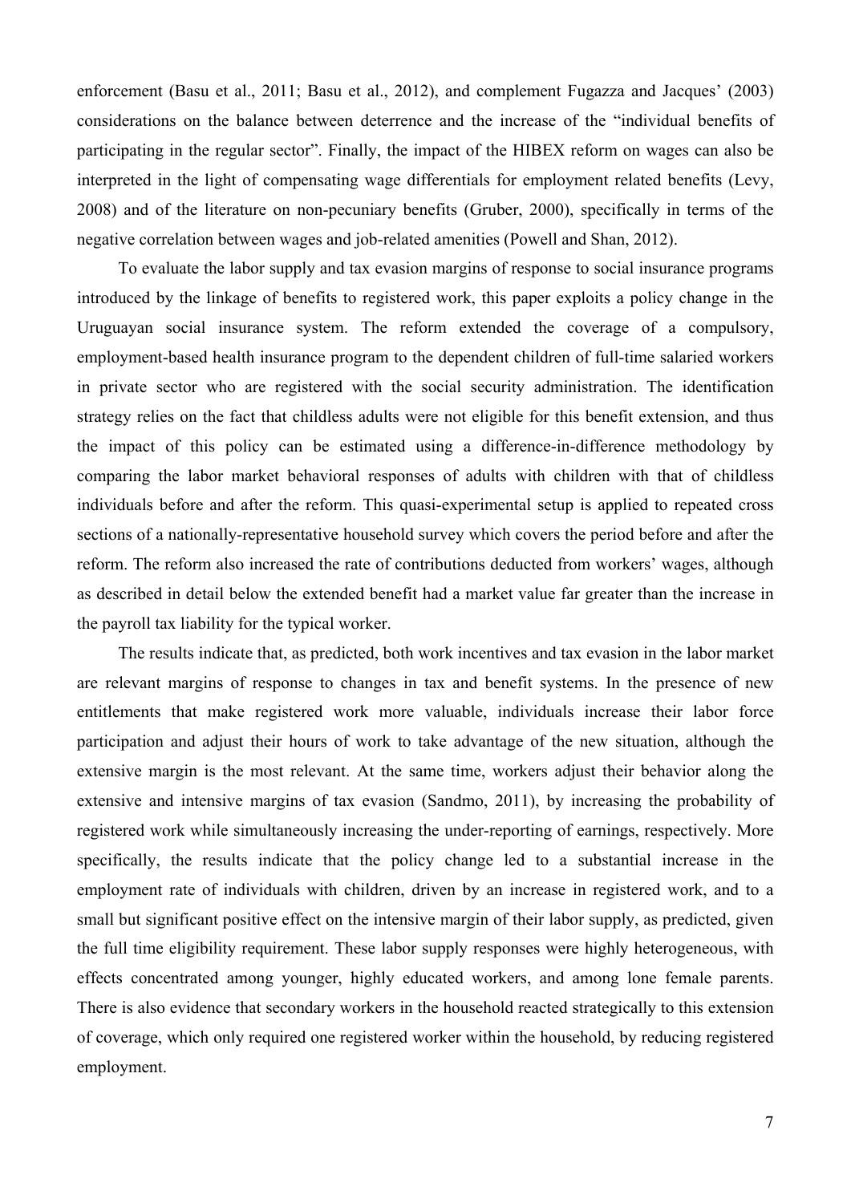enforcement (Basu et al., 2011; Basu et al., 2012), and complement Fugazza and Jacques' (2003) considerations on the balance between deterrence and the increase of the "individual benefits of participating in the regular sector". Finally, the impact of the HIBEX reform on wages can also be interpreted in the light of compensating wage differentials for employment related benefits (Levy, 2008) and of the literature on non-pecuniary benefits (Gruber, 2000), specifically in terms of the negative correlation between wages and job-related amenities (Powell and Shan, 2012).

To evaluate the labor supply and tax evasion margins of response to social insurance programs introduced by the linkage of benefits to registered work, this paper exploits a policy change in the Uruguayan social insurance system. The reform extended the coverage of a compulsory, employment-based health insurance program to the dependent children of full-time salaried workers in private sector who are registered with the social security administration. The identification strategy relies on the fact that childless adults were not eligible for this benefit extension, and thus the impact of this policy can be estimated using a difference-in-difference methodology by comparing the labor market behavioral responses of adults with children with that of childless individuals before and after the reform. This quasi-experimental setup is applied to repeated cross sections of a nationally-representative household survey which covers the period before and after the reform. The reform also increased the rate of contributions deducted from workers' wages, although as described in detail below the extended benefit had a market value far greater than the increase in the payroll tax liability for the typical worker.

The results indicate that, as predicted, both work incentives and tax evasion in the labor market are relevant margins of response to changes in tax and benefit systems. In the presence of new entitlements that make registered work more valuable, individuals increase their labor force participation and adjust their hours of work to take advantage of the new situation, although the extensive margin is the most relevant. At the same time, workers adjust their behavior along the extensive and intensive margins of tax evasion (Sandmo, 2011), by increasing the probability of registered work while simultaneously increasing the under-reporting of earnings, respectively. More specifically, the results indicate that the policy change led to a substantial increase in the employment rate of individuals with children, driven by an increase in registered work, and to a small but significant positive effect on the intensive margin of their labor supply, as predicted, given the full time eligibility requirement. These labor supply responses were highly heterogeneous, with effects concentrated among younger, highly educated workers, and among lone female parents. There is also evidence that secondary workers in the household reacted strategically to this extension of coverage, which only required one registered worker within the household, by reducing registered employment.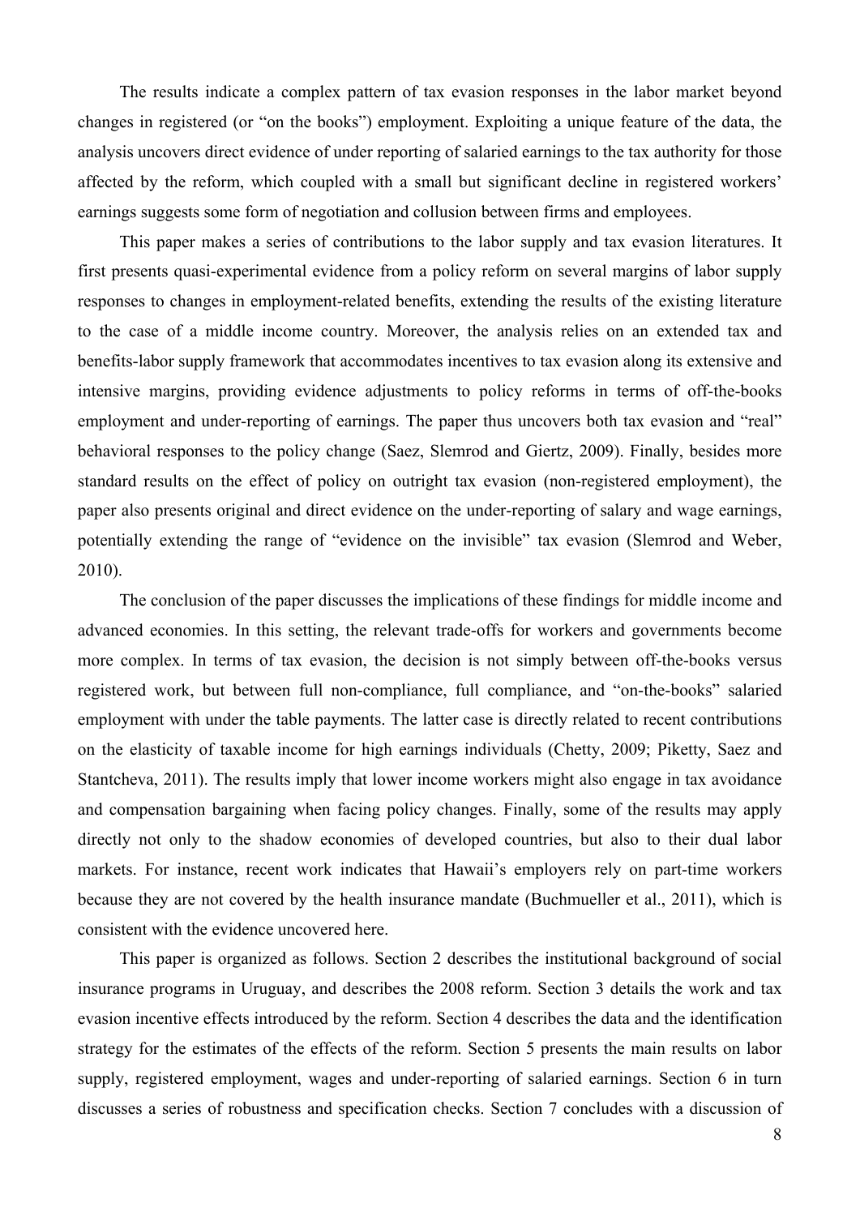The results indicate a complex pattern of tax evasion responses in the labor market beyond changes in registered (or "on the books") employment. Exploiting a unique feature of the data, the analysis uncovers direct evidence of under reporting of salaried earnings to the tax authority for those affected by the reform, which coupled with a small but significant decline in registered workers' earnings suggests some form of negotiation and collusion between firms and employees.

This paper makes a series of contributions to the labor supply and tax evasion literatures. It first presents quasi-experimental evidence from a policy reform on several margins of labor supply responses to changes in employment-related benefits, extending the results of the existing literature to the case of a middle income country. Moreover, the analysis relies on an extended tax and benefits-labor supply framework that accommodates incentives to tax evasion along its extensive and intensive margins, providing evidence adjustments to policy reforms in terms of off-the-books employment and under-reporting of earnings. The paper thus uncovers both tax evasion and "real" behavioral responses to the policy change (Saez, Slemrod and Giertz, 2009). Finally, besides more standard results on the effect of policy on outright tax evasion (non-registered employment), the paper also presents original and direct evidence on the under-reporting of salary and wage earnings, potentially extending the range of "evidence on the invisible" tax evasion (Slemrod and Weber, 2010).

The conclusion of the paper discusses the implications of these findings for middle income and advanced economies. In this setting, the relevant trade-offs for workers and governments become more complex. In terms of tax evasion, the decision is not simply between off-the-books versus registered work, but between full non-compliance, full compliance, and "on-the-books" salaried employment with under the table payments. The latter case is directly related to recent contributions on the elasticity of taxable income for high earnings individuals (Chetty, 2009; Piketty, Saez and Stantcheva, 2011). The results imply that lower income workers might also engage in tax avoidance and compensation bargaining when facing policy changes. Finally, some of the results may apply directly not only to the shadow economies of developed countries, but also to their dual labor markets. For instance, recent work indicates that Hawaii's employers rely on part-time workers because they are not covered by the health insurance mandate (Buchmueller et al., 2011), which is consistent with the evidence uncovered here.

This paper is organized as follows. Section 2 describes the institutional background of social insurance programs in Uruguay, and describes the 2008 reform. Section 3 details the work and tax evasion incentive effects introduced by the reform. Section 4 describes the data and the identification strategy for the estimates of the effects of the reform. Section 5 presents the main results on labor supply, registered employment, wages and under-reporting of salaried earnings. Section 6 in turn discusses a series of robustness and specification checks. Section 7 concludes with a discussion of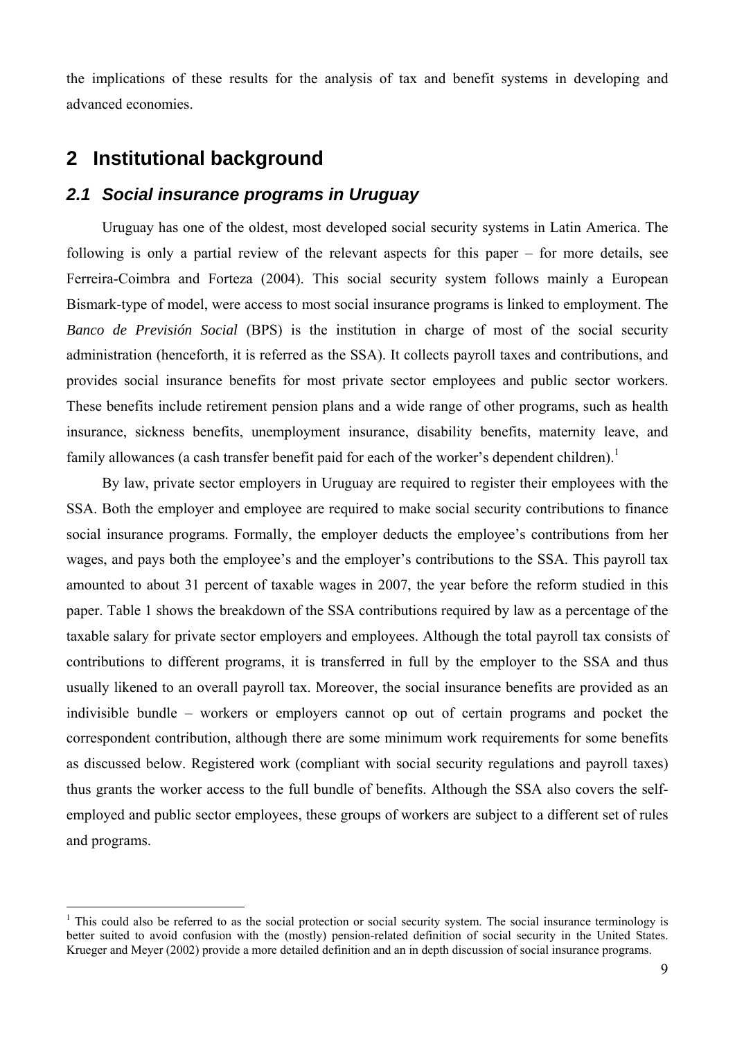the implications of these results for the analysis of tax and benefit systems in developing and advanced economies.

# 2 Institutional background

## *2.1 Social insurance programs in Uruguay*

Uruguay has one of the oldest, most developed social security systems in Latin America. The following is only a partial review of the relevant aspects for this paper – for more details, see Ferreira-Coimbra and Forteza (2004). This social security system follows mainly a European Bismark-type of model, were access to most social insurance programs is linked to employment. The *Banco de Previsión Social* (BPS) is the institution in charge of most of the social security administration (henceforth, it is referred as the SSA). It collects payroll taxes and contributions, and provides social insurance benefits for most private sector employees and public sector workers. These benefits include retirement pension plans and a wide range of other programs, such as health insurance, sickness benefits, unemployment insurance, disability benefits, maternity leave, and family allowances (a cash transfer benefit paid for each of the worker's dependent children).[1]

By law, private sector employers in Uruguay are required to register their employees with the SSA. Both the employer and employee are required to make social security contributions to finance social insurance programs. Formally, the employer deducts the employee's contributions from her wages, and pays both the employee's and the employer's contributions to the SSA. This payroll tax amounted to about 31 percent of taxable wages in 2007, the year before the reform studied in this paper. Table 1 shows the breakdown of the SSA contributions required by law as a percentage of the taxable salary for private sector employers and employees. Although the total payroll tax consists of contributions to different programs, it is transferred in full by the employer to the SSA and thus usually likened to an overall payroll tax. Moreover, the social insurance benefits are provided as an indivisible bundle – workers or employers cannot op out of certain programs and pocket the correspondent contribution, although there are some minimum work requirements for some benefits as discussed below. Registered work (compliant with social security regulations and payroll taxes) thus grants the worker access to the full bundle of benefits. Although the SSA also covers the self-employed and public sector employees, these groups of workers are subject to a different set of rules and programs.

[1] This could also be referred to as the social protection or social security system. The social insurance terminology is better suited to avoid confusion with the (mostly) pension-related definition of social security in the United States. Krueger and Meyer (2002) provide a more detailed definition and an in depth discussion of social insurance programs.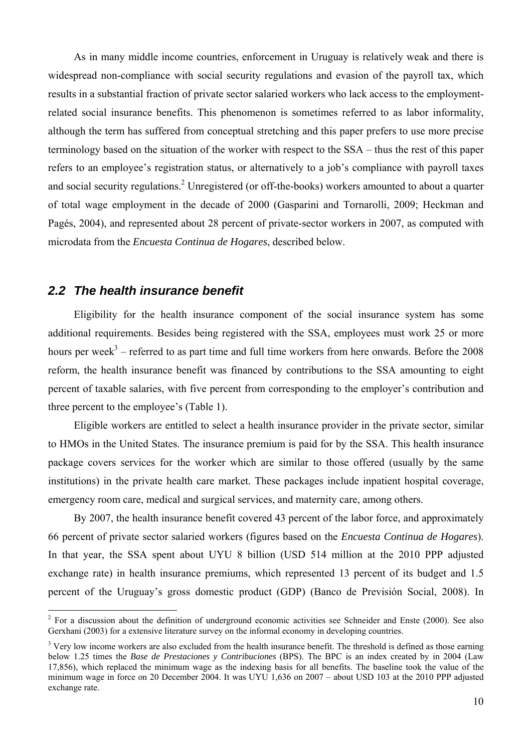As in many middle income countries, enforcement in Uruguay is relatively weak and there is widespread non-compliance with social security regulations and evasion of the payroll tax, which results in a substantial fraction of private sector salaried workers who lack access to the employment-related social insurance benefits. This phenomenon is sometimes referred to as labor informality, although the term has suffered from conceptual stretching and this paper prefers to use more precise terminology based on the situation of the worker with respect to the SSA – thus the rest of this paper refers to an employee's registration status, or alternatively to a job's compliance with payroll taxes and social security regulations.[2] Unregistered (or off-the-books) workers amounted to about a quarter of total wage employment in the decade of 2000 (Gasparini and Tornarolli, 2009; Heckman and Pagés, 2004), and represented about 28 percent of private-sector workers in 2007, as computed with microdata from the *Encuesta Continua de Hogares*, described below.

## 2.2 The health insurance benefit

Eligibility for the health insurance component of the social insurance system has some additional requirements. Besides being registered with the SSA, employees must work 25 or more hours per week[3] – referred to as part time and full time workers from here onwards. Before the 2008 reform, the health insurance benefit was financed by contributions to the SSA amounting to eight percent of taxable salaries, with five percent from corresponding to the employer's contribution and three percent to the employee's (Table 1).

Eligible workers are entitled to select a health insurance provider in the private sector, similar to HMOs in the United States. The insurance premium is paid for by the SSA. This health insurance package covers services for the worker which are similar to those offered (usually by the same institutions) in the private health care market. These packages include inpatient hospital coverage, emergency room care, medical and surgical services, and maternity care, among others.

By 2007, the health insurance benefit covered 43 percent of the labor force, and approximately 66 percent of private sector salaried workers (figures based on the *Encuesta Continua de Hogares*). In that year, the SSA spent about UYU 8 billion (USD 514 million at the 2010 PPP adjusted exchange rate) in health insurance premiums, which represented 13 percent of its budget and 1.5 percent of the Uruguay's gross domestic product (GDP) (Banco de Previsión Social, 2008). In

---

[2] For a discussion about the definition of underground economic activities see Schneider and Enste (2000). See also Gerxhani (2003) for a extensive literature survey on the informal economy in developing countries.

[3] Very low income workers are also excluded from the health insurance benefit. The threshold is defined as those earning below 1.25 times the *Base de Prestaciones y Contribuciones* (BPS). The BPC is an index created by in 2004 (Law 17,856), which replaced the minimum wage as the indexing basis for all benefits. The baseline took the value of the minimum wage in force on 20 December 2004. It was UYU 1,636 on 2007 – about USD 103 at the 2010 PPP adjusted exchange rate.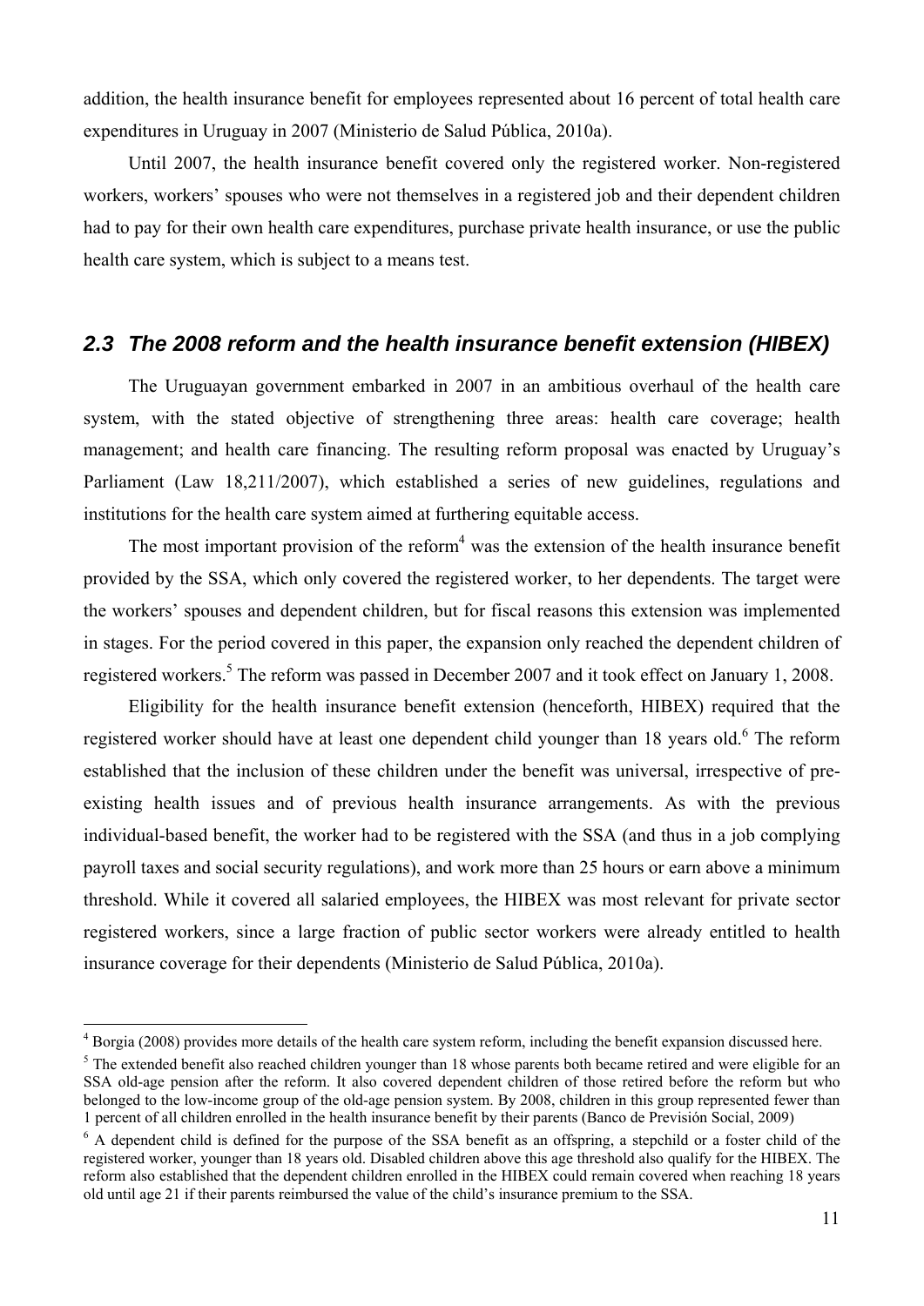addition, the health insurance benefit for employees represented about 16 percent of total health care expenditures in Uruguay in 2007 (Ministerio de Salud Pública, 2010a).

Until 2007, the health insurance benefit covered only the registered worker. Non-registered workers, workers' spouses who were not themselves in a registered job and their dependent children had to pay for their own health care expenditures, purchase private health insurance, or use the public health care system, which is subject to a means test.

## *2.3 The 2008 reform and the health insurance benefit extension (HIBEX)*

The Uruguayan government embarked in 2007 in an ambitious overhaul of the health care system, with the stated objective of strengthening three areas: health care coverage; health management; and health care financing. The resulting reform proposal was enacted by Uruguay's Parliament (Law 18,211/2007), which established a series of new guidelines, regulations and institutions for the health care system aimed at furthering equitable access.

The most important provision of the reform[4] was the extension of the health insurance benefit provided by the SSA, which only covered the registered worker, to her dependents. The target were the workers' spouses and dependent children, but for fiscal reasons this extension was implemented in stages. For the period covered in this paper, the expansion only reached the dependent children of registered workers.[5] The reform was passed in December 2007 and it took effect on January 1, 2008.

Eligibility for the health insurance benefit extension (henceforth, HIBEX) required that the registered worker should have at least one dependent child younger than 18 years old.[6] The reform established that the inclusion of these children under the benefit was universal, irrespective of pre-existing health issues and of previous health insurance arrangements. As with the previous individual-based benefit, the worker had to be registered with the SSA (and thus in a job complying payroll taxes and social security regulations), and work more than 25 hours or earn above a minimum threshold. While it covered all salaried employees, the HIBEX was most relevant for private sector registered workers, since a large fraction of public sector workers were already entitled to health insurance coverage for their dependents (Ministerio de Salud Pública, 2010a).

---

[4] Borgia (2008) provides more details of the health care system reform, including the benefit expansion discussed here.

[5] The extended benefit also reached children younger than 18 whose parents both became retired and were eligible for an SSA old-age pension after the reform. It also covered dependent children of those retired before the reform but who belonged to the low-income group of the old-age pension system. By 2008, children in this group represented fewer than 1 percent of all children enrolled in the health insurance benefit by their parents (Banco de Previsión Social, 2009)

[6] A dependent child is defined for the purpose of the SSA benefit as an offspring, a stepchild or a foster child of the registered worker, younger than 18 years old. Disabled children above this age threshold also qualify for the HIBEX. The reform also established that the dependent children enrolled in the HIBEX could remain covered when reaching 18 years old until age 21 if their parents reimbursed the value of the child's insurance premium to the SSA.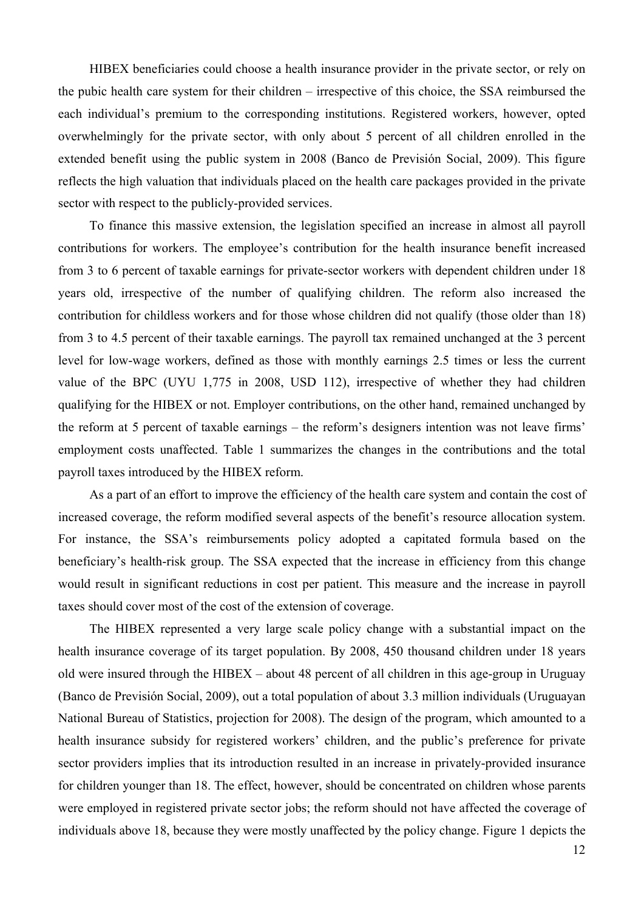HIBEX beneficiaries could choose a health insurance provider in the private sector, or rely on the pubic health care system for their children – irrespective of this choice, the SSA reimbursed the each individual's premium to the corresponding institutions. Registered workers, however, opted overwhelmingly for the private sector, with only about 5 percent of all children enrolled in the extended benefit using the public system in 2008 (Banco de Previsión Social, 2009). This figure reflects the high valuation that individuals placed on the health care packages provided in the private sector with respect to the publicly-provided services.

To finance this massive extension, the legislation specified an increase in almost all payroll contributions for workers. The employee's contribution for the health insurance benefit increased from 3 to 6 percent of taxable earnings for private-sector workers with dependent children under 18 years old, irrespective of the number of qualifying children. The reform also increased the contribution for childless workers and for those whose children did not qualify (those older than 18) from 3 to 4.5 percent of their taxable earnings. The payroll tax remained unchanged at the 3 percent level for low-wage workers, defined as those with monthly earnings 2.5 times or less the current value of the BPC (UYU 1,775 in 2008, USD 112), irrespective of whether they had children qualifying for the HIBEX or not. Employer contributions, on the other hand, remained unchanged by the reform at 5 percent of taxable earnings – the reform's designers intention was not leave firms' employment costs unaffected. Table 1 summarizes the changes in the contributions and the total payroll taxes introduced by the HIBEX reform.

As a part of an effort to improve the efficiency of the health care system and contain the cost of increased coverage, the reform modified several aspects of the benefit's resource allocation system. For instance, the SSA's reimbursements policy adopted a capitated formula based on the beneficiary's health-risk group. The SSA expected that the increase in efficiency from this change would result in significant reductions in cost per patient. This measure and the increase in payroll taxes should cover most of the cost of the extension of coverage.

The HIBEX represented a very large scale policy change with a substantial impact on the health insurance coverage of its target population. By 2008, 450 thousand children under 18 years old were insured through the HIBEX – about 48 percent of all children in this age-group in Uruguay (Banco de Previsión Social, 2009), out a total population of about 3.3 million individuals (Uruguayan National Bureau of Statistics, projection for 2008). The design of the program, which amounted to a health insurance subsidy for registered workers' children, and the public's preference for private sector providers implies that its introduction resulted in an increase in privately-provided insurance for children younger than 18. The effect, however, should be concentrated on children whose parents were employed in registered private sector jobs; the reform should not have affected the coverage of individuals above 18, because they were mostly unaffected by the policy change. Figure 1 depicts the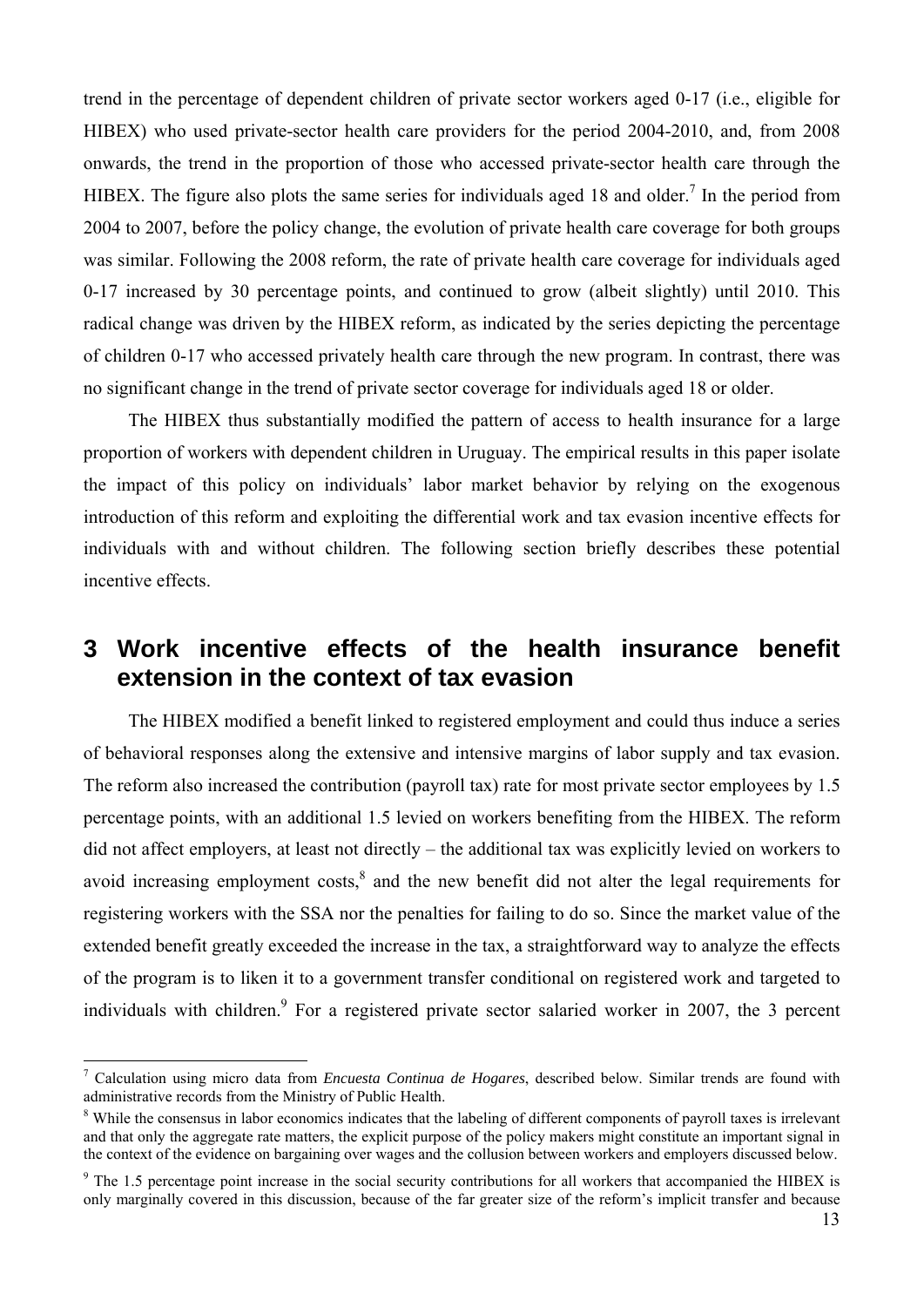trend in the percentage of dependent children of private sector workers aged 0-17 (i.e., eligible for HIBEX) who used private-sector health care providers for the period 2004-2010, and, from 2008 onwards, the trend in the proportion of those who accessed private-sector health care through the HIBEX. The figure also plots the same series for individuals aged 18 and older.[7] In the period from 2004 to 2007, before the policy change, the evolution of private health care coverage for both groups was similar. Following the 2008 reform, the rate of private health care coverage for individuals aged 0-17 increased by 30 percentage points, and continued to grow (albeit slightly) until 2010. This radical change was driven by the HIBEX reform, as indicated by the series depicting the percentage of children 0-17 who accessed privately health care through the new program. In contrast, there was no significant change in the trend of private sector coverage for individuals aged 18 or older.

The HIBEX thus substantially modified the pattern of access to health insurance for a large proportion of workers with dependent children in Uruguay. The empirical results in this paper isolate the impact of this policy on individuals' labor market behavior by relying on the exogenous introduction of this reform and exploiting the differential work and tax evasion incentive effects for individuals with and without children. The following section briefly describes these potential incentive effects.

# 3 Work incentive effects of the health insurance benefit extension in the context of tax evasion

The HIBEX modified a benefit linked to registered employment and could thus induce a series of behavioral responses along the extensive and intensive margins of labor supply and tax evasion. The reform also increased the contribution (payroll tax) rate for most private sector employees by 1.5 percentage points, with an additional 1.5 levied on workers benefiting from the HIBEX. The reform did not affect employers, at least not directly – the additional tax was explicitly levied on workers to avoid increasing employment costs,[8] and the new benefit did not alter the legal requirements for registering workers with the SSA nor the penalties for failing to do so. Since the market value of the extended benefit greatly exceeded the increase in the tax, a straightforward way to analyze the effects of the program is to liken it to a government transfer conditional on registered work and targeted to individuals with children.[9] For a registered private sector salaried worker in 2007, the 3 percent

[7] Calculation using micro data from *Encuesta Continua de Hogares*, described below. Similar trends are found with administrative records from the Ministry of Public Health.

[8] While the consensus in labor economics indicates that the labeling of different components of payroll taxes is irrelevant and that only the aggregate rate matters, the explicit purpose of the policy makers might constitute an important signal in the context of the evidence on bargaining over wages and the collusion between workers and employers discussed below.

[9] The 1.5 percentage point increase in the social security contributions for all workers that accompanied the HIBEX is only marginally covered in this discussion, because of the far greater size of the reform's implicit transfer and because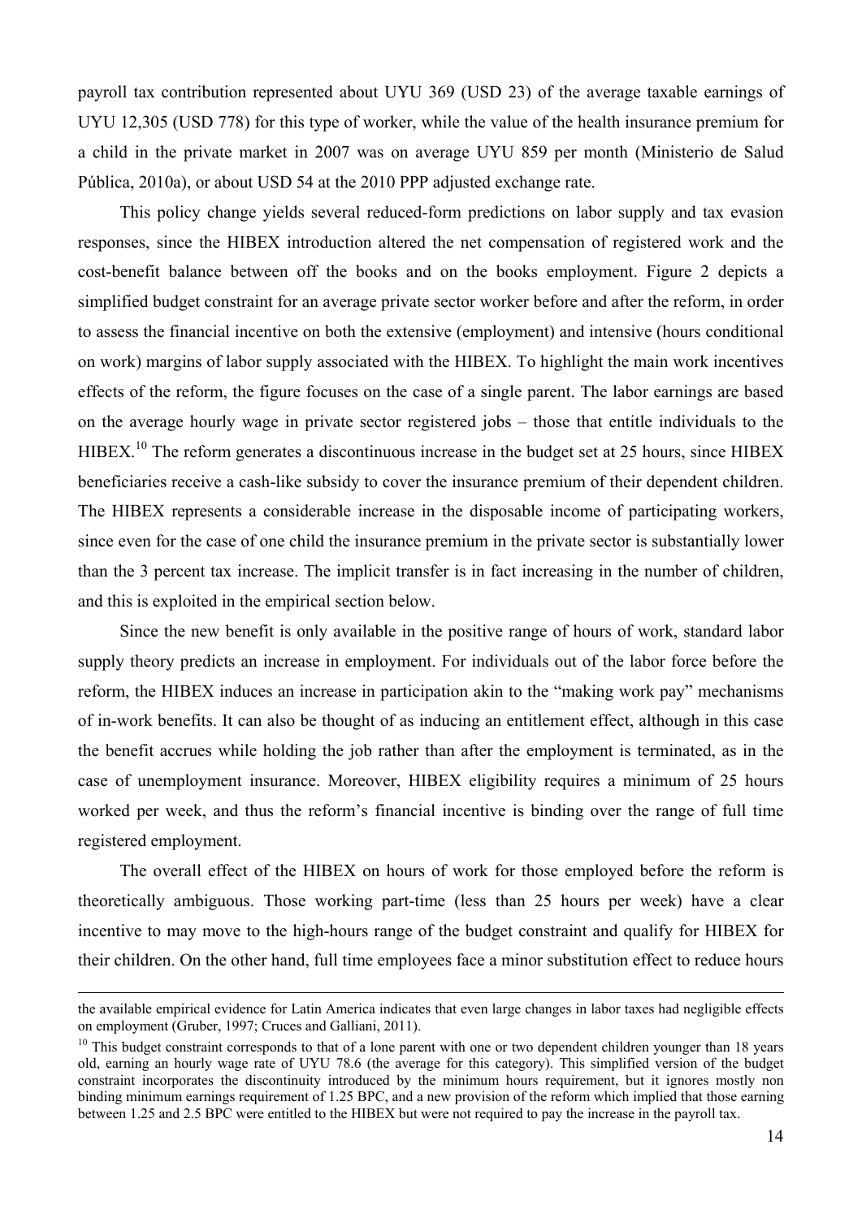payroll tax contribution represented about UYU 369 (USD 23) of the average taxable earnings of UYU 12,305 (USD 778) for this type of worker, while the value of the health insurance premium for a child in the private market in 2007 was on average UYU 859 per month (Ministerio de Salud Pública, 2010a), or about USD 54 at the 2010 PPP adjusted exchange rate.

This policy change yields several reduced-form predictions on labor supply and tax evasion responses, since the HIBEX introduction altered the net compensation of registered work and the cost-benefit balance between off the books and on the books employment. Figure 2 depicts a simplified budget constraint for an average private sector worker before and after the reform, in order to assess the financial incentive on both the extensive (employment) and intensive (hours conditional on work) margins of labor supply associated with the HIBEX. To highlight the main work incentives effects of the reform, the figure focuses on the case of a single parent. The labor earnings are based on the average hourly wage in private sector registered jobs – those that entitle individuals to the HIBEX.[10] The reform generates a discontinuous increase in the budget set at 25 hours, since HIBEX beneficiaries receive a cash-like subsidy to cover the insurance premium of their dependent children. The HIBEX represents a considerable increase in the disposable income of participating workers, since even for the case of one child the insurance premium in the private sector is substantially lower than the 3 percent tax increase. The implicit transfer is in fact increasing in the number of children, and this is exploited in the empirical section below.

Since the new benefit is only available in the positive range of hours of work, standard labor supply theory predicts an increase in employment. For individuals out of the labor force before the reform, the HIBEX induces an increase in participation akin to the "making work pay" mechanisms of in-work benefits. It can also be thought of as inducing an entitlement effect, although in this case the benefit accrues while holding the job rather than after the employment is terminated, as in the case of unemployment insurance. Moreover, HIBEX eligibility requires a minimum of 25 hours worked per week, and thus the reform's financial incentive is binding over the range of full time registered employment.

The overall effect of the HIBEX on hours of work for those employed before the reform is theoretically ambiguous. Those working part-time (less than 25 hours per week) have a clear incentive to may move to the high-hours range of the budget constraint and qualify for HIBEX for their children. On the other hand, full time employees face a minor substitution effect to reduce hours

the available empirical evidence for Latin America indicates that even large changes in labor taxes had negligible effects on employment (Gruber, 1997; Cruces and Galliani, 2011).

[10] This budget constraint corresponds to that of a lone parent with one or two dependent children younger than 18 years old, earning an hourly wage rate of UYU 78.6 (the average for this category). This simplified version of the budget constraint incorporates the discontinuity introduced by the minimum hours requirement, but it ignores mostly non binding minimum earnings requirement of 1.25 BPC, and a new provision of the reform which implied that those earning between 1.25 and 2.5 BPC were entitled to the HIBEX but were not required to pay the increase in the payroll tax.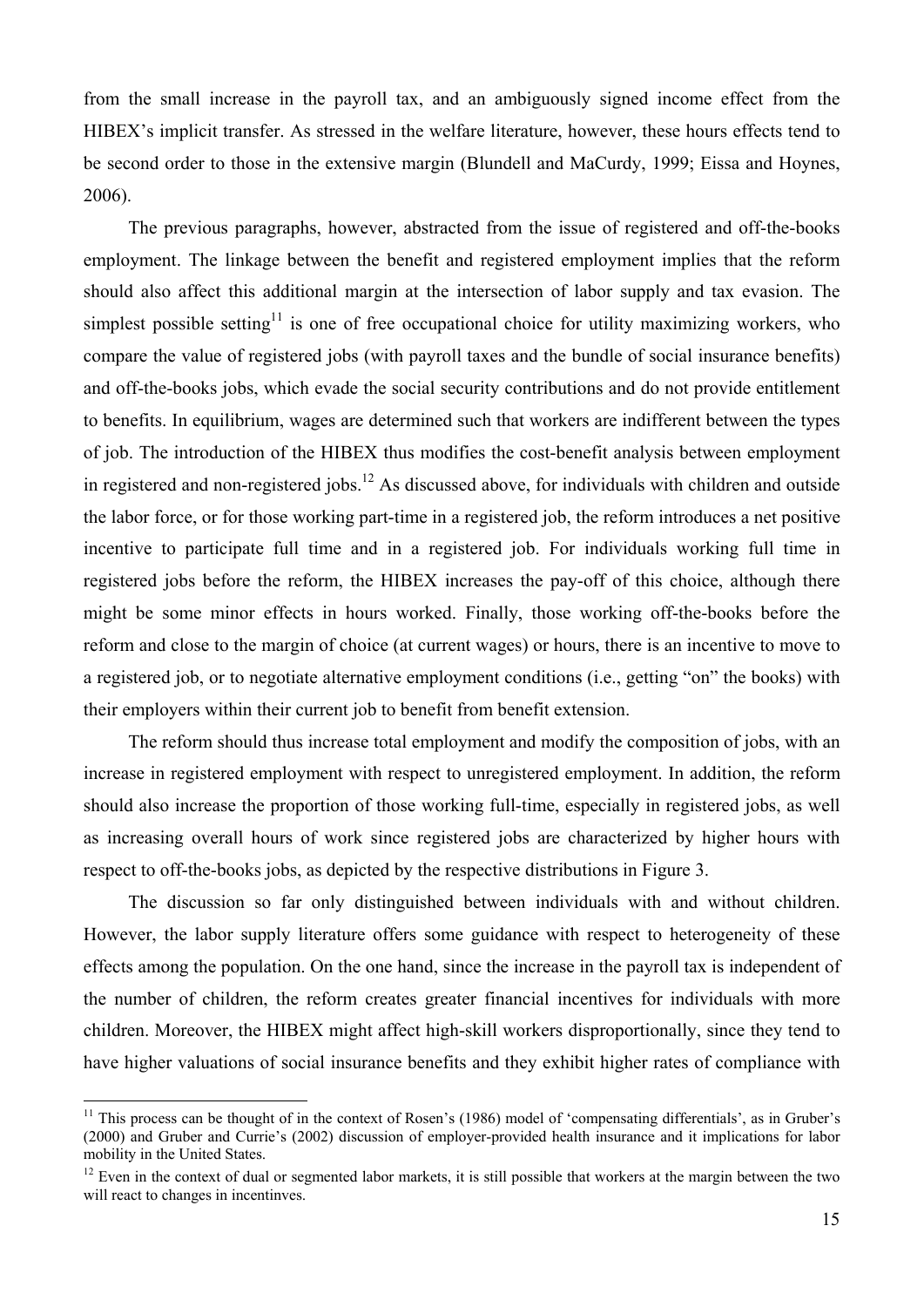from the small increase in the payroll tax, and an ambiguously signed income effect from the HIBEX's implicit transfer. As stressed in the welfare literature, however, these hours effects tend to be second order to those in the extensive margin (Blundell and MaCurdy, 1999; Eissa and Hoynes, 2006).

The previous paragraphs, however, abstracted from the issue of registered and off-the-books employment. The linkage between the benefit and registered employment implies that the reform should also affect this additional margin at the intersection of labor supply and tax evasion. The simplest possible setting[11] is one of free occupational choice for utility maximizing workers, who compare the value of registered jobs (with payroll taxes and the bundle of social insurance benefits) and off-the-books jobs, which evade the social security contributions and do not provide entitlement to benefits. In equilibrium, wages are determined such that workers are indifferent between the types of job. The introduction of the HIBEX thus modifies the cost-benefit analysis between employment in registered and non-registered jobs.[12] As discussed above, for individuals with children and outside the labor force, or for those working part-time in a registered job, the reform introduces a net positive incentive to participate full time and in a registered job. For individuals working full time in registered jobs before the reform, the HIBEX increases the pay-off of this choice, although there might be some minor effects in hours worked. Finally, those working off-the-books before the reform and close to the margin of choice (at current wages) or hours, there is an incentive to move to a registered job, or to negotiate alternative employment conditions (i.e., getting "on" the books) with their employers within their current job to benefit from benefit extension.

The reform should thus increase total employment and modify the composition of jobs, with an increase in registered employment with respect to unregistered employment. In addition, the reform should also increase the proportion of those working full-time, especially in registered jobs, as well as increasing overall hours of work since registered jobs are characterized by higher hours with respect to off-the-books jobs, as depicted by the respective distributions in Figure 3.

The discussion so far only distinguished between individuals with and without children. However, the labor supply literature offers some guidance with respect to heterogeneity of these effects among the population. On the one hand, since the increase in the payroll tax is independent of the number of children, the reform creates greater financial incentives for individuals with more children. Moreover, the HIBEX might affect high-skill workers disproportionally, since they tend to have higher valuations of social insurance benefits and they exhibit higher rates of compliance with

---

[11] This process can be thought of in the context of Rosen's (1986) model of 'compensating differentials', as in Gruber's (2000) and Gruber and Currie's (2002) discussion of employer-provided health insurance and it implications for labor mobility in the United States.

[12] Even in the context of dual or segmented labor markets, it is still possible that workers at the margin between the two will react to changes in incentinves.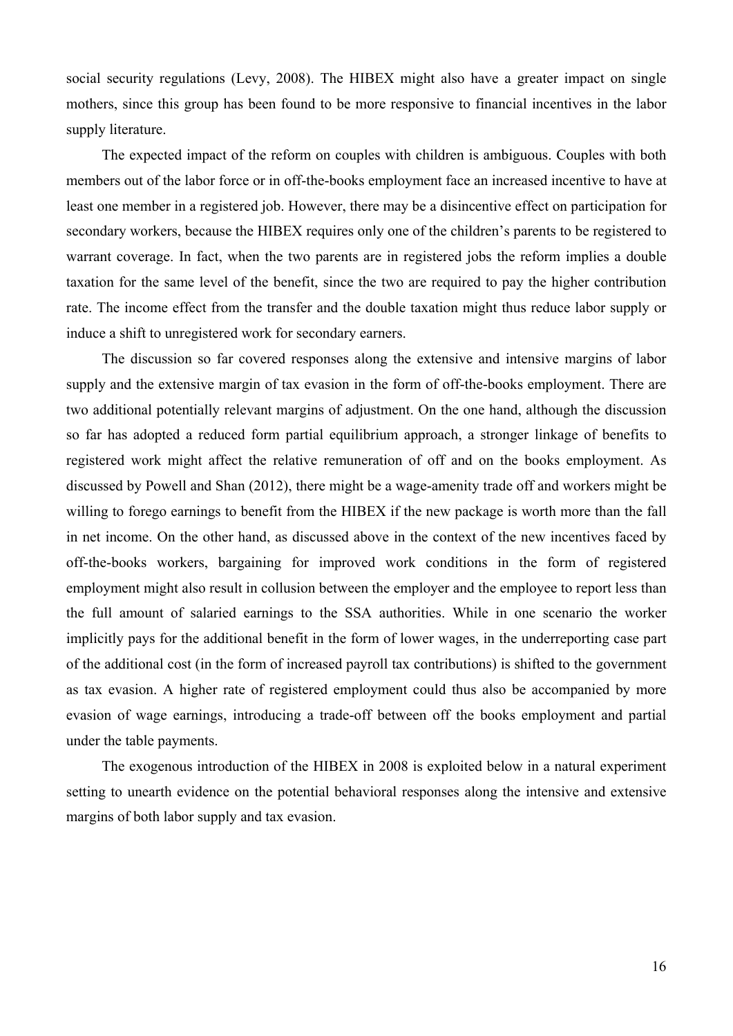social security regulations (Levy, 2008). The HIBEX might also have a greater impact on single mothers, since this group has been found to be more responsive to financial incentives in the labor supply literature.

The expected impact of the reform on couples with children is ambiguous. Couples with both members out of the labor force or in off-the-books employment face an increased incentive to have at least one member in a registered job. However, there may be a disincentive effect on participation for secondary workers, because the HIBEX requires only one of the children's parents to be registered to warrant coverage. In fact, when the two parents are in registered jobs the reform implies a double taxation for the same level of the benefit, since the two are required to pay the higher contribution rate. The income effect from the transfer and the double taxation might thus reduce labor supply or induce a shift to unregistered work for secondary earners.

The discussion so far covered responses along the extensive and intensive margins of labor supply and the extensive margin of tax evasion in the form of off-the-books employment. There are two additional potentially relevant margins of adjustment. On the one hand, although the discussion so far has adopted a reduced form partial equilibrium approach, a stronger linkage of benefits to registered work might affect the relative remuneration of off and on the books employment. As discussed by Powell and Shan (2012), there might be a wage-amenity trade off and workers might be willing to forego earnings to benefit from the HIBEX if the new package is worth more than the fall in net income. On the other hand, as discussed above in the context of the new incentives faced by off-the-books workers, bargaining for improved work conditions in the form of registered employment might also result in collusion between the employer and the employee to report less than the full amount of salaried earnings to the SSA authorities. While in one scenario the worker implicitly pays for the additional benefit in the form of lower wages, in the underreporting case part of the additional cost (in the form of increased payroll tax contributions) is shifted to the government as tax evasion. A higher rate of registered employment could thus also be accompanied by more evasion of wage earnings, introducing a trade-off between off the books employment and partial under the table payments.

The exogenous introduction of the HIBEX in 2008 is exploited below in a natural experiment setting to unearth evidence on the potential behavioral responses along the intensive and extensive margins of both labor supply and tax evasion.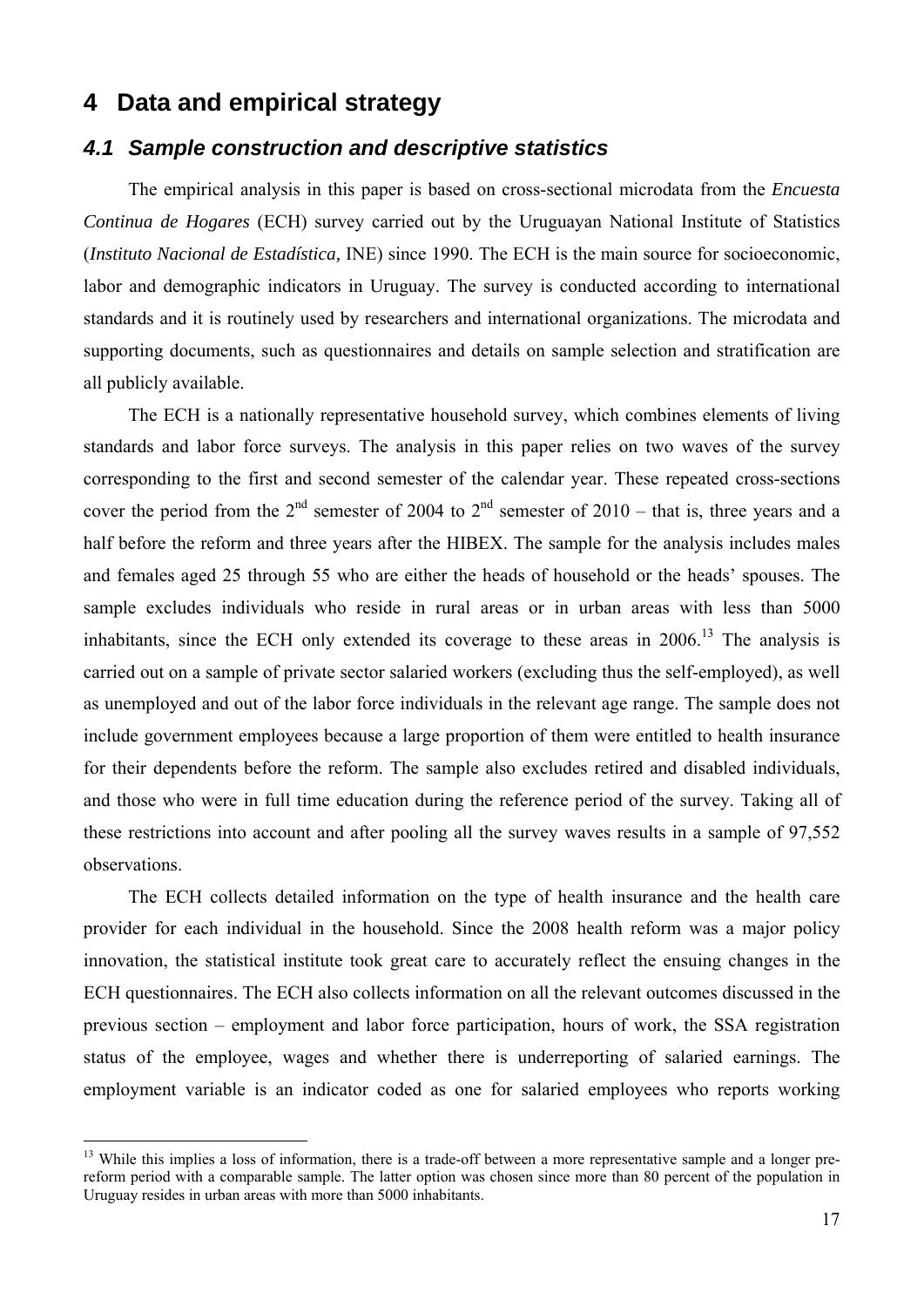# 4 Data and empirical strategy

## 4.1 Sample construction and descriptive statistics

The empirical analysis in this paper is based on cross-sectional microdata from the *Encuesta Continua de Hogares* (ECH) survey carried out by the Uruguayan National Institute of Statistics (*Instituto Nacional de Estadística,* INE) since 1990. The ECH is the main source for socioeconomic, labor and demographic indicators in Uruguay. The survey is conducted according to international standards and it is routinely used by researchers and international organizations. The microdata and supporting documents, such as questionnaires and details on sample selection and stratification are all publicly available.

The ECH is a nationally representative household survey, which combines elements of living standards and labor force surveys. The analysis in this paper relies on two waves of the survey corresponding to the first and second semester of the calendar year. These repeated cross-sections cover the period from the 2nd semester of 2004 to 2nd semester of 2010 – that is, three years and a half before the reform and three years after the HIBEX. The sample for the analysis includes males and females aged 25 through 55 who are either the heads of household or the heads' spouses. The sample excludes individuals who reside in rural areas or in urban areas with less than 5000 inhabitants, since the ECH only extended its coverage to these areas in 2006.[13] The analysis is carried out on a sample of private sector salaried workers (excluding thus the self-employed), as well as unemployed and out of the labor force individuals in the relevant age range. The sample does not include government employees because a large proportion of them were entitled to health insurance for their dependents before the reform. The sample also excludes retired and disabled individuals, and those who were in full time education during the reference period of the survey. Taking all of these restrictions into account and after pooling all the survey waves results in a sample of 97,552 observations.

The ECH collects detailed information on the type of health insurance and the health care provider for each individual in the household. Since the 2008 health reform was a major policy innovation, the statistical institute took great care to accurately reflect the ensuing changes in the ECH questionnaires. The ECH also collects information on all the relevant outcomes discussed in the previous section – employment and labor force participation, hours of work, the SSA registration status of the employee, wages and whether there is underreporting of salaried earnings. The employment variable is an indicator coded as one for salaried employees who reports working

[13] While this implies a loss of information, there is a trade-off between a more representative sample and a longer pre-reform period with a comparable sample. The latter option was chosen since more than 80 percent of the population in Uruguay resides in urban areas with more than 5000 inhabitants.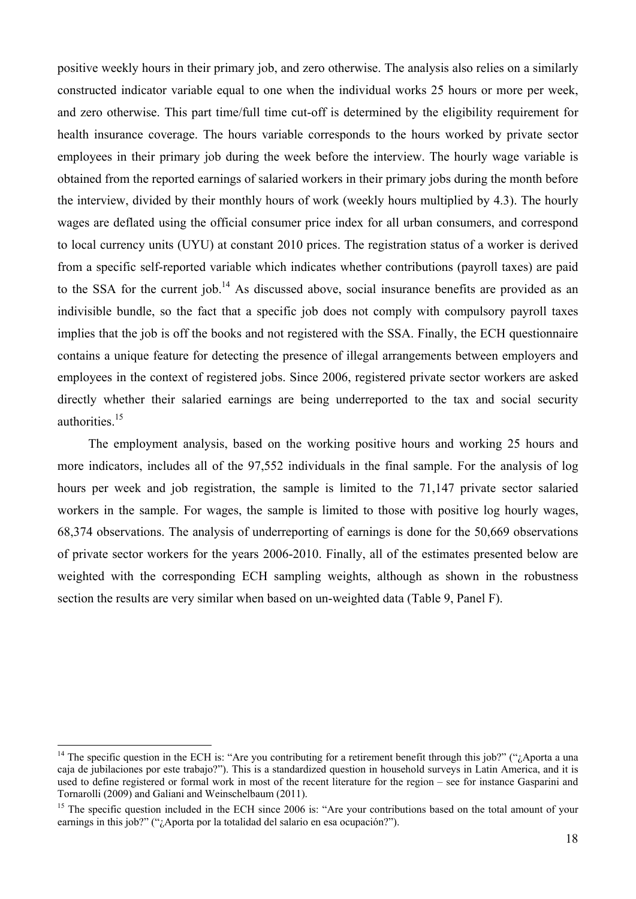positive weekly hours in their primary job, and zero otherwise. The analysis also relies on a similarly constructed indicator variable equal to one when the individual works 25 hours or more per week, and zero otherwise. This part time/full time cut-off is determined by the eligibility requirement for health insurance coverage. The hours variable corresponds to the hours worked by private sector employees in their primary job during the week before the interview. The hourly wage variable is obtained from the reported earnings of salaried workers in their primary jobs during the month before the interview, divided by their monthly hours of work (weekly hours multiplied by 4.3). The hourly wages are deflated using the official consumer price index for all urban consumers, and correspond to local currency units (UYU) at constant 2010 prices. The registration status of a worker is derived from a specific self-reported variable which indicates whether contributions (payroll taxes) are paid to the SSA for the current job.[14] As discussed above, social insurance benefits are provided as an indivisible bundle, so the fact that a specific job does not comply with compulsory payroll taxes implies that the job is off the books and not registered with the SSA. Finally, the ECH questionnaire contains a unique feature for detecting the presence of illegal arrangements between employers and employees in the context of registered jobs. Since 2006, registered private sector workers are asked directly whether their salaried earnings are being underreported to the tax and social security authorities.[15]

The employment analysis, based on the working positive hours and working 25 hours and more indicators, includes all of the 97,552 individuals in the final sample. For the analysis of log hours per week and job registration, the sample is limited to the 71,147 private sector salaried workers in the sample. For wages, the sample is limited to those with positive log hourly wages, 68,374 observations. The analysis of underreporting of earnings is done for the 50,669 observations of private sector workers for the years 2006-2010. Finally, all of the estimates presented below are weighted with the corresponding ECH sampling weights, although as shown in the robustness section the results are very similar when based on un-weighted data (Table 9, Panel F).

---

[14] The specific question in the ECH is: "Are you contributing for a retirement benefit through this job?" ("¿Aporta a una caja de jubilaciones por este trabajo?"). This is a standardized question in household surveys in Latin America, and it is used to define registered or formal work in most of the recent literature for the region – see for instance Gasparini and Tornarolli (2009) and Galiani and Weinschelbaum (2011).

[15] The specific question included in the ECH since 2006 is: "Are your contributions based on the total amount of your earnings in this job?" ("¿Aporta por la totalidad del salario en esa ocupación?").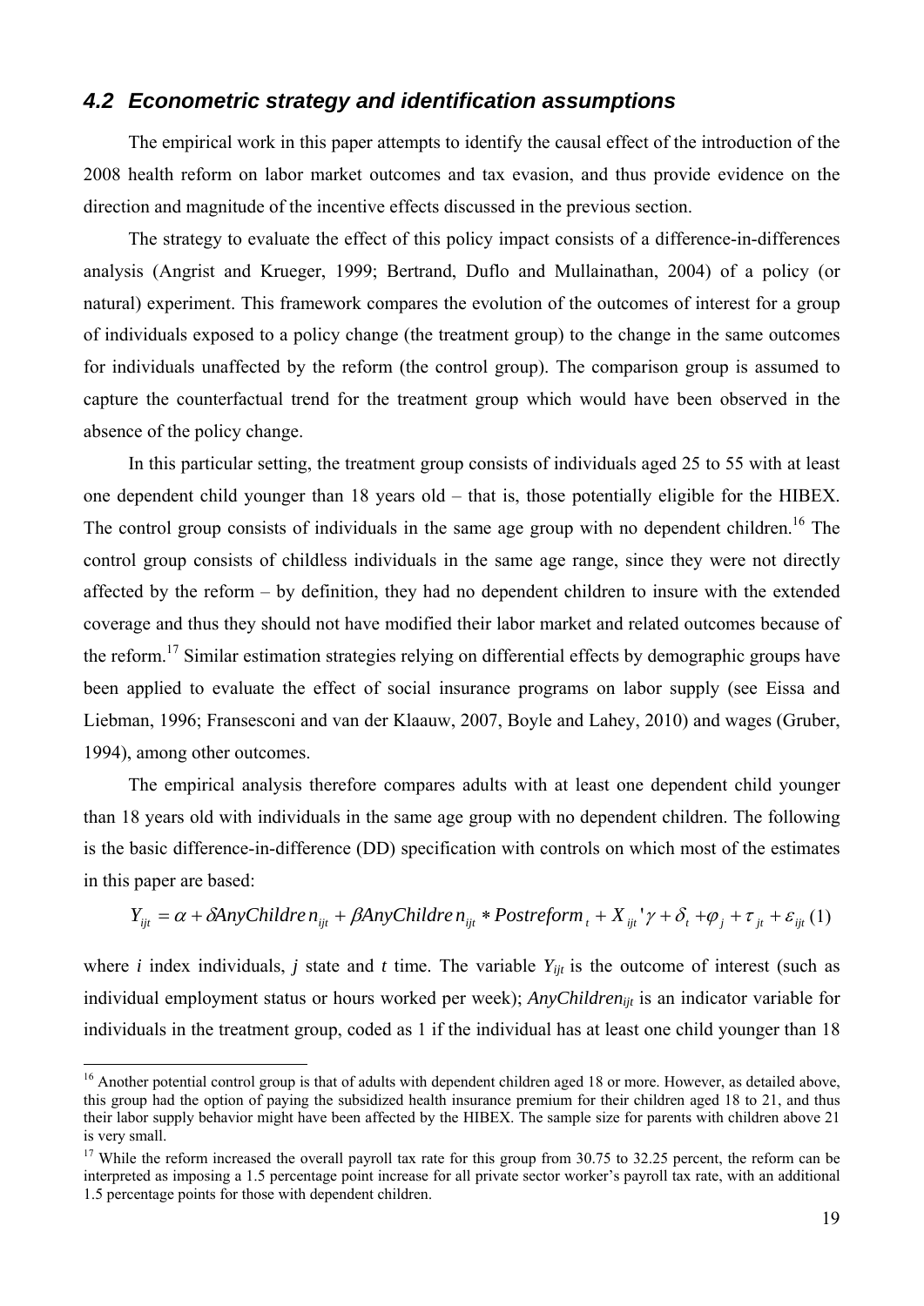## 4.2 Econometric strategy and identification assumptions

The empirical work in this paper attempts to identify the causal effect of the introduction of the 2008 health reform on labor market outcomes and tax evasion, and thus provide evidence on the direction and magnitude of the incentive effects discussed in the previous section.

The strategy to evaluate the effect of this policy impact consists of a difference-in-differences analysis (Angrist and Krueger, 1999; Bertrand, Duflo and Mullainathan, 2004) of a policy (or natural) experiment. This framework compares the evolution of the outcomes of interest for a group of individuals exposed to a policy change (the treatment group) to the change in the same outcomes for individuals unaffected by the reform (the control group). The comparison group is assumed to capture the counterfactual trend for the treatment group which would have been observed in the absence of the policy change.

In this particular setting, the treatment group consists of individuals aged 25 to 55 with at least one dependent child younger than 18 years old – that is, those potentially eligible for the HIBEX. The control group consists of individuals in the same age group with no dependent children.[16] The control group consists of childless individuals in the same age range, since they were not directly affected by the reform – by definition, they had no dependent children to insure with the extended coverage and thus they should not have modified their labor market and related outcomes because of the reform.[17] Similar estimation strategies relying on differential effects by demographic groups have been applied to evaluate the effect of social insurance programs on labor supply (see Eissa and Liebman, 1996; Fransesconi and van der Klaauw, 2007, Boyle and Lahey, 2010) and wages (Gruber, 1994), among other outcomes.

The empirical analysis therefore compares adults with at least one dependent child younger than 18 years old with individuals in the same age group with no dependent children. The following is the basic difference-in-difference (DD) specification with controls on which most of the estimates in this paper are based:

$$Y_{ijt} = \alpha + \delta AnyChildren_{ijt} + \beta AnyChildren_{ijt} * Postreform_t + X_{ijt}'\gamma + \delta_t + \varphi_j + \tau_{jt} + \varepsilon_{ijt} \quad (1)$$

where $i$ index individuals, $j$ state and $t$ time. The variable $Y_{ijt}$ is the outcome of interest (such as individual employment status or hours worked per week); $AnyChildren_{ijt}$ is an indicator variable for individuals in the treatment group, coded as 1 if the individual has at least one child younger than 18

---

[16] Another potential control group is that of adults with dependent children aged 18 or more. However, as detailed above, this group had the option of paying the subsidized health insurance premium for their children aged 18 to 21, and thus their labor supply behavior might have been affected by the HIBEX. The sample size for parents with children above 21 is very small.

[17] While the reform increased the overall payroll tax rate for this group from 30.75 to 32.25 percent, the reform can be interpreted as imposing a 1.5 percentage point increase for all private sector worker's payroll tax rate, with an additional 1.5 percentage points for those with dependent children.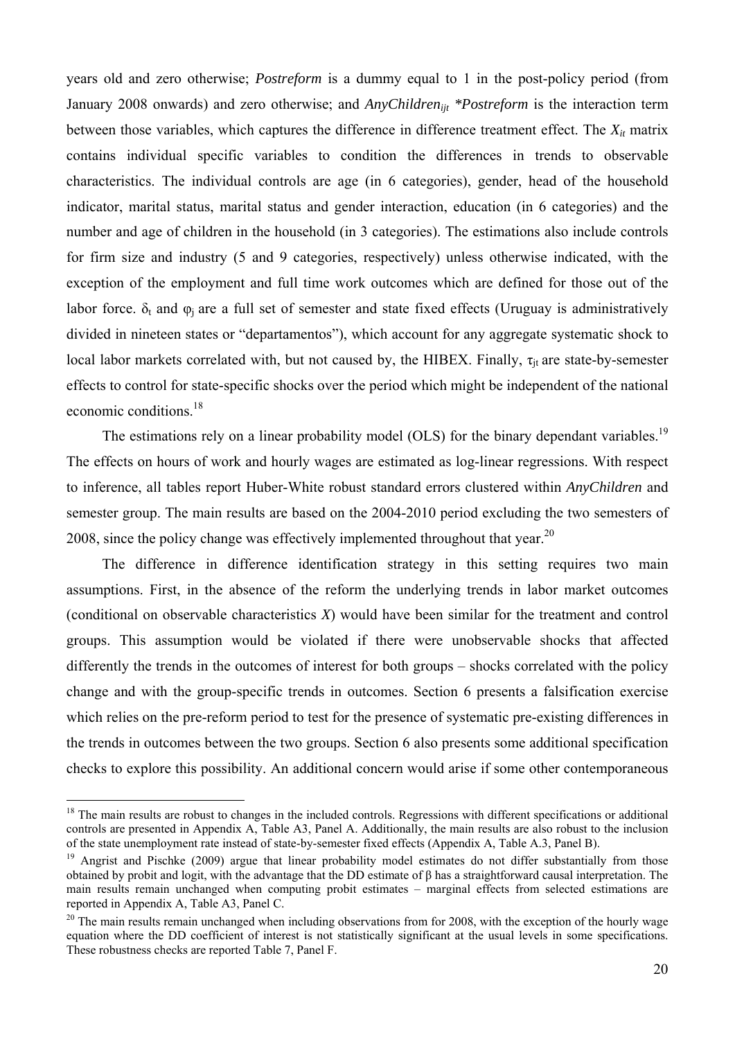years old and zero otherwise; *Postreform* is a dummy equal to 1 in the post-policy period (from January 2008 onwards) and zero otherwise; and $AnyChildren_{ijt}$ *\*Postreform* is the interaction term between those variables, which captures the difference in difference treatment effect. The $X_{it}$ matrix contains individual specific variables to condition the differences in trends to observable characteristics. The individual controls are age (in 6 categories), gender, head of the household indicator, marital status, marital status and gender interaction, education (in 6 categories) and the number and age of children in the household (in 3 categories). The estimations also include controls for firm size and industry (5 and 9 categories, respectively) unless otherwise indicated, with the exception of the employment and full time work outcomes which are defined for those out of the labor force. $\delta_t$ and $\varphi_j$ are a full set of semester and state fixed effects (Uruguay is administratively divided in nineteen states or "departamentos"), which account for any aggregate systematic shock to local labor markets correlated with, but not caused by, the HIBEX. Finally, $\tau_{jt}$ are state-by-semester effects to control for state-specific shocks over the period which might be independent of the national economic conditions.[18]

The estimations rely on a linear probability model (OLS) for the binary dependant variables.[19] The effects on hours of work and hourly wages are estimated as log-linear regressions. With respect to inference, all tables report Huber-White robust standard errors clustered within *AnyChildren* and semester group. The main results are based on the 2004-2010 period excluding the two semesters of 2008, since the policy change was effectively implemented throughout that year.[20]

The difference in difference identification strategy in this setting requires two main assumptions. First, in the absence of the reform the underlying trends in labor market outcomes (conditional on observable characteristics *X*) would have been similar for the treatment and control groups. This assumption would be violated if there were unobservable shocks that affected differently the trends in the outcomes of interest for both groups – shocks correlated with the policy change and with the group-specific trends in outcomes. Section 6 presents a falsification exercise which relies on the pre-reform period to test for the presence of systematic pre-existing differences in the trends in outcomes between the two groups. Section 6 also presents some additional specification checks to explore this possibility. An additional concern would arise if some other contemporaneous

---

[18] The main results are robust to changes in the included controls. Regressions with different specifications or additional controls are presented in Appendix A, Table A3, Panel A. Additionally, the main results are also robust to the inclusion of the state unemployment rate instead of state-by-semester fixed effects (Appendix A, Table A.3, Panel B).

[19] Angrist and Pischke (2009) argue that linear probability model estimates do not differ substantially from those obtained by probit and logit, with the advantage that the DD estimate of β has a straightforward causal interpretation. The main results remain unchanged when computing probit estimates – marginal effects from selected estimations are reported in Appendix A, Table A3, Panel C.

[20] The main results remain unchanged when including observations from for 2008, with the exception of the hourly wage equation where the DD coefficient of interest is not statistically significant at the usual levels in some specifications. These robustness checks are reported Table 7, Panel F.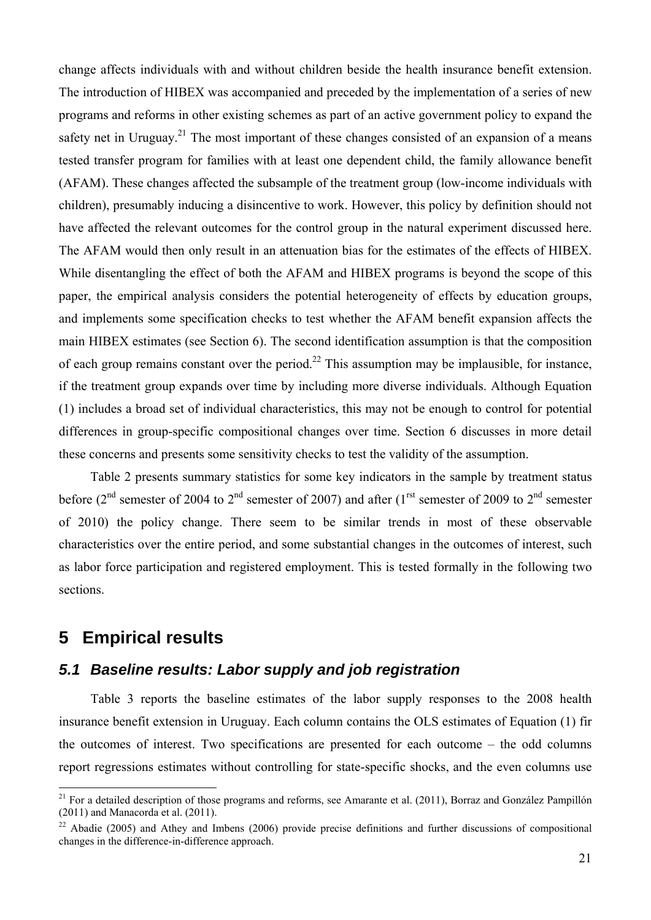change affects individuals with and without children beside the health insurance benefit extension. The introduction of HIBEX was accompanied and preceded by the implementation of a series of new programs and reforms in other existing schemes as part of an active government policy to expand the safety net in Uruguay.[21] The most important of these changes consisted of an expansion of a means tested transfer program for families with at least one dependent child, the family allowance benefit (AFAM). These changes affected the subsample of the treatment group (low-income individuals with children), presumably inducing a disincentive to work. However, this policy by definition should not have affected the relevant outcomes for the control group in the natural experiment discussed here. The AFAM would then only result in an attenuation bias for the estimates of the effects of HIBEX. While disentangling the effect of both the AFAM and HIBEX programs is beyond the scope of this paper, the empirical analysis considers the potential heterogeneity of effects by education groups, and implements some specification checks to test whether the AFAM benefit expansion affects the main HIBEX estimates (see Section 6). The second identification assumption is that the composition of each group remains constant over the period.[22] This assumption may be implausible, for instance, if the treatment group expands over time by including more diverse individuals. Although Equation (1) includes a broad set of individual characteristics, this may not be enough to control for potential differences in group-specific compositional changes over time. Section 6 discusses in more detail these concerns and presents some sensitivity checks to test the validity of the assumption.

Table 2 presents summary statistics for some key indicators in the sample by treatment status before (2nd semester of 2004 to 2nd semester of 2007) and after (1rst semester of 2009 to 2nd semester of 2010) the policy change. There seem to be similar trends in most of these observable characteristics over the entire period, and some substantial changes in the outcomes of interest, such as labor force participation and registered employment. This is tested formally in the following two sections.

# 5 Empirical results

## 5.1 Baseline results: Labor supply and job registration

Table 3 reports the baseline estimates of the labor supply responses to the 2008 health insurance benefit extension in Uruguay. Each column contains the OLS estimates of Equation (1) fir the outcomes of interest. Two specifications are presented for each outcome – the odd columns report regressions estimates without controlling for state-specific shocks, and the even columns use

[21] For a detailed description of those programs and reforms, see Amarante et al. (2011), Borraz and González Pampillón (2011) and Manacorda et al. (2011).

[22] Abadie (2005) and Athey and Imbens (2006) provide precise definitions and further discussions of compositional changes in the difference-in-difference approach.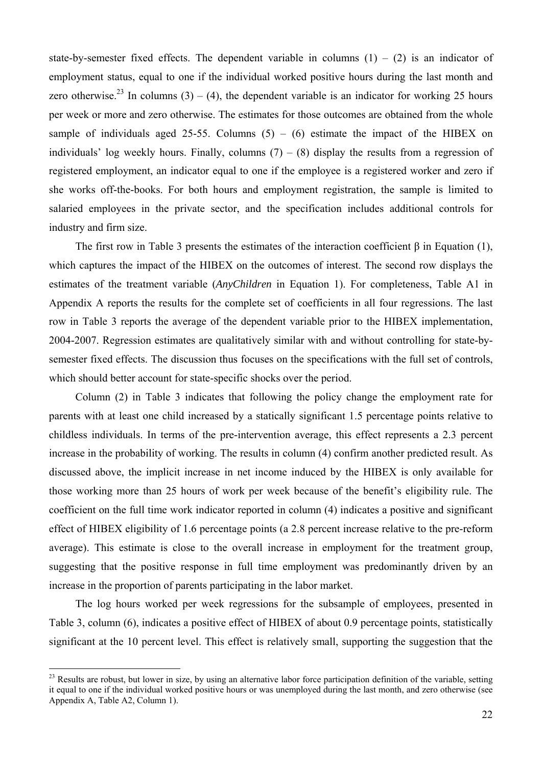state-by-semester fixed effects. The dependent variable in columns (1) – (2) is an indicator of employment status, equal to one if the individual worked positive hours during the last month and zero otherwise.[23] In columns (3) – (4), the dependent variable is an indicator for working 25 hours per week or more and zero otherwise. The estimates for those outcomes are obtained from the whole sample of individuals aged 25-55. Columns (5) – (6) estimate the impact of the HIBEX on individuals' log weekly hours. Finally, columns (7) – (8) display the results from a regression of registered employment, an indicator equal to one if the employee is a registered worker and zero if she works off-the-books. For both hours and employment registration, the sample is limited to salaried employees in the private sector, and the specification includes additional controls for industry and firm size.

The first row in Table 3 presents the estimates of the interaction coefficient β in Equation (1), which captures the impact of the HIBEX on the outcomes of interest. The second row displays the estimates of the treatment variable (*AnyChildren* in Equation 1). For completeness, Table A1 in Appendix A reports the results for the complete set of coefficients in all four regressions. The last row in Table 3 reports the average of the dependent variable prior to the HIBEX implementation, 2004-2007. Regression estimates are qualitatively similar with and without controlling for state-by-semester fixed effects. The discussion thus focuses on the specifications with the full set of controls, which should better account for state-specific shocks over the period.

Column (2) in Table 3 indicates that following the policy change the employment rate for parents with at least one child increased by a statically significant 1.5 percentage points relative to childless individuals. In terms of the pre-intervention average, this effect represents a 2.3 percent increase in the probability of working. The results in column (4) confirm another predicted result. As discussed above, the implicit increase in net income induced by the HIBEX is only available for those working more than 25 hours of work per week because of the benefit's eligibility rule. The coefficient on the full time work indicator reported in column (4) indicates a positive and significant effect of HIBEX eligibility of 1.6 percentage points (a 2.8 percent increase relative to the pre-reform average). This estimate is close to the overall increase in employment for the treatment group, suggesting that the positive response in full time employment was predominantly driven by an increase in the proportion of parents participating in the labor market.

The log hours worked per week regressions for the subsample of employees, presented in Table 3, column (6), indicates a positive effect of HIBEX of about 0.9 percentage points, statistically significant at the 10 percent level. This effect is relatively small, supporting the suggestion that the

[23] Results are robust, but lower in size, by using an alternative labor force participation definition of the variable, setting it equal to one if the individual worked positive hours or was unemployed during the last month, and zero otherwise (see Appendix A, Table A2, Column 1).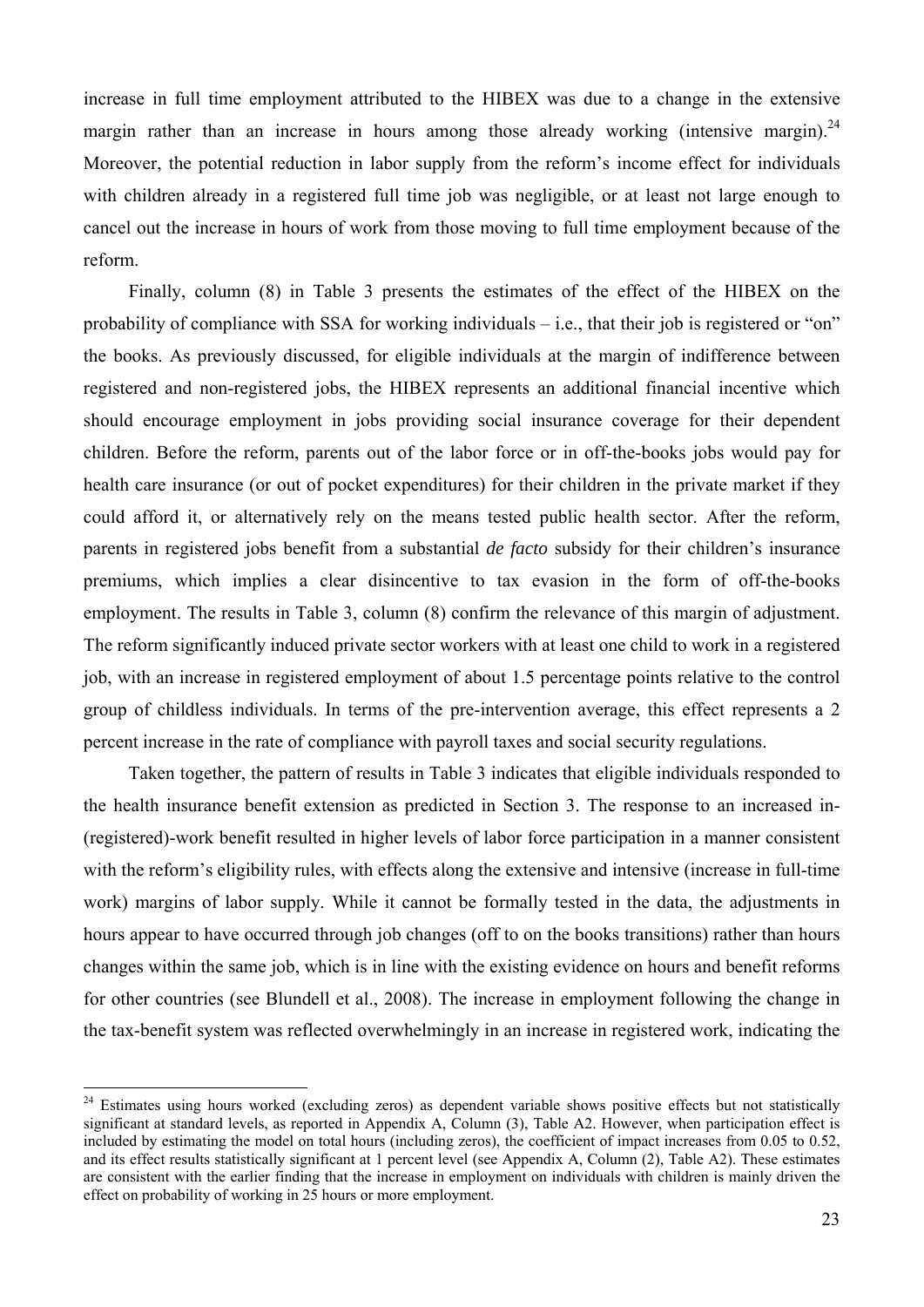increase in full time employment attributed to the HIBEX was due to a change in the extensive margin rather than an increase in hours among those already working (intensive margin).[24] Moreover, the potential reduction in labor supply from the reform's income effect for individuals with children already in a registered full time job was negligible, or at least not large enough to cancel out the increase in hours of work from those moving to full time employment because of the reform.

Finally, column (8) in Table 3 presents the estimates of the effect of the HIBEX on the probability of compliance with SSA for working individuals – i.e., that their job is registered or "on" the books. As previously discussed, for eligible individuals at the margin of indifference between registered and non-registered jobs, the HIBEX represents an additional financial incentive which should encourage employment in jobs providing social insurance coverage for their dependent children. Before the reform, parents out of the labor force or in off-the-books jobs would pay for health care insurance (or out of pocket expenditures) for their children in the private market if they could afford it, or alternatively rely on the means tested public health sector. After the reform, parents in registered jobs benefit from a substantial *de facto* subsidy for their children's insurance premiums, which implies a clear disincentive to tax evasion in the form of off-the-books employment. The results in Table 3, column (8) confirm the relevance of this margin of adjustment. The reform significantly induced private sector workers with at least one child to work in a registered job, with an increase in registered employment of about 1.5 percentage points relative to the control group of childless individuals. In terms of the pre-intervention average, this effect represents a 2 percent increase in the rate of compliance with payroll taxes and social security regulations.

Taken together, the pattern of results in Table 3 indicates that eligible individuals responded to the health insurance benefit extension as predicted in Section 3. The response to an increased in-(registered)-work benefit resulted in higher levels of labor force participation in a manner consistent with the reform's eligibility rules, with effects along the extensive and intensive (increase in full-time work) margins of labor supply. While it cannot be formally tested in the data, the adjustments in hours appear to have occurred through job changes (off to on the books transitions) rather than hours changes within the same job, which is in line with the existing evidence on hours and benefit reforms for other countries (see Blundell et al., 2008). The increase in employment following the change in the tax-benefit system was reflected overwhelmingly in an increase in registered work, indicating the

[24] Estimates using hours worked (excluding zeros) as dependent variable shows positive effects but not statistically significant at standard levels, as reported in Appendix A, Column (3), Table A2. However, when participation effect is included by estimating the model on total hours (including zeros), the coefficient of impact increases from 0.05 to 0.52, and its effect results statistically significant at 1 percent level (see Appendix A, Column (2), Table A2). These estimates are consistent with the earlier finding that the increase in employment on individuals with children is mainly driven the effect on probability of working in 25 hours or more employment.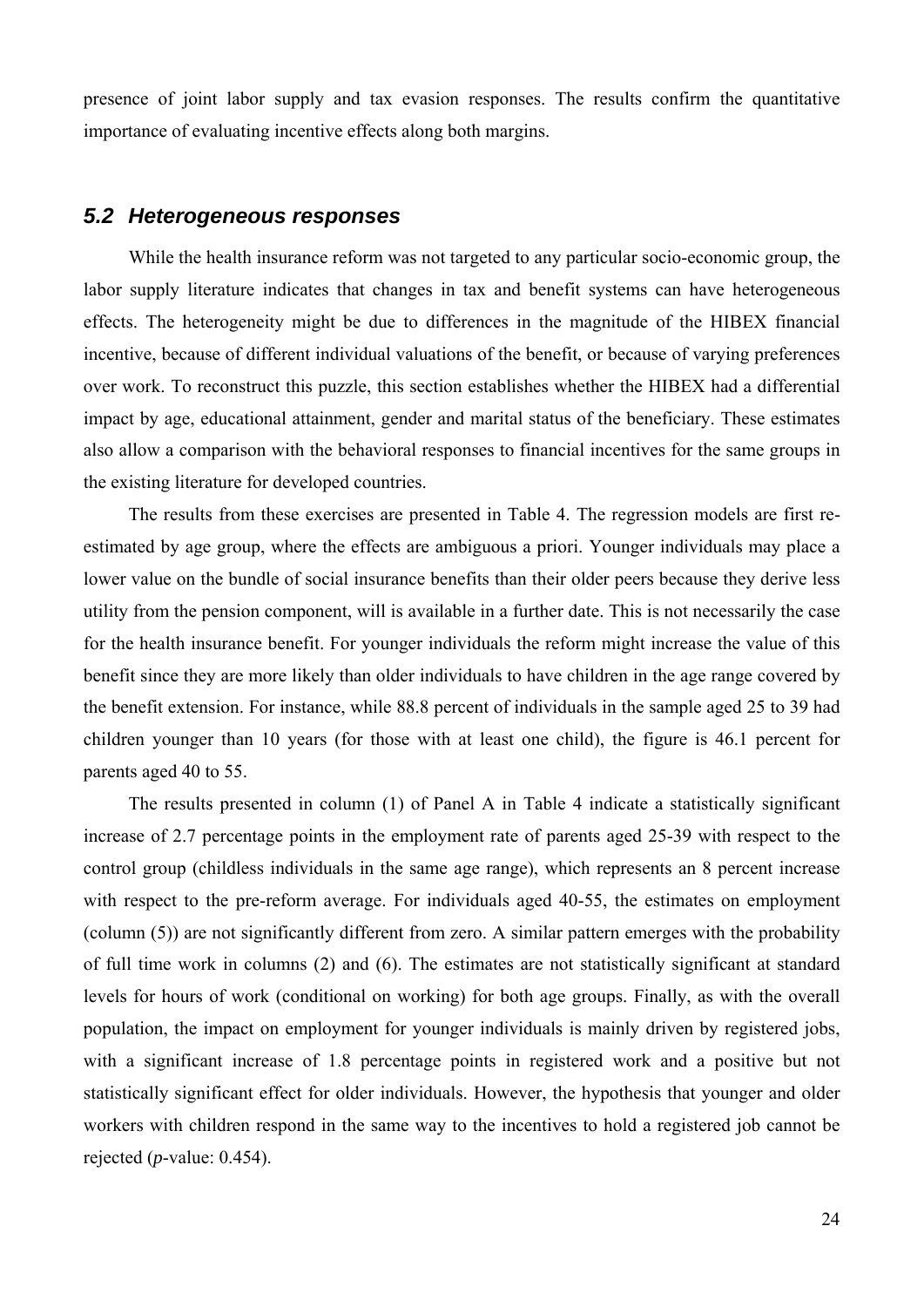presence of joint labor supply and tax evasion responses. The results confirm the quantitative importance of evaluating incentive effects along both margins.

## *5.2 Heterogeneous responses*

While the health insurance reform was not targeted to any particular socio-economic group, the labor supply literature indicates that changes in tax and benefit systems can have heterogeneous effects. The heterogeneity might be due to differences in the magnitude of the HIBEX financial incentive, because of different individual valuations of the benefit, or because of varying preferences over work. To reconstruct this puzzle, this section establishes whether the HIBEX had a differential impact by age, educational attainment, gender and marital status of the beneficiary. These estimates also allow a comparison with the behavioral responses to financial incentives for the same groups in the existing literature for developed countries.

The results from these exercises are presented in Table 4. The regression models are first re-estimated by age group, where the effects are ambiguous a priori. Younger individuals may place a lower value on the bundle of social insurance benefits than their older peers because they derive less utility from the pension component, will is available in a further date. This is not necessarily the case for the health insurance benefit. For younger individuals the reform might increase the value of this benefit since they are more likely than older individuals to have children in the age range covered by the benefit extension. For instance, while 88.8 percent of individuals in the sample aged 25 to 39 had children younger than 10 years (for those with at least one child), the figure is 46.1 percent for parents aged 40 to 55.

The results presented in column (1) of Panel A in Table 4 indicate a statistically significant increase of 2.7 percentage points in the employment rate of parents aged 25-39 with respect to the control group (childless individuals in the same age range), which represents an 8 percent increase with respect to the pre-reform average. For individuals aged 40-55, the estimates on employment (column (5)) are not significantly different from zero. A similar pattern emerges with the probability of full time work in columns (2) and (6). The estimates are not statistically significant at standard levels for hours of work (conditional on working) for both age groups. Finally, as with the overall population, the impact on employment for younger individuals is mainly driven by registered jobs, with a significant increase of 1.8 percentage points in registered work and a positive but not statistically significant effect for older individuals. However, the hypothesis that younger and older workers with children respond in the same way to the incentives to hold a registered job cannot be rejected (*p*-value: 0.454).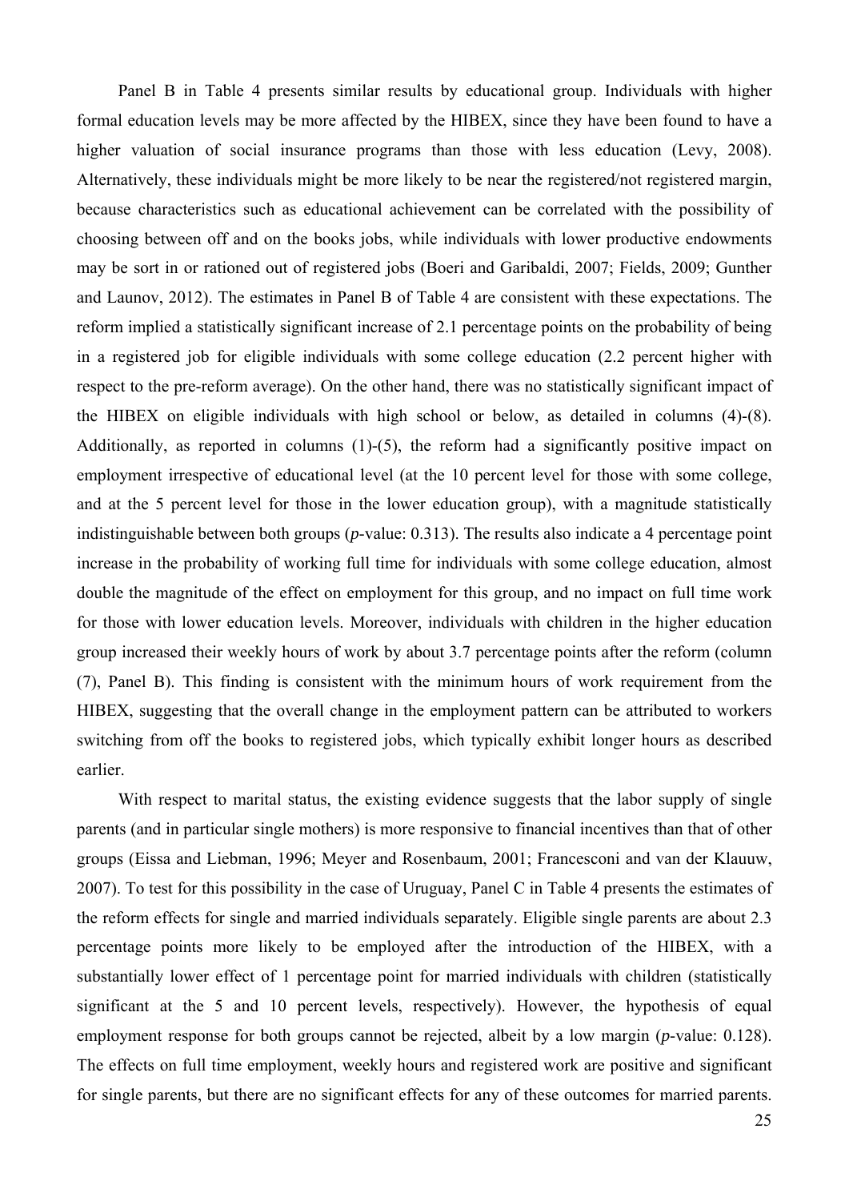Panel B in Table 4 presents similar results by educational group. Individuals with higher formal education levels may be more affected by the HIBEX, since they have been found to have a higher valuation of social insurance programs than those with less education (Levy, 2008). Alternatively, these individuals might be more likely to be near the registered/not registered margin, because characteristics such as educational achievement can be correlated with the possibility of choosing between off and on the books jobs, while individuals with lower productive endowments may be sort in or rationed out of registered jobs (Boeri and Garibaldi, 2007; Fields, 2009; Gunther and Launov, 2012). The estimates in Panel B of Table 4 are consistent with these expectations. The reform implied a statistically significant increase of 2.1 percentage points on the probability of being in a registered job for eligible individuals with some college education (2.2 percent higher with respect to the pre-reform average). On the other hand, there was no statistically significant impact of the HIBEX on eligible individuals with high school or below, as detailed in columns (4)-(8). Additionally, as reported in columns (1)-(5), the reform had a significantly positive impact on employment irrespective of educational level (at the 10 percent level for those with some college, and at the 5 percent level for those in the lower education group), with a magnitude statistically indistinguishable between both groups (*p*-value: 0.313). The results also indicate a 4 percentage point increase in the probability of working full time for individuals with some college education, almost double the magnitude of the effect on employment for this group, and no impact on full time work for those with lower education levels. Moreover, individuals with children in the higher education group increased their weekly hours of work by about 3.7 percentage points after the reform (column (7), Panel B). This finding is consistent with the minimum hours of work requirement from the HIBEX, suggesting that the overall change in the employment pattern can be attributed to workers switching from off the books to registered jobs, which typically exhibit longer hours as described earlier.

With respect to marital status, the existing evidence suggests that the labor supply of single parents (and in particular single mothers) is more responsive to financial incentives than that of other groups (Eissa and Liebman, 1996; Meyer and Rosenbaum, 2001; Francesconi and van der Klauuw, 2007). To test for this possibility in the case of Uruguay, Panel C in Table 4 presents the estimates of the reform effects for single and married individuals separately. Eligible single parents are about 2.3 percentage points more likely to be employed after the introduction of the HIBEX, with a substantially lower effect of 1 percentage point for married individuals with children (statistically significant at the 5 and 10 percent levels, respectively). However, the hypothesis of equal employment response for both groups cannot be rejected, albeit by a low margin (*p*-value: 0.128). The effects on full time employment, weekly hours and registered work are positive and significant for single parents, but there are no significant effects for any of these outcomes for married parents.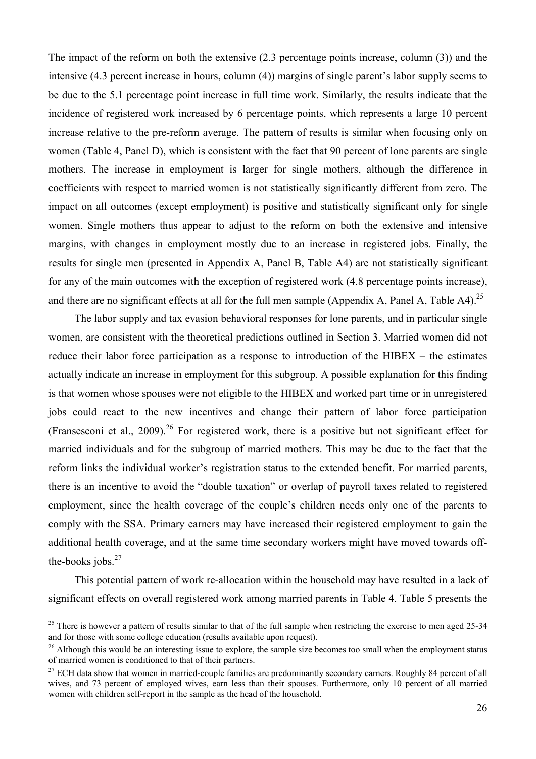The impact of the reform on both the extensive (2.3 percentage points increase, column (3)) and the intensive (4.3 percent increase in hours, column (4)) margins of single parent's labor supply seems to be due to the 5.1 percentage point increase in full time work. Similarly, the results indicate that the incidence of registered work increased by 6 percentage points, which represents a large 10 percent increase relative to the pre-reform average. The pattern of results is similar when focusing only on women (Table 4, Panel D), which is consistent with the fact that 90 percent of lone parents are single mothers. The increase in employment is larger for single mothers, although the difference in coefficients with respect to married women is not statistically significantly different from zero. The impact on all outcomes (except employment) is positive and statistically significant only for single women. Single mothers thus appear to adjust to the reform on both the extensive and intensive margins, with changes in employment mostly due to an increase in registered jobs. Finally, the results for single men (presented in Appendix A, Panel B, Table A4) are not statistically significant for any of the main outcomes with the exception of registered work (4.8 percentage points increase), and there are no significant effects at all for the full men sample (Appendix A, Panel A, Table A4).[25]

The labor supply and tax evasion behavioral responses for lone parents, and in particular single women, are consistent with the theoretical predictions outlined in Section 3. Married women did not reduce their labor force participation as a response to introduction of the HIBEX – the estimates actually indicate an increase in employment for this subgroup. A possible explanation for this finding is that women whose spouses were not eligible to the HIBEX and worked part time or in unregistered jobs could react to the new incentives and change their pattern of labor force participation (Fransesconi et al., 2009).[26] For registered work, there is a positive but not significant effect for married individuals and for the subgroup of married mothers. This may be due to the fact that the reform links the individual worker's registration status to the extended benefit. For married parents, there is an incentive to avoid the "double taxation" or overlap of payroll taxes related to registered employment, since the health coverage of the couple's children needs only one of the parents to comply with the SSA. Primary earners may have increased their registered employment to gain the additional health coverage, and at the same time secondary workers might have moved towards off-the-books jobs.[27]

This potential pattern of work re-allocation within the household may have resulted in a lack of significant effects on overall registered work among married parents in Table 4. Table 5 presents the

---

[25] There is however a pattern of results similar to that of the full sample when restricting the exercise to men aged 25-34 and for those with some college education (results available upon request).

[26] Although this would be an interesting issue to explore, the sample size becomes too small when the employment status of married women is conditioned to that of their partners.

[27] ECH data show that women in married-couple families are predominantly secondary earners. Roughly 84 percent of all wives, and 73 percent of employed wives, earn less than their spouses. Furthermore, only 10 percent of all married women with children self-report in the sample as the head of the household.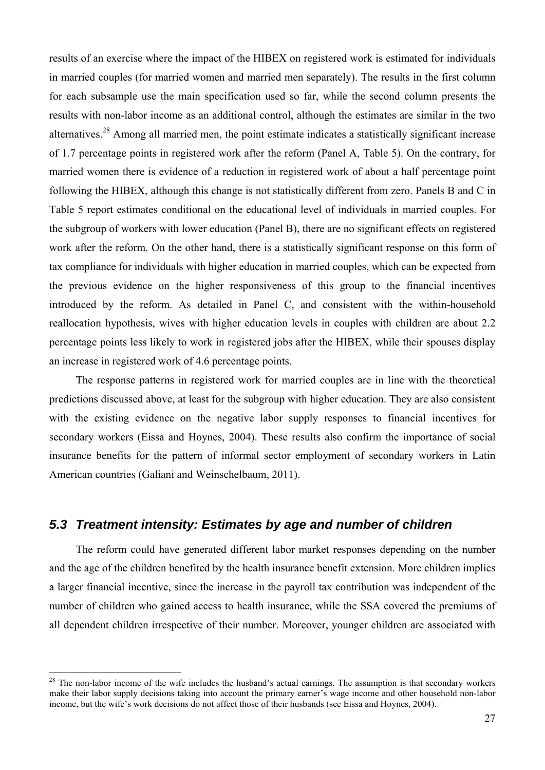results of an exercise where the impact of the HIBEX on registered work is estimated for individuals in married couples (for married women and married men separately). The results in the first column for each subsample use the main specification used so far, while the second column presents the results with non-labor income as an additional control, although the estimates are similar in the two alternatives.[28] Among all married men, the point estimate indicates a statistically significant increase of 1.7 percentage points in registered work after the reform (Panel A, Table 5). On the contrary, for married women there is evidence of a reduction in registered work of about a half percentage point following the HIBEX, although this change is not statistically different from zero. Panels B and C in Table 5 report estimates conditional on the educational level of individuals in married couples. For the subgroup of workers with lower education (Panel B), there are no significant effects on registered work after the reform. On the other hand, there is a statistically significant response on this form of tax compliance for individuals with higher education in married couples, which can be expected from the previous evidence on the higher responsiveness of this group to the financial incentives introduced by the reform. As detailed in Panel C, and consistent with the within-household reallocation hypothesis, wives with higher education levels in couples with children are about 2.2 percentage points less likely to work in registered jobs after the HIBEX, while their spouses display an increase in registered work of 4.6 percentage points.

The response patterns in registered work for married couples are in line with the theoretical predictions discussed above, at least for the subgroup with higher education. They are also consistent with the existing evidence on the negative labor supply responses to financial incentives for secondary workers (Eissa and Hoynes, 2004). These results also confirm the importance of social insurance benefits for the pattern of informal sector employment of secondary workers in Latin American countries (Galiani and Weinschelbaum, 2011).

## 5.3 Treatment intensity: Estimates by age and number of children

The reform could have generated different labor market responses depending on the number and the age of the children benefited by the health insurance benefit extension. More children implies a larger financial incentive, since the increase in the payroll tax contribution was independent of the number of children who gained access to health insurance, while the SSA covered the premiums of all dependent children irrespective of their number. Moreover, younger children are associated with

[28] The non-labor income of the wife includes the husband's actual earnings. The assumption is that secondary workers make their labor supply decisions taking into account the primary earner's wage income and other household non-labor income, but the wife's work decisions do not affect those of their husbands (see Eissa and Hoynes, 2004).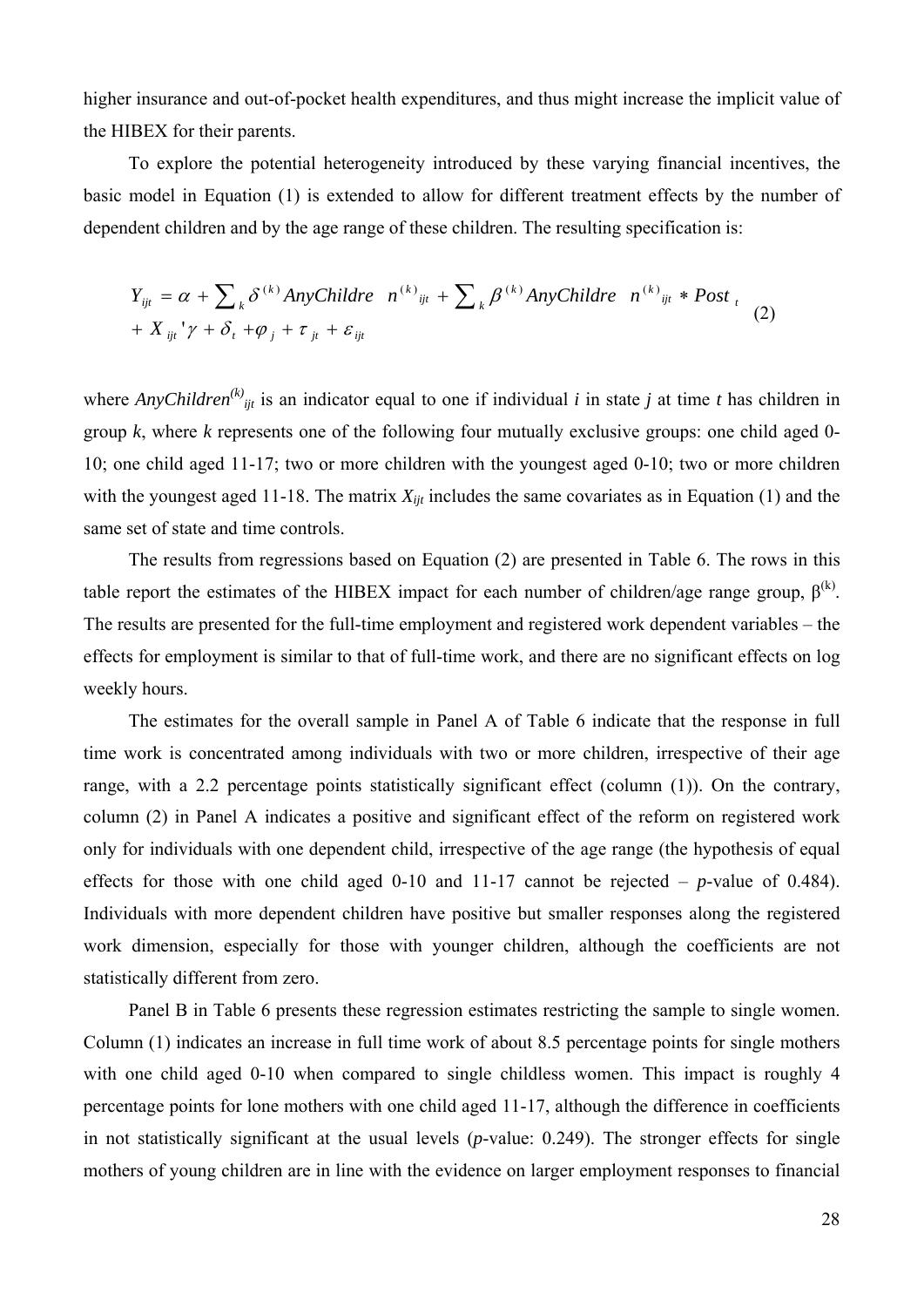higher insurance and out-of-pocket health expenditures, and thus might increase the implicit value of the HIBEX for their parents.

To explore the potential heterogeneity introduced by these varying financial incentives, the basic model in Equation (1) is extended to allow for different treatment effects by the number of dependent children and by the age range of these children. The resulting specification is:

$$
\begin{aligned}
Y_{ijt} &= \alpha + \sum_k \delta^{(k)} AnyChildren^{(k)}_{ijt} + \sum_k \beta^{(k)} AnyChildren^{(k)}_{ijt} * Post_t \\
&+ X_{ijt}'\gamma + \delta_t + \varphi_j + \tau_{jt} + \varepsilon_{ijt}
\end{aligned}
\tag{2}
$$

where $AnyChildren^{(k)}_{ijt}$ is an indicator equal to one if individual $i$ in state $j$ at time $t$ has children in group $k$, where $k$ represents one of the following four mutually exclusive groups: one child aged 0-10; one child aged 11-17; two or more children with the youngest aged 0-10; two or more children with the youngest aged 11-18. The matrix $X_{ijt}$ includes the same covariates as in Equation (1) and the same set of state and time controls.

The results from regressions based on Equation (2) are presented in Table 6. The rows in this table report the estimates of the HIBEX impact for each number of children/age range group, $\beta^{(k)}$. The results are presented for the full-time employment and registered work dependent variables – the effects for employment is similar to that of full-time work, and there are no significant effects on log weekly hours.

The estimates for the overall sample in Panel A of Table 6 indicate that the response in full time work is concentrated among individuals with two or more children, irrespective of their age range, with a 2.2 percentage points statistically significant effect (column (1)). On the contrary, column (2) in Panel A indicates a positive and significant effect of the reform on registered work only for individuals with one dependent child, irrespective of the age range (the hypothesis of equal effects for those with one child aged 0-10 and 11-17 cannot be rejected – *p*-value of 0.484). Individuals with more dependent children have positive but smaller responses along the registered work dimension, especially for those with younger children, although the coefficients are not statistically different from zero.

Panel B in Table 6 presents these regression estimates restricting the sample to single women. Column (1) indicates an increase in full time work of about 8.5 percentage points for single mothers with one child aged 0-10 when compared to single childless women. This impact is roughly 4 percentage points for lone mothers with one child aged 11-17, although the difference in coefficients in not statistically significant at the usual levels (*p*-value: 0.249). The stronger effects for single mothers of young children are in line with the evidence on larger employment responses to financial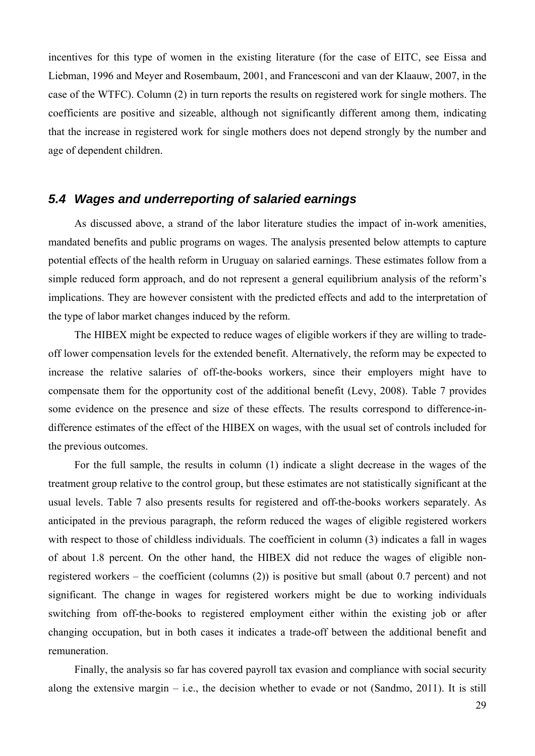incentives for this type of women in the existing literature (for the case of EITC, see Eissa and Liebman, 1996 and Meyer and Rosembaum, 2001, and Francesconi and van der Klaauw, 2007, in the case of the WTFC). Column (2) in turn reports the results on registered work for single mothers. The coefficients are positive and sizeable, although not significantly different among them, indicating that the increase in registered work for single mothers does not depend strongly by the number and age of dependent children.

### *5.4 Wages and underreporting of salaried earnings*

As discussed above, a strand of the labor literature studies the impact of in-work amenities, mandated benefits and public programs on wages. The analysis presented below attempts to capture potential effects of the health reform in Uruguay on salaried earnings. These estimates follow from a simple reduced form approach, and do not represent a general equilibrium analysis of the reform's implications. They are however consistent with the predicted effects and add to the interpretation of the type of labor market changes induced by the reform.

The HIBEX might be expected to reduce wages of eligible workers if they are willing to trade-off lower compensation levels for the extended benefit. Alternatively, the reform may be expected to increase the relative salaries of off-the-books workers, since their employers might have to compensate them for the opportunity cost of the additional benefit (Levy, 2008). Table 7 provides some evidence on the presence and size of these effects. The results correspond to difference-in-difference estimates of the effect of the HIBEX on wages, with the usual set of controls included for the previous outcomes.

For the full sample, the results in column (1) indicate a slight decrease in the wages of the treatment group relative to the control group, but these estimates are not statistically significant at the usual levels. Table 7 also presents results for registered and off-the-books workers separately. As anticipated in the previous paragraph, the reform reduced the wages of eligible registered workers with respect to those of childless individuals. The coefficient in column (3) indicates a fall in wages of about 1.8 percent. On the other hand, the HIBEX did not reduce the wages of eligible non-registered workers – the coefficient (columns (2)) is positive but small (about 0.7 percent) and not significant. The change in wages for registered workers might be due to working individuals switching from off-the-books to registered employment either within the existing job or after changing occupation, but in both cases it indicates a trade-off between the additional benefit and remuneration.

Finally, the analysis so far has covered payroll tax evasion and compliance with social security along the extensive margin – i.e., the decision whether to evade or not (Sandmo, 2011). It is still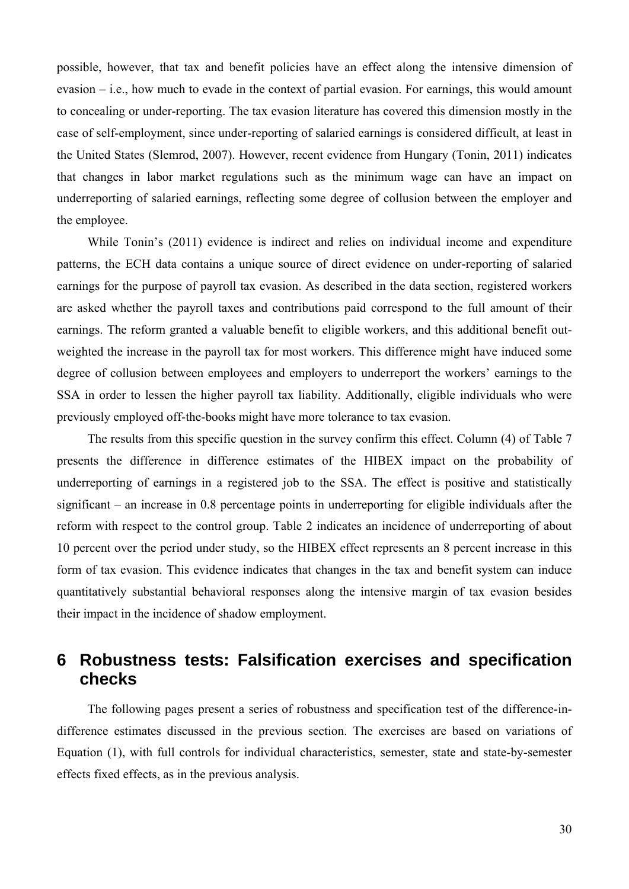possible, however, that tax and benefit policies have an effect along the intensive dimension of evasion – i.e., how much to evade in the context of partial evasion. For earnings, this would amount to concealing or under-reporting. The tax evasion literature has covered this dimension mostly in the case of self-employment, since under-reporting of salaried earnings is considered difficult, at least in the United States (Slemrod, 2007). However, recent evidence from Hungary (Tonin, 2011) indicates that changes in labor market regulations such as the minimum wage can have an impact on underreporting of salaried earnings, reflecting some degree of collusion between the employer and the employee.

While Tonin's (2011) evidence is indirect and relies on individual income and expenditure patterns, the ECH data contains a unique source of direct evidence on under-reporting of salaried earnings for the purpose of payroll tax evasion. As described in the data section, registered workers are asked whether the payroll taxes and contributions paid correspond to the full amount of their earnings. The reform granted a valuable benefit to eligible workers, and this additional benefit out-weighted the increase in the payroll tax for most workers. This difference might have induced some degree of collusion between employees and employers to underreport the workers' earnings to the SSA in order to lessen the higher payroll tax liability. Additionally, eligible individuals who were previously employed off-the-books might have more tolerance to tax evasion.

The results from this specific question in the survey confirm this effect. Column (4) of Table 7 presents the difference in difference estimates of the HIBEX impact on the probability of underreporting of earnings in a registered job to the SSA. The effect is positive and statistically significant – an increase in 0.8 percentage points in underreporting for eligible individuals after the reform with respect to the control group. Table 2 indicates an incidence of underreporting of about 10 percent over the period under study, so the HIBEX effect represents an 8 percent increase in this form of tax evasion. This evidence indicates that changes in the tax and benefit system can induce quantitatively substantial behavioral responses along the intensive margin of tax evasion besides their impact in the incidence of shadow employment.

# 6 Robustness tests: Falsification exercises and specification checks

The following pages present a series of robustness and specification test of the difference-in-difference estimates discussed in the previous section. The exercises are based on variations of Equation (1), with full controls for individual characteristics, semester, state and state-by-semester effects fixed effects, as in the previous analysis.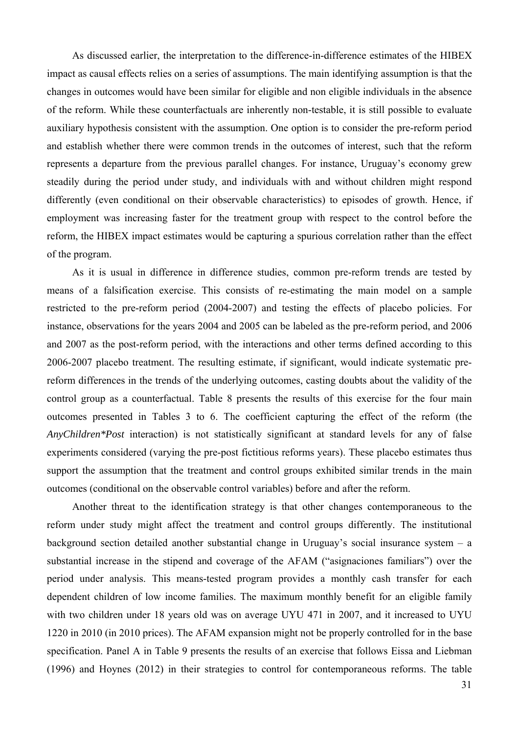As discussed earlier, the interpretation to the difference-in-difference estimates of the HIBEX impact as causal effects relies on a series of assumptions. The main identifying assumption is that the changes in outcomes would have been similar for eligible and non eligible individuals in the absence of the reform. While these counterfactuals are inherently non-testable, it is still possible to evaluate auxiliary hypothesis consistent with the assumption. One option is to consider the pre-reform period and establish whether there were common trends in the outcomes of interest, such that the reform represents a departure from the previous parallel changes. For instance, Uruguay's economy grew steadily during the period under study, and individuals with and without children might respond differently (even conditional on their observable characteristics) to episodes of growth. Hence, if employment was increasing faster for the treatment group with respect to the control before the reform, the HIBEX impact estimates would be capturing a spurious correlation rather than the effect of the program.

As it is usual in difference in difference studies, common pre-reform trends are tested by means of a falsification exercise. This consists of re-estimating the main model on a sample restricted to the pre-reform period (2004-2007) and testing the effects of placebo policies. For instance, observations for the years 2004 and 2005 can be labeled as the pre-reform period, and 2006 and 2007 as the post-reform period, with the interactions and other terms defined according to this 2006-2007 placebo treatment. The resulting estimate, if significant, would indicate systematic pre-reform differences in the trends of the underlying outcomes, casting doubts about the validity of the control group as a counterfactual. Table 8 presents the results of this exercise for the four main outcomes presented in Tables 3 to 6. The coefficient capturing the effect of the reform (the *AnyChildren*Post* interaction) is not statistically significant at standard levels for any of false experiments considered (varying the pre-post fictitious reforms years). These placebo estimates thus support the assumption that the treatment and control groups exhibited similar trends in the main outcomes (conditional on the observable control variables) before and after the reform.

Another threat to the identification strategy is that other changes contemporaneous to the reform under study might affect the treatment and control groups differently. The institutional background section detailed another substantial change in Uruguay's social insurance system – a substantial increase in the stipend and coverage of the AFAM ("asignaciones familiars") over the period under analysis. This means-tested program provides a monthly cash transfer for each dependent children of low income families. The maximum monthly benefit for an eligible family with two children under 18 years old was on average UYU 471 in 2007, and it increased to UYU 1220 in 2010 (in 2010 prices). The AFAM expansion might not be properly controlled for in the base specification. Panel A in Table 9 presents the results of an exercise that follows Eissa and Liebman (1996) and Hoynes (2012) in their strategies to control for contemporaneous reforms. The table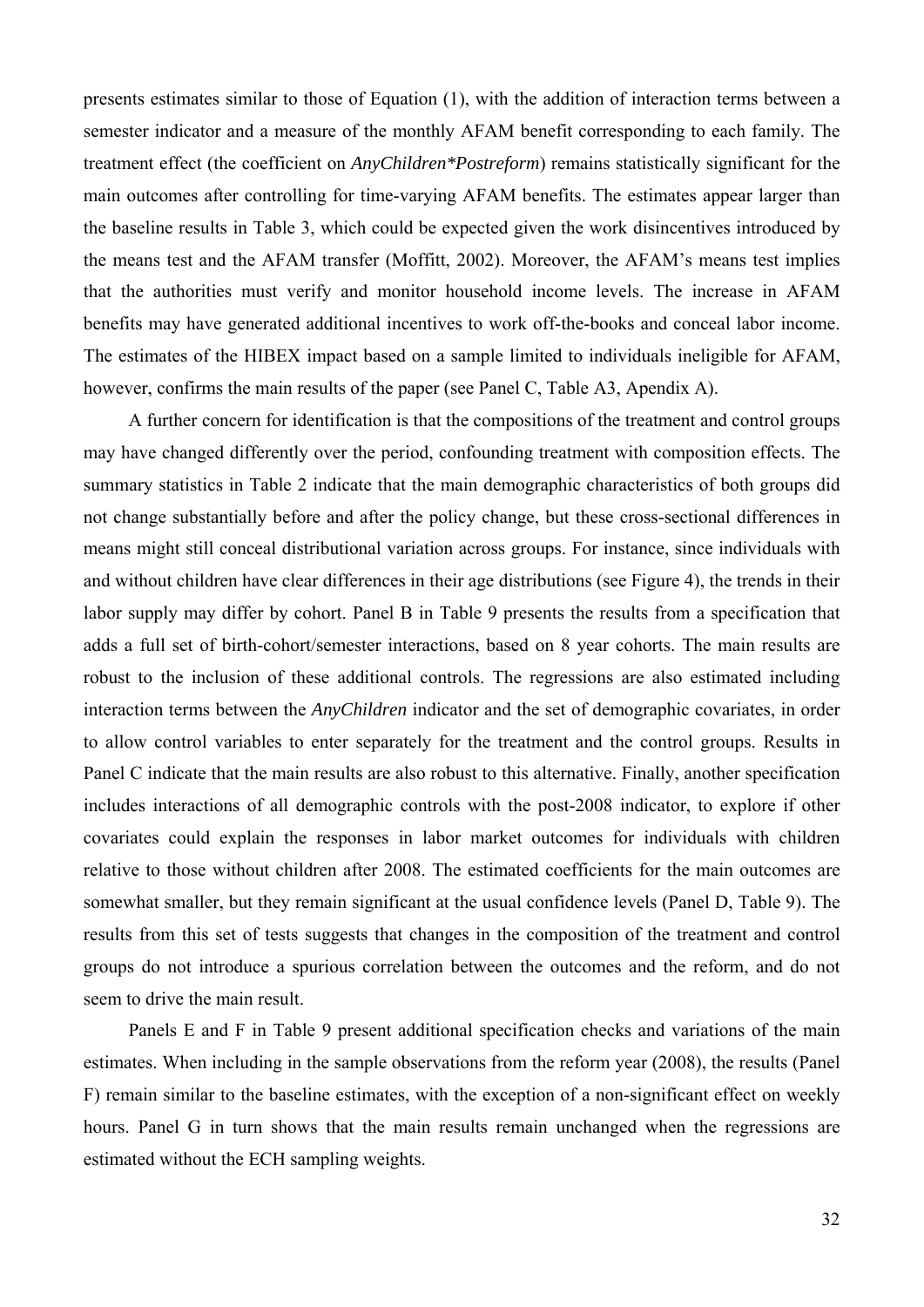presents estimates similar to those of Equation (1), with the addition of interaction terms between a semester indicator and a measure of the monthly AFAM benefit corresponding to each family. The treatment effect (the coefficient on *AnyChildren*Postreform*) remains statistically significant for the main outcomes after controlling for time-varying AFAM benefits. The estimates appear larger than the baseline results in Table 3, which could be expected given the work disincentives introduced by the means test and the AFAM transfer (Moffitt, 2002). Moreover, the AFAM's means test implies that the authorities must verify and monitor household income levels. The increase in AFAM benefits may have generated additional incentives to work off-the-books and conceal labor income. The estimates of the HIBEX impact based on a sample limited to individuals ineligible for AFAM, however, confirms the main results of the paper (see Panel C, Table A3, Apendix A).

A further concern for identification is that the compositions of the treatment and control groups may have changed differently over the period, confounding treatment with composition effects. The summary statistics in Table 2 indicate that the main demographic characteristics of both groups did not change substantially before and after the policy change, but these cross-sectional differences in means might still conceal distributional variation across groups. For instance, since individuals with and without children have clear differences in their age distributions (see Figure 4), the trends in their labor supply may differ by cohort. Panel B in Table 9 presents the results from a specification that adds a full set of birth-cohort/semester interactions, based on 8 year cohorts. The main results are robust to the inclusion of these additional controls. The regressions are also estimated including interaction terms between the *AnyChildren* indicator and the set of demographic covariates, in order to allow control variables to enter separately for the treatment and the control groups. Results in Panel C indicate that the main results are also robust to this alternative. Finally, another specification includes interactions of all demographic controls with the post-2008 indicator, to explore if other covariates could explain the responses in labor market outcomes for individuals with children relative to those without children after 2008. The estimated coefficients for the main outcomes are somewhat smaller, but they remain significant at the usual confidence levels (Panel D, Table 9). The results from this set of tests suggests that changes in the composition of the treatment and control groups do not introduce a spurious correlation between the outcomes and the reform, and do not seem to drive the main result.

Panels E and F in Table 9 present additional specification checks and variations of the main estimates. When including in the sample observations from the reform year (2008), the results (Panel F) remain similar to the baseline estimates, with the exception of a non-significant effect on weekly hours. Panel G in turn shows that the main results remain unchanged when the regressions are estimated without the ECH sampling weights.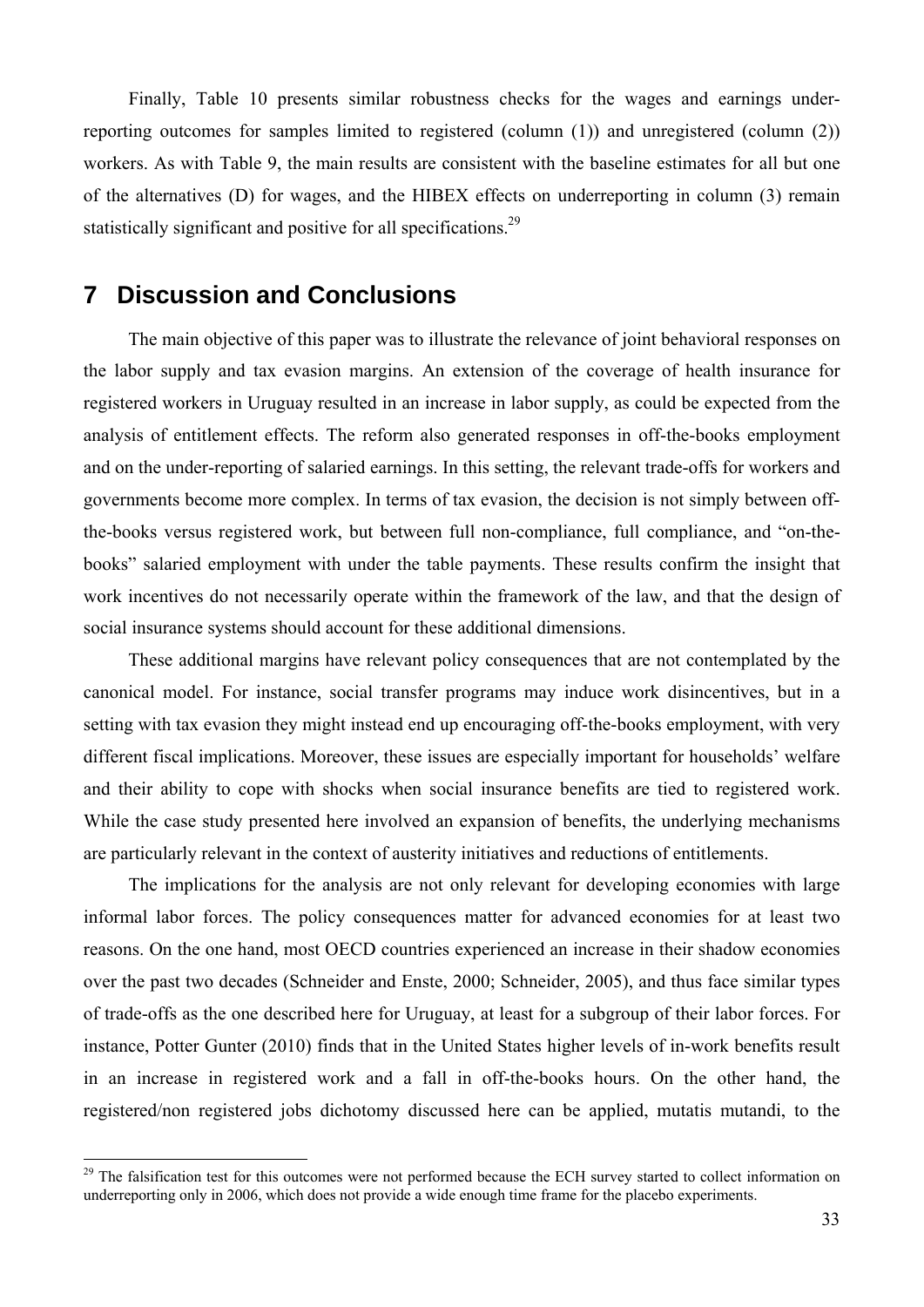Finally, Table 10 presents similar robustness checks for the wages and earnings under-reporting outcomes for samples limited to registered (column (1)) and unregistered (column (2)) workers. As with Table 9, the main results are consistent with the baseline estimates for all but one of the alternatives (D) for wages, and the HIBEX effects on underreporting in column (3) remain statistically significant and positive for all specifications.[29]

# 7 Discussion and Conclusions

The main objective of this paper was to illustrate the relevance of joint behavioral responses on the labor supply and tax evasion margins. An extension of the coverage of health insurance for registered workers in Uruguay resulted in an increase in labor supply, as could be expected from the analysis of entitlement effects. The reform also generated responses in off-the-books employment and on the under-reporting of salaried earnings. In this setting, the relevant trade-offs for workers and governments become more complex. In terms of tax evasion, the decision is not simply between off-the-books versus registered work, but between full non-compliance, full compliance, and "on-the-books" salaried employment with under the table payments. These results confirm the insight that work incentives do not necessarily operate within the framework of the law, and that the design of social insurance systems should account for these additional dimensions.

These additional margins have relevant policy consequences that are not contemplated by the canonical model. For instance, social transfer programs may induce work disincentives, but in a setting with tax evasion they might instead end up encouraging off-the-books employment, with very different fiscal implications. Moreover, these issues are especially important for households' welfare and their ability to cope with shocks when social insurance benefits are tied to registered work. While the case study presented here involved an expansion of benefits, the underlying mechanisms are particularly relevant in the context of austerity initiatives and reductions of entitlements.

The implications for the analysis are not only relevant for developing economies with large informal labor forces. The policy consequences matter for advanced economies for at least two reasons. On the one hand, most OECD countries experienced an increase in their shadow economies over the past two decades (Schneider and Enste, 2000; Schneider, 2005), and thus face similar types of trade-offs as the one described here for Uruguay, at least for a subgroup of their labor forces. For instance, Potter Gunter (2010) finds that in the United States higher levels of in-work benefits result in an increase in registered work and a fall in off-the-books hours. On the other hand, the registered/non registered jobs dichotomy discussed here can be applied, mutatis mutandi, to the

[29] The falsification test for this outcomes were not performed because the ECH survey started to collect information on underreporting only in 2006, which does not provide a wide enough time frame for the placebo experiments.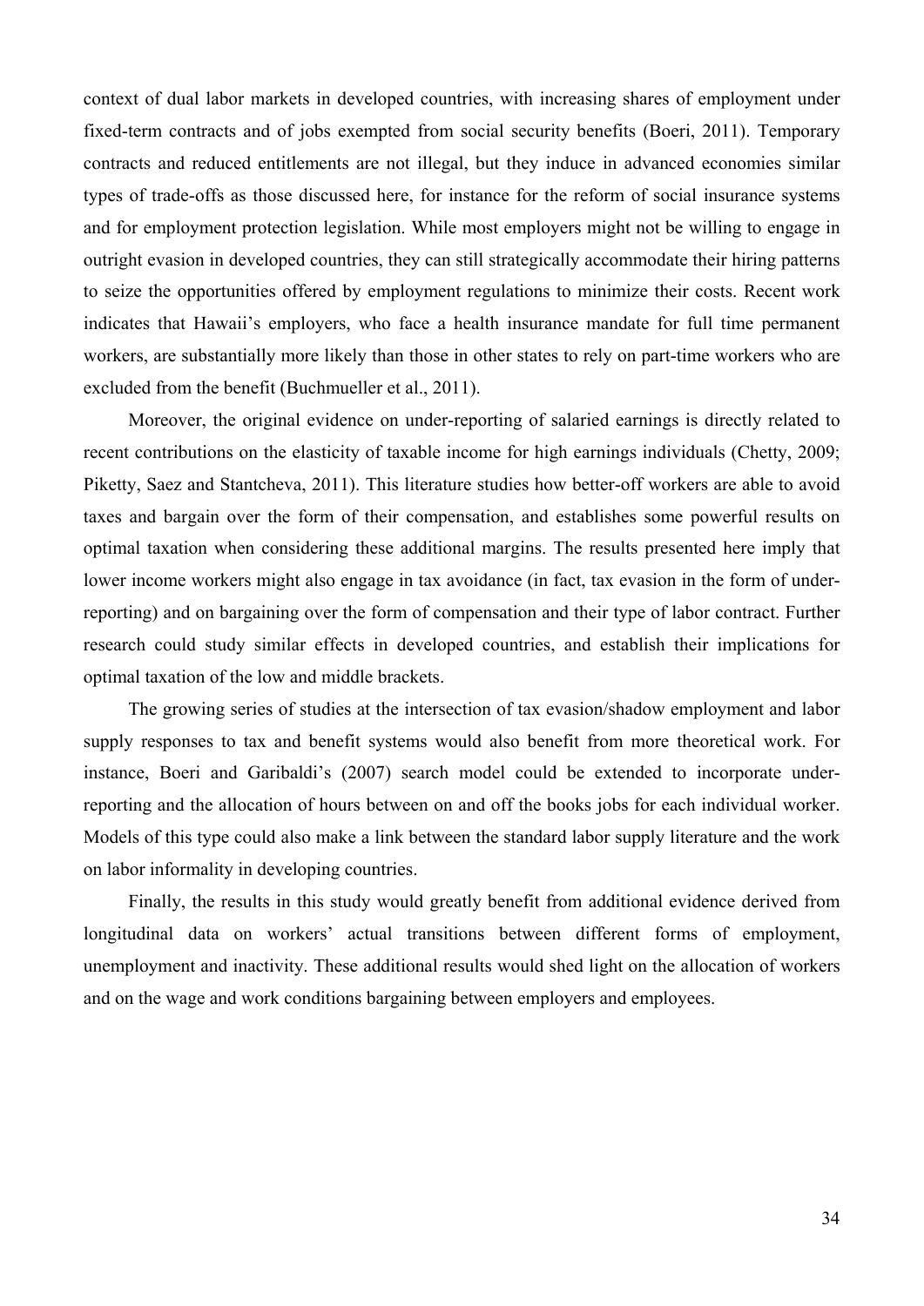context of dual labor markets in developed countries, with increasing shares of employment under fixed-term contracts and of jobs exempted from social security benefits (Boeri, 2011). Temporary contracts and reduced entitlements are not illegal, but they induce in advanced economies similar types of trade-offs as those discussed here, for instance for the reform of social insurance systems and for employment protection legislation. While most employers might not be willing to engage in outright evasion in developed countries, they can still strategically accommodate their hiring patterns to seize the opportunities offered by employment regulations to minimize their costs. Recent work indicates that Hawaii's employers, who face a health insurance mandate for full time permanent workers, are substantially more likely than those in other states to rely on part-time workers who are excluded from the benefit (Buchmueller et al., 2011).

Moreover, the original evidence on under-reporting of salaried earnings is directly related to recent contributions on the elasticity of taxable income for high earnings individuals (Chetty, 2009; Piketty, Saez and Stantcheva, 2011). This literature studies how better-off workers are able to avoid taxes and bargain over the form of their compensation, and establishes some powerful results on optimal taxation when considering these additional margins. The results presented here imply that lower income workers might also engage in tax avoidance (in fact, tax evasion in the form of under-reporting) and on bargaining over the form of compensation and their type of labor contract. Further research could study similar effects in developed countries, and establish their implications for optimal taxation of the low and middle brackets.

The growing series of studies at the intersection of tax evasion/shadow employment and labor supply responses to tax and benefit systems would also benefit from more theoretical work. For instance, Boeri and Garibaldi's (2007) search model could be extended to incorporate under-reporting and the allocation of hours between on and off the books jobs for each individual worker. Models of this type could also make a link between the standard labor supply literature and the work on labor informality in developing countries.

Finally, the results in this study would greatly benefit from additional evidence derived from longitudinal data on workers' actual transitions between different forms of employment, unemployment and inactivity. These additional results would shed light on the allocation of workers and on the wage and work conditions bargaining between employers and employees.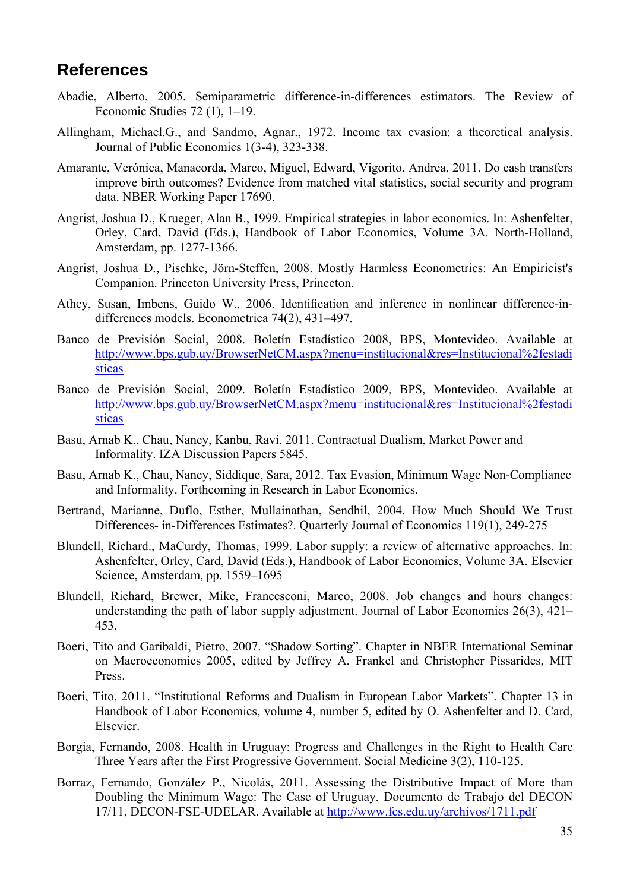## References

Abadie, Alberto, 2005. Semiparametric difference-in-differences estimators. The Review of Economic Studies 72 (1), 1–19.

Allingham, Michael.G., and Sandmo, Agnar., 1972. Income tax evasion: a theoretical analysis. Journal of Public Economics 1(3-4), 323-338.

Amarante, Verónica, Manacorda, Marco, Miguel, Edward, Vigorito, Andrea, 2011. Do cash transfers improve birth outcomes? Evidence from matched vital statistics, social security and program data. NBER Working Paper 17690.

Angrist, Joshua D., Krueger, Alan B., 1999. Empirical strategies in labor economics. In: Ashenfelter, Orley, Card, David (Eds.), Handbook of Labor Economics, Volume 3A. North-Holland, Amsterdam, pp. 1277-1366.

Angrist, Joshua D., Pischke, Jörn-Steffen, 2008. Mostly Harmless Econometrics: An Empiricist's Companion. Princeton University Press, Princeton.

Athey, Susan, Imbens, Guido W., 2006. Identification and inference in nonlinear difference-in-differences models. Econometrica 74(2), 431–497.

Banco de Previsión Social, 2008. Boletín Estadístico 2008, BPS, Montevideo. Available at http://www.bps.gub.uy/BrowserNetCM.aspx?menu=institucional&res=Institucional%2festadisticas

Banco de Previsión Social, 2009. Boletín Estadístico 2009, BPS, Montevideo. Available at http://www.bps.gub.uy/BrowserNetCM.aspx?menu=institucional&res=Institucional%2festadisticas

Basu, Arnab K., Chau, Nancy, Kanbu, Ravi, 2011. Contractual Dualism, Market Power and Informality. IZA Discussion Papers 5845.

Basu, Arnab K., Chau, Nancy, Siddique, Sara, 2012. Tax Evasion, Minimum Wage Non-Compliance and Informality. Forthcoming in Research in Labor Economics.

Bertrand, Marianne, Duflo, Esther, Mullainathan, Sendhil, 2004. How Much Should We Trust Differences- in-Differences Estimates?. Quarterly Journal of Economics 119(1), 249-275

Blundell, Richard., MaCurdy, Thomas, 1999. Labor supply: a review of alternative approaches. In: Ashenfelter, Orley, Card, David (Eds.), Handbook of Labor Economics, Volume 3A. Elsevier Science, Amsterdam, pp. 1559–1695

Blundell, Richard, Brewer, Mike, Francesconi, Marco, 2008. Job changes and hours changes: understanding the path of labor supply adjustment. Journal of Labor Economics 26(3), 421–453.

Boeri, Tito and Garibaldi, Pietro, 2007. "Shadow Sorting". Chapter in NBER International Seminar on Macroeconomics 2005, edited by Jeffrey A. Frankel and Christopher Pissarides, MIT Press.

Boeri, Tito, 2011. "Institutional Reforms and Dualism in European Labor Markets". Chapter 13 in Handbook of Labor Economics, volume 4, number 5, edited by O. Ashenfelter and D. Card, Elsevier.

Borgia, Fernando, 2008. Health in Uruguay: Progress and Challenges in the Right to Health Care Three Years after the First Progressive Government. Social Medicine 3(2), 110-125.

Borraz, Fernando, González P., Nicolás, 2011. Assessing the Distributive Impact of More than Doubling the Minimum Wage: The Case of Uruguay. Documento de Trabajo del DECON 17/11, DECON-FSE-UDELAR. Available at http://www.fcs.edu.uy/archivos/1711.pdf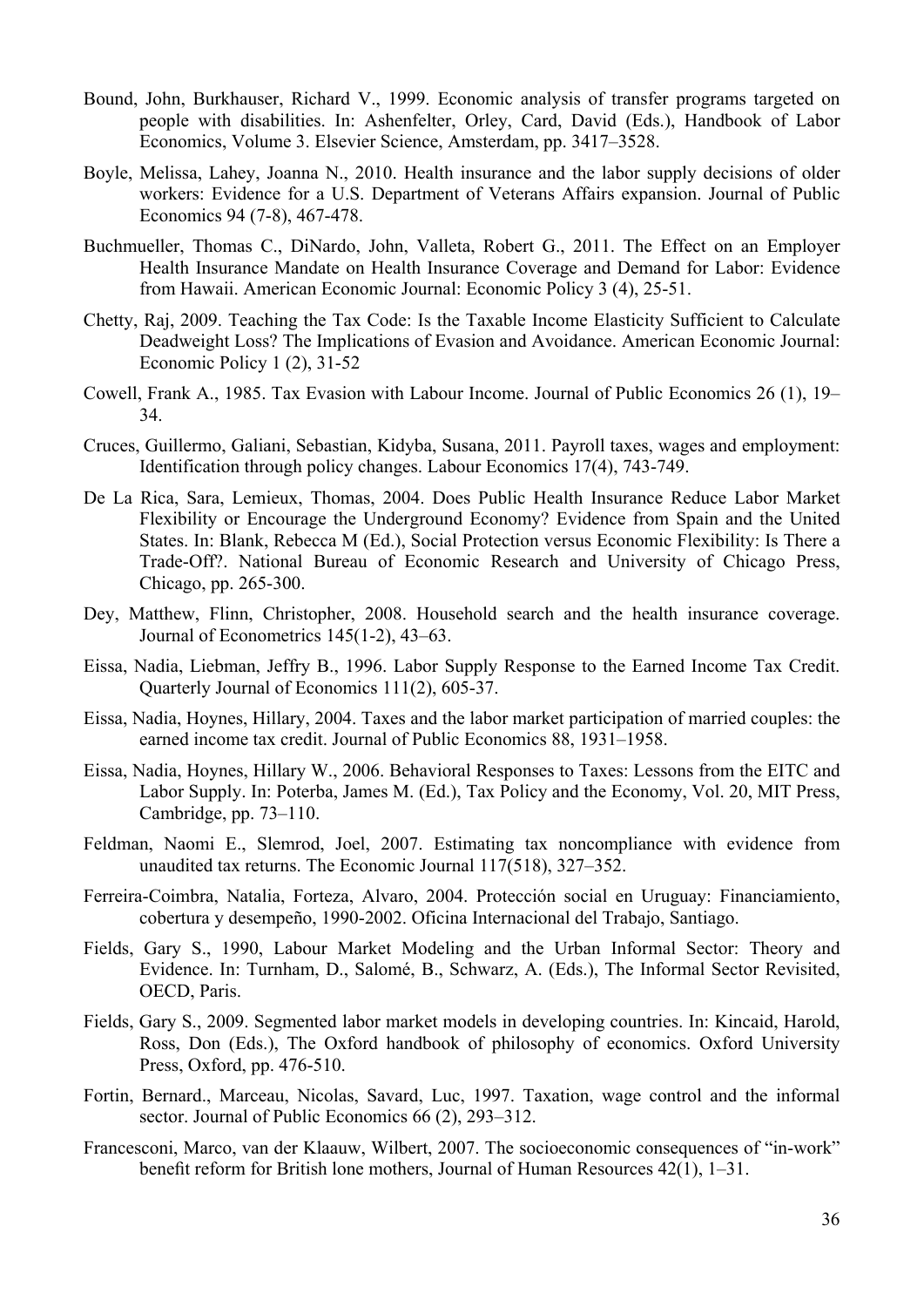Bound, John, Burkhauser, Richard V., 1999. Economic analysis of transfer programs targeted on people with disabilities. In: Ashenfelter, Orley, Card, David (Eds.), Handbook of Labor Economics, Volume 3. Elsevier Science, Amsterdam, pp. 3417–3528.

Boyle, Melissa, Lahey, Joanna N., 2010. Health insurance and the labor supply decisions of older workers: Evidence for a U.S. Department of Veterans Affairs expansion. Journal of Public Economics 94 (7-8), 467-478.

Buchmueller, Thomas C., DiNardo, John, Valleta, Robert G., 2011. The Effect on an Employer Health Insurance Mandate on Health Insurance Coverage and Demand for Labor: Evidence from Hawaii. American Economic Journal: Economic Policy 3 (4), 25-51.

Chetty, Raj, 2009. Teaching the Tax Code: Is the Taxable Income Elasticity Sufficient to Calculate Deadweight Loss? The Implications of Evasion and Avoidance. American Economic Journal: Economic Policy 1 (2), 31-52

Cowell, Frank A., 1985. Tax Evasion with Labour Income. Journal of Public Economics 26 (1), 19–34.

Cruces, Guillermo, Galiani, Sebastian, Kidyba, Susana, 2011. Payroll taxes, wages and employment: Identification through policy changes. Labour Economics 17(4), 743-749.

De La Rica, Sara, Lemieux, Thomas, 2004. Does Public Health Insurance Reduce Labor Market Flexibility or Encourage the Underground Economy? Evidence from Spain and the United States. In: Blank, Rebecca M (Ed.), Social Protection versus Economic Flexibility: Is There a Trade-Off?. National Bureau of Economic Research and University of Chicago Press, Chicago, pp. 265-300.

Dey, Matthew, Flinn, Christopher, 2008. Household search and the health insurance coverage. Journal of Econometrics 145(1-2), 43–63.

Eissa, Nadia, Liebman, Jeffry B., 1996. Labor Supply Response to the Earned Income Tax Credit. Quarterly Journal of Economics 111(2), 605-37.

Eissa, Nadia, Hoynes, Hillary, 2004. Taxes and the labor market participation of married couples: the earned income tax credit. Journal of Public Economics 88, 1931–1958.

Eissa, Nadia, Hoynes, Hillary W., 2006. Behavioral Responses to Taxes: Lessons from the EITC and Labor Supply. In: Poterba, James M. (Ed.), Tax Policy and the Economy, Vol. 20, MIT Press, Cambridge, pp. 73–110.

Feldman, Naomi E., Slemrod, Joel, 2007. Estimating tax noncompliance with evidence from unaudited tax returns. The Economic Journal 117(518), 327–352.

Ferreira-Coimbra, Natalia, Forteza, Alvaro, 2004. Protección social en Uruguay: Financiamiento, cobertura y desempeño, 1990-2002. Oficina Internacional del Trabajo, Santiago.

Fields, Gary S., 1990, Labour Market Modeling and the Urban Informal Sector: Theory and Evidence. In: Turnham, D., Salomé, B., Schwarz, A. (Eds.), The Informal Sector Revisited, OECD, Paris.

Fields, Gary S., 2009. Segmented labor market models in developing countries. In: Kincaid, Harold, Ross, Don (Eds.), The Oxford handbook of philosophy of economics. Oxford University Press, Oxford, pp. 476-510.

Fortin, Bernard., Marceau, Nicolas, Savard, Luc, 1997. Taxation, wage control and the informal sector. Journal of Public Economics 66 (2), 293–312.

Francesconi, Marco, van der Klaauw, Wilbert, 2007. The socioeconomic consequences of "in-work" benefit reform for British lone mothers, Journal of Human Resources 42(1), 1–31.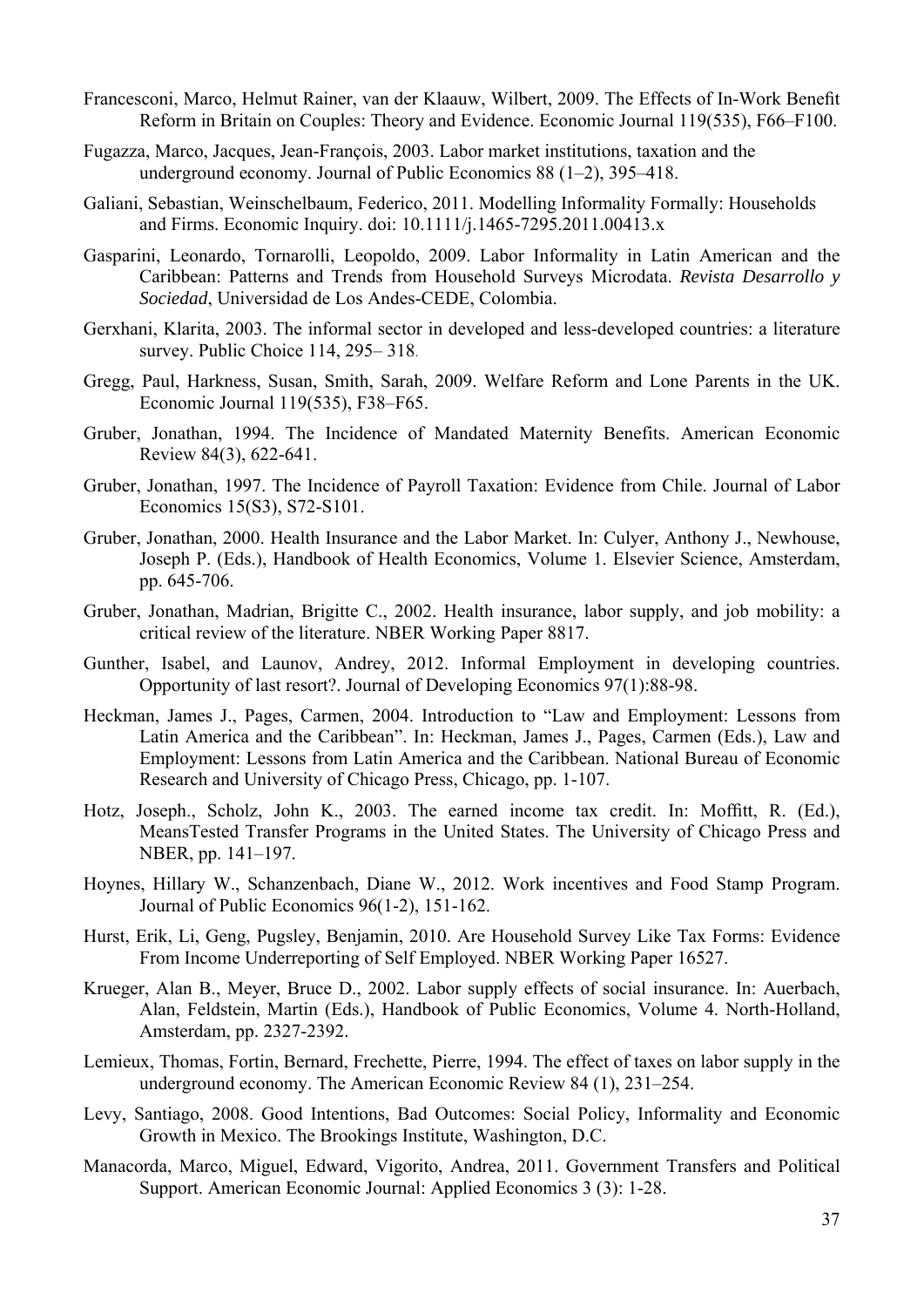Francesconi, Marco, Helmut Rainer, van der Klaauw, Wilbert, 2009. The Effects of In-Work Benefit Reform in Britain on Couples: Theory and Evidence. Economic Journal 119(535), F66–F100.

Fugazza, Marco, Jacques, Jean-François, 2003. Labor market institutions, taxation and the underground economy. Journal of Public Economics 88 (1–2), 395–418.

Galiani, Sebastian, Weinschelbaum, Federico, 2011. Modelling Informality Formally: Households and Firms. Economic Inquiry. doi: 10.1111/j.1465-7295.2011.00413.x

Gasparini, Leonardo, Tornarolli, Leopoldo, 2009. Labor Informality in Latin American and the Caribbean: Patterns and Trends from Household Surveys Microdata. *Revista Desarrollo y Sociedad*, Universidad de Los Andes-CEDE, Colombia.

Gerxhani, Klarita, 2003. The informal sector in developed and less-developed countries: a literature survey. Public Choice 114, 295– 318.

Gregg, Paul, Harkness, Susan, Smith, Sarah, 2009. Welfare Reform and Lone Parents in the UK. Economic Journal 119(535), F38–F65.

Gruber, Jonathan, 1994. The Incidence of Mandated Maternity Benefits. American Economic Review 84(3), 622-641.

Gruber, Jonathan, 1997. The Incidence of Payroll Taxation: Evidence from Chile. Journal of Labor Economics 15(S3), S72-S101.

Gruber, Jonathan, 2000. Health Insurance and the Labor Market. In: Culyer, Anthony J., Newhouse, Joseph P. (Eds.), Handbook of Health Economics, Volume 1. Elsevier Science, Amsterdam, pp. 645-706.

Gruber, Jonathan, Madrian, Brigitte C., 2002. Health insurance, labor supply, and job mobility: a critical review of the literature. NBER Working Paper 8817.

Gunther, Isabel, and Launov, Andrey, 2012. Informal Employment in developing countries. Opportunity of last resort?. Journal of Developing Economics 97(1):88-98.

Heckman, James J., Pages, Carmen, 2004. Introduction to "Law and Employment: Lessons from Latin America and the Caribbean". In: Heckman, James J., Pages, Carmen (Eds.), Law and Employment: Lessons from Latin America and the Caribbean. National Bureau of Economic Research and University of Chicago Press, Chicago, pp. 1-107.

Hotz, Joseph., Scholz, John K., 2003. The earned income tax credit. In: Moffitt, R. (Ed.), MeansTested Transfer Programs in the United States. The University of Chicago Press and NBER, pp. 141–197.

Hoynes, Hillary W., Schanzenbach, Diane W., 2012. Work incentives and Food Stamp Program. Journal of Public Economics 96(1-2), 151-162.

Hurst, Erik, Li, Geng, Pugsley, Benjamin, 2010. Are Household Survey Like Tax Forms: Evidence From Income Underreporting of Self Employed. NBER Working Paper 16527.

Krueger, Alan B., Meyer, Bruce D., 2002. Labor supply effects of social insurance. In: Auerbach, Alan, Feldstein, Martin (Eds.), Handbook of Public Economics, Volume 4. North-Holland, Amsterdam, pp. 2327-2392.

Lemieux, Thomas, Fortin, Bernard, Frechette, Pierre, 1994. The effect of taxes on labor supply in the underground economy. The American Economic Review 84 (1), 231–254.

Levy, Santiago, 2008. Good Intentions, Bad Outcomes: Social Policy, Informality and Economic Growth in Mexico. The Brookings Institute, Washington, D.C.

Manacorda, Marco, Miguel, Edward, Vigorito, Andrea, 2011. Government Transfers and Political Support. American Economic Journal: Applied Economics 3 (3): 1-28.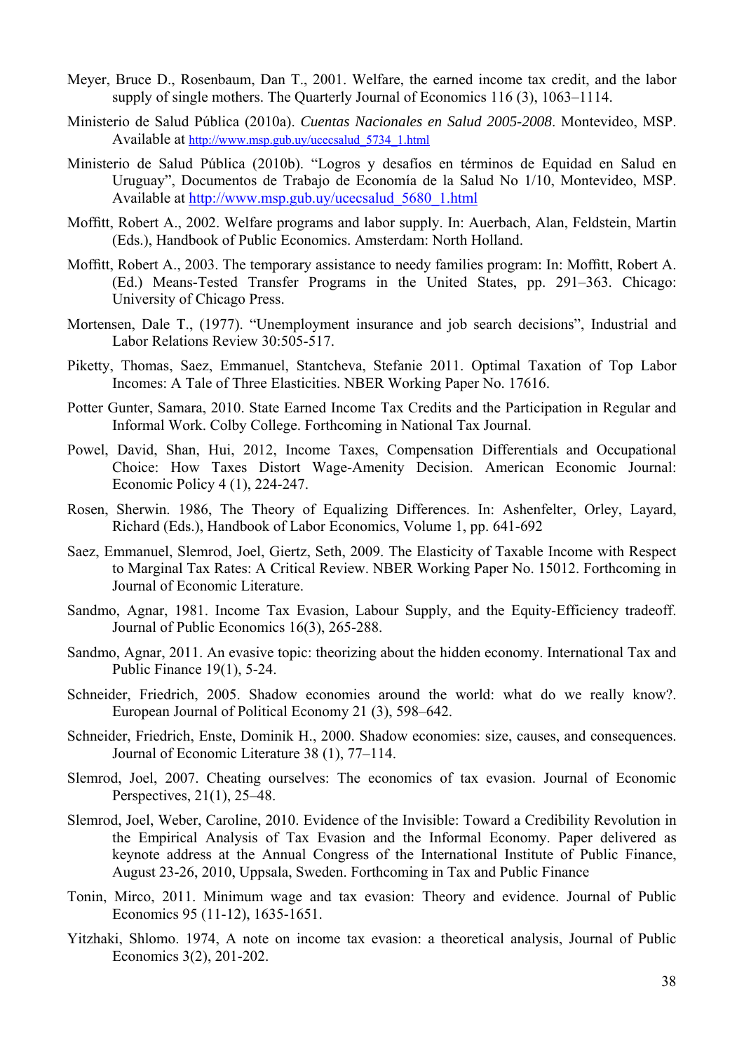Meyer, Bruce D., Rosenbaum, Dan T., 2001. Welfare, the earned income tax credit, and the labor supply of single mothers. The Quarterly Journal of Economics 116 (3), 1063–1114.

Ministerio de Salud Pública (2010a). *Cuentas Nacionales en Salud 2005-2008*. Montevideo, MSP. Available at http://www.msp.gub.uy/ucecsalud_5734_1.html

Ministerio de Salud Pública (2010b). "Logros y desafíos en términos de Equidad en Salud en Uruguay", Documentos de Trabajo de Economía de la Salud No 1/10, Montevideo, MSP. Available at http://www.msp.gub.uy/ucecsalud_5680_1.html

Moffitt, Robert A., 2002. Welfare programs and labor supply. In: Auerbach, Alan, Feldstein, Martin (Eds.), Handbook of Public Economics. Amsterdam: North Holland.

Moffitt, Robert A., 2003. The temporary assistance to needy families program: In: Moffitt, Robert A. (Ed.) Means-Tested Transfer Programs in the United States, pp. 291–363. Chicago: University of Chicago Press.

Mortensen, Dale T., (1977). "Unemployment insurance and job search decisions", Industrial and Labor Relations Review 30:505-517.

Piketty, Thomas, Saez, Emmanuel, Stantcheva, Stefanie 2011. Optimal Taxation of Top Labor Incomes: A Tale of Three Elasticities. NBER Working Paper No. 17616.

Potter Gunter, Samara, 2010. State Earned Income Tax Credits and the Participation in Regular and Informal Work. Colby College. Forthcoming in National Tax Journal.

Powel, David, Shan, Hui, 2012, Income Taxes, Compensation Differentials and Occupational Choice: How Taxes Distort Wage-Amenity Decision. American Economic Journal: Economic Policy 4 (1), 224-247.

Rosen, Sherwin. 1986, The Theory of Equalizing Differences. In: Ashenfelter, Orley, Layard, Richard (Eds.), Handbook of Labor Economics, Volume 1, pp. 641-692

Saez, Emmanuel, Slemrod, Joel, Giertz, Seth, 2009. The Elasticity of Taxable Income with Respect to Marginal Tax Rates: A Critical Review. NBER Working Paper No. 15012. Forthcoming in Journal of Economic Literature.

Sandmo, Agnar, 1981. Income Tax Evasion, Labour Supply, and the Equity-Efficiency tradeoff. Journal of Public Economics 16(3), 265-288.

Sandmo, Agnar, 2011. An evasive topic: theorizing about the hidden economy. International Tax and Public Finance 19(1), 5-24.

Schneider, Friedrich, 2005. Shadow economies around the world: what do we really know?. European Journal of Political Economy 21 (3), 598–642.

Schneider, Friedrich, Enste, Dominik H., 2000. Shadow economies: size, causes, and consequences. Journal of Economic Literature 38 (1), 77–114.

Slemrod, Joel, 2007. Cheating ourselves: The economics of tax evasion. Journal of Economic Perspectives, 21(1), 25–48.

Slemrod, Joel, Weber, Caroline, 2010. Evidence of the Invisible: Toward a Credibility Revolution in the Empirical Analysis of Tax Evasion and the Informal Economy. Paper delivered as keynote address at the Annual Congress of the International Institute of Public Finance, August 23-26, 2010, Uppsala, Sweden. Forthcoming in Tax and Public Finance

Tonin, Mirco, 2011. Minimum wage and tax evasion: Theory and evidence. Journal of Public Economics 95 (11-12), 1635-1651.

Yitzhaki, Shlomo. 1974, A note on income tax evasion: a theoretical analysis, Journal of Public Economics 3(2), 201-202.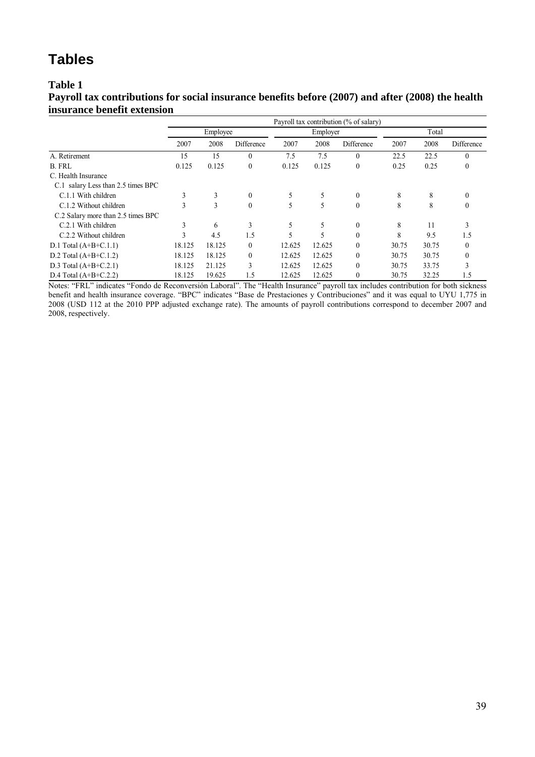# Tables

**Table 1**

**Payroll tax contributions for social insurance benefits before (2007) and after (2008) the health insurance benefit extension**

| | Payroll tax contribution (% of salary) | | | | | | | | |
|---|---|---|---|---|---|---|---|---|---|
| | Employee | | | Employer | | | Total | | |
| | 2007 | 2008 | Difference | 2007 | 2008 | Difference | 2007 | 2008 | Difference |
| A. Retirement | 15 | 15 | 0 | 7.5 | 7.5 | 0 | 22.5 | 22.5 | 0 |
| B. FRL | 0.125 | 0.125 | 0 | 0.125 | 0.125 | 0 | 0.25 | 0.25 | 0 |
| C. Health Insurance | | | | | | | | | |
| C.1 salary Less than 2.5 times BPC | | | | | | | | | |
| C.1.1 With children | 3 | 3 | 0 | 5 | 5 | 0 | 8 | 8 | 0 |
| C.1.2 Without children | 3 | 3 | 0 | 5 | 5 | 0 | 8 | 8 | 0 |
| C.2 Salary more than 2.5 times BPC | | | | | | | | | |
| C.2.1 With children | 3 | 6 | 3 | 5 | 5 | 0 | 8 | 11 | 3 |
| C.2.2 Without children | 3 | 4.5 | 1.5 | 5 | 5 | 0 | 8 | 9.5 | 1.5 |
| D.1 Total (A+B+C.1.1) | 18.125 | 18.125 | 0 | 12.625 | 12.625 | 0 | 30.75 | 30.75 | 0 |
| D.2 Total (A+B+C.1.2) | 18.125 | 18.125 | 0 | 12.625 | 12.625 | 0 | 30.75 | 30.75 | 0 |
| D.3 Total (A+B+C.2.1) | 18.125 | 21.125 | 3 | 12.625 | 12.625 | 0 | 30.75 | 33.75 | 3 |
| D.4 Total (A+B+C.2.2) | 18.125 | 19.625 | 1.5 | 12.625 | 12.625 | 0 | 30.75 | 32.25 | 1.5 |

Notes: "FRL" indicates "Fondo de Reconversión Laboral". The "Health Insurance" payroll tax includes contribution for both sickness benefit and health insurance coverage. "BPC" indicates "Base de Prestaciones y Contribuciones" and it was equal to UYU 1,775 in 2008 (USD 112 at the 2010 PPP adjusted exchange rate). The amounts of payroll contributions correspond to december 2007 and 2008, respectively.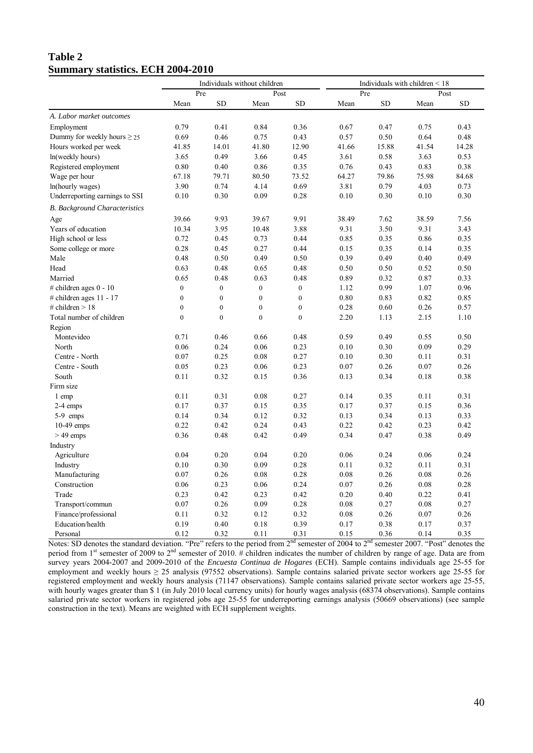## Table 2
## Summary statistics. ECH 2004-2010

| | Individuals without children | | | | Individuals with children < 18 | | | |
|---|---|---|---|---|---|---|---|---|
| | Pre | | Post | | Pre | | Post | |
| | Mean | SD | Mean | SD | Mean | SD | Mean | SD |
| *A. Labor market outcomes* | | | | | | | | |
| Employment | 0.79 | 0.41 | 0.84 | 0.36 | 0.67 | 0.47 | 0.75 | 0.43 |
| Dummy for weekly hours $\geq 25$ | 0.69 | 0.46 | 0.75 | 0.43 | 0.57 | 0.50 | 0.64 | 0.48 |
| Hours worked per week | 41.85 | 14.01 | 41.80 | 12.90 | 41.66 | 15.88 | 41.54 | 14.28 |
| ln(weekly hours) | 3.65 | 0.49 | 3.66 | 0.45 | 3.61 | 0.58 | 3.63 | 0.53 |
| Registered employment | 0.80 | 0.40 | 0.86 | 0.35 | 0.76 | 0.43 | 0.83 | 0.38 |
| Wage per hour | 67.18 | 79.71 | 80.50 | 73.52 | 64.27 | 79.86 | 75.98 | 84.68 |
| ln(hourly wages) | 3.90 | 0.74 | 4.14 | 0.69 | 3.81 | 0.79 | 4.03 | 0.73 |
| Underreporting earnings to SSI | 0.10 | 0.30 | 0.09 | 0.28 | 0.10 | 0.30 | 0.10 | 0.30 |
| *B. Background Characteristics* | | | | | | | | |
| Age | 39.66 | 9.93 | 39.67 | 9.91 | 38.49 | 7.62 | 38.59 | 7.56 |
| Years of education | 10.34 | 3.95 | 10.48 | 3.88 | 9.31 | 3.50 | 9.31 | 3.43 |
| High school or less | 0.72 | 0.45 | 0.73 | 0.44 | 0.85 | 0.35 | 0.86 | 0.35 |
| Some college or more | 0.28 | 0.45 | 0.27 | 0.44 | 0.15 | 0.35 | 0.14 | 0.35 |
| Male | 0.48 | 0.50 | 0.49 | 0.50 | 0.39 | 0.49 | 0.40 | 0.49 |
| Head | 0.63 | 0.48 | 0.65 | 0.48 | 0.50 | 0.50 | 0.52 | 0.50 |
| Married | 0.65 | 0.48 | 0.63 | 0.48 | 0.89 | 0.32 | 0.87 | 0.33 |
| # children ages 0 - 10 | 0 | 0 | 0 | 0 | 1.12 | 0.99 | 1.07 | 0.96 |
| # children ages 11 - 17 | 0 | 0 | 0 | 0 | 0.80 | 0.83 | 0.82 | 0.85 |
| # children > 18 | 0 | 0 | 0 | 0 | 0.28 | 0.60 | 0.26 | 0.57 |
| Total number of children | 0 | 0 | 0 | 0 | 2.20 | 1.13 | 2.15 | 1.10 |
| Region | | | | | | | | |
| Montevideo | 0.71 | 0.46 | 0.66 | 0.48 | 0.59 | 0.49 | 0.55 | 0.50 |
| North | 0.06 | 0.24 | 0.06 | 0.23 | 0.10 | 0.30 | 0.09 | 0.29 |
| Centre - North | 0.07 | 0.25 | 0.08 | 0.27 | 0.10 | 0.30 | 0.11 | 0.31 |
| Centre - South | 0.05 | 0.23 | 0.06 | 0.23 | 0.07 | 0.26 | 0.07 | 0.26 |
| South | 0.11 | 0.32 | 0.15 | 0.36 | 0.13 | 0.34 | 0.18 | 0.38 |
| Firm size | | | | | | | | |
| 1 emp | 0.11 | 0.31 | 0.08 | 0.27 | 0.14 | 0.35 | 0.11 | 0.31 |
| 2-4 emps | 0.17 | 0.37 | 0.15 | 0.35 | 0.17 | 0.37 | 0.15 | 0.36 |
| 5-9 emps | 0.14 | 0.34 | 0.12 | 0.32 | 0.13 | 0.34 | 0.13 | 0.33 |
| 10-49 emps | 0.22 | 0.42 | 0.24 | 0.43 | 0.22 | 0.42 | 0.23 | 0.42 |
| > 49 emps | 0.36 | 0.48 | 0.42 | 0.49 | 0.34 | 0.47 | 0.38 | 0.49 |
| Industry | | | | | | | | |
| Agriculture | 0.04 | 0.20 | 0.04 | 0.20 | 0.06 | 0.24 | 0.06 | 0.24 |
| Industry | 0.10 | 0.30 | 0.09 | 0.28 | 0.11 | 0.32 | 0.11 | 0.31 |
| Manufacturing | 0.07 | 0.26 | 0.08 | 0.28 | 0.08 | 0.26 | 0.08 | 0.26 |
| Construction | 0.06 | 0.23 | 0.06 | 0.24 | 0.07 | 0.26 | 0.08 | 0.28 |
| Trade | 0.23 | 0.42 | 0.23 | 0.42 | 0.20 | 0.40 | 0.22 | 0.41 |
| Transport/commun | 0.07 | 0.26 | 0.09 | 0.28 | 0.08 | 0.27 | 0.08 | 0.27 |
| Finance/professional | 0.11 | 0.32 | 0.12 | 0.32 | 0.08 | 0.26 | 0.07 | 0.26 |
| Education/health | 0.19 | 0.40 | 0.18 | 0.39 | 0.17 | 0.38 | 0.17 | 0.37 |
| Personal | 0.12 | 0.32 | 0.11 | 0.31 | 0.15 | 0.36 | 0.14 | 0.35 |

Notes: SD denotes the standard deviation. "Pre" refers to the period from 2nd semester of 2004 to 2nd semester 2007. "Post" denotes the period from 1st semester of 2009 to 2nd semester of 2010. # children indicates the number of children by range of age. Data are from survey years 2004-2007 and 2009-2010 of the *Encuesta Continua de Hogares* (ECH). Sample contains individuals age 25-55 for employment and weekly hours $\geq 25$ analysis (97552 observations). Sample contains salaried private sector workers age 25-55 for registered employment and weekly hours analysis (71147 observations). Sample contains salaried private sector workers age 25-55, with hourly wages greater than $ 1 (in July 2010 local currency units) for hourly wages analysis (68374 observations). Sample contains salaried private sector workers in registered jobs age 25-55 for underreporting earnings analysis (50669 observations) (see sample construction in the text). Means are weighted with ECH supplement weights.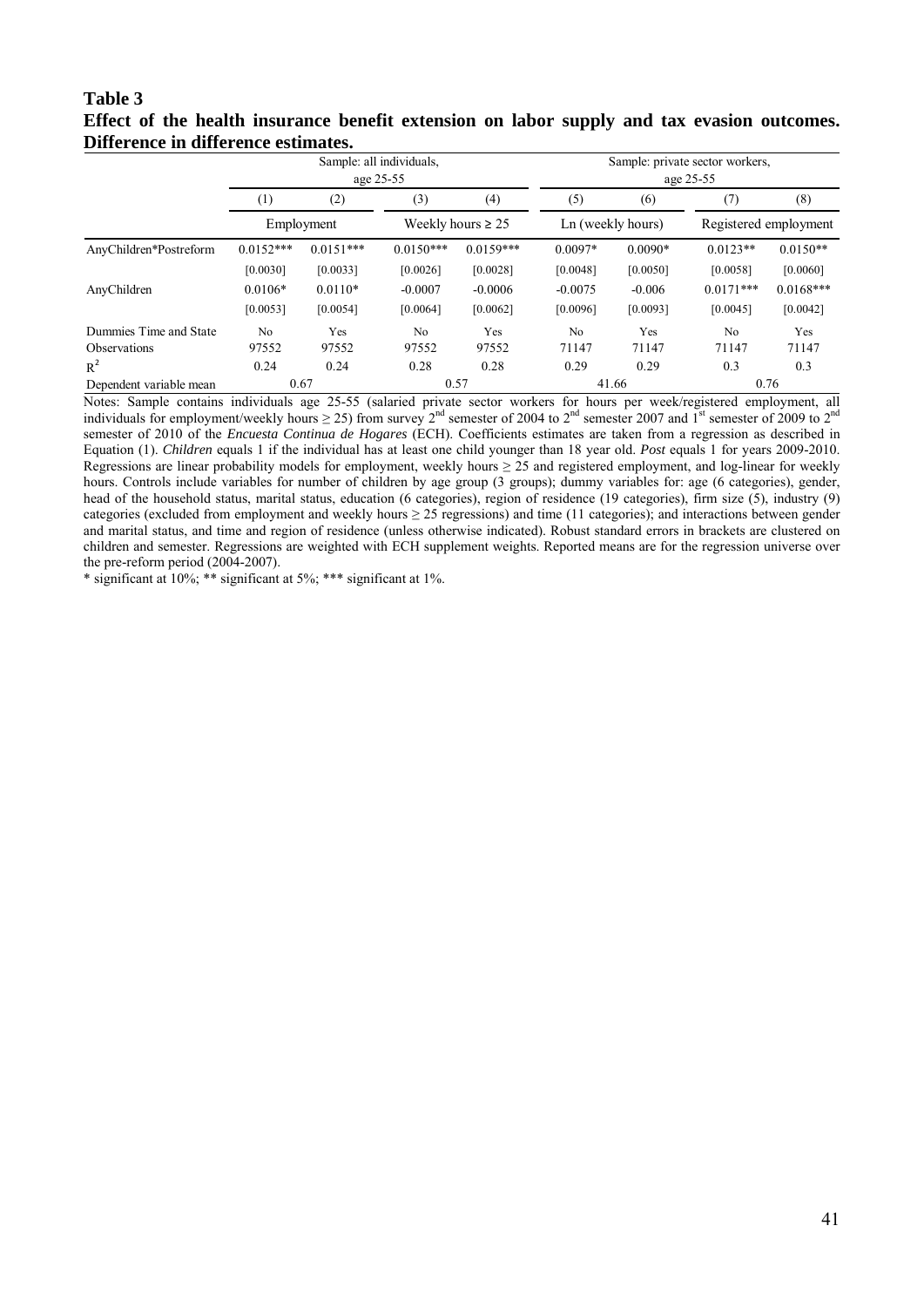**Table 3**

**Effect of the health insurance benefit extension on labor supply and tax evasion outcomes. Difference in difference estimates.**

| | Sample: all individuals, age 25-55 | | | | Sample: private sector workers, age 25-55 | | | |
|---|---|---|---|---|---|---|---|---|
| | (1) | (2) | (3) | (4) | (5) | (6) | (7) | (8) |
| | Employment | | Weekly hours ≥ 25 | | Ln (weekly hours) | | Registered employment | |
| AnyChildren*Postreform | 0.0152*** | 0.0151*** | 0.0150*** | 0.0159*** | 0.0097* | 0.0090* | 0.0123** | 0.0150** |
| | [0.0030] | [0.0033] | [0.0026] | [0.0028] | [0.0048] | [0.0050] | [0.0058] | [0.0060] |
| AnyChildren | 0.0106* | 0.0110* | -0.0007 | -0.0006 | -0.0075 | -0.006 | 0.0171*** | 0.0168*** |
| | [0.0053] | [0.0054] | [0.0064] | [0.0062] | [0.0096] | [0.0093] | [0.0045] | [0.0042] |
| Dummies Time and State | No | Yes | No | Yes | No | Yes | No | Yes |
| Observations | 97552 | 97552 | 97552 | 97552 | 71147 | 71147 | 71147 | 71147 |
| $R^2$ | 0.24 | 0.24 | 0.28 | 0.28 | 0.29 | 0.29 | 0.3 | 0.3 |
| Dependent variable mean | 0.67 | | 0.57 | | 41.66 | | 0.76 | |

Notes: Sample contains individuals age 25-55 (salaried private sector workers for hours per week/registered employment, all individuals for employment/weekly hours ≥ 25) from survey 2nd semester of 2004 to 2nd semester 2007 and 1st semester of 2009 to 2nd semester of 2010 of the *Encuesta Continua de Hogares* (ECH). Coefficients estimates are taken from a regression as described in Equation (1). *Children* equals 1 if the individual has at least one child younger than 18 year old. *Post* equals 1 for years 2009-2010. Regressions are linear probability models for employment, weekly hours ≥ 25 and registered employment, and log-linear for weekly hours. Controls include variables for number of children by age group (3 groups); dummy variables for: age (6 categories), gender, head of the household status, marital status, education (6 categories), region of residence (19 categories), firm size (5), industry (9) categories (excluded from employment and weekly hours ≥ 25 regressions) and time (11 categories); and interactions between gender and marital status, and time and region of residence (unless otherwise indicated). Robust standard errors in brackets are clustered on children and semester. Regressions are weighted with ECH supplement weights. Reported means are for the regression universe over the pre-reform period (2004-2007).

* significant at 10%; ** significant at 5%; *** significant at 1%.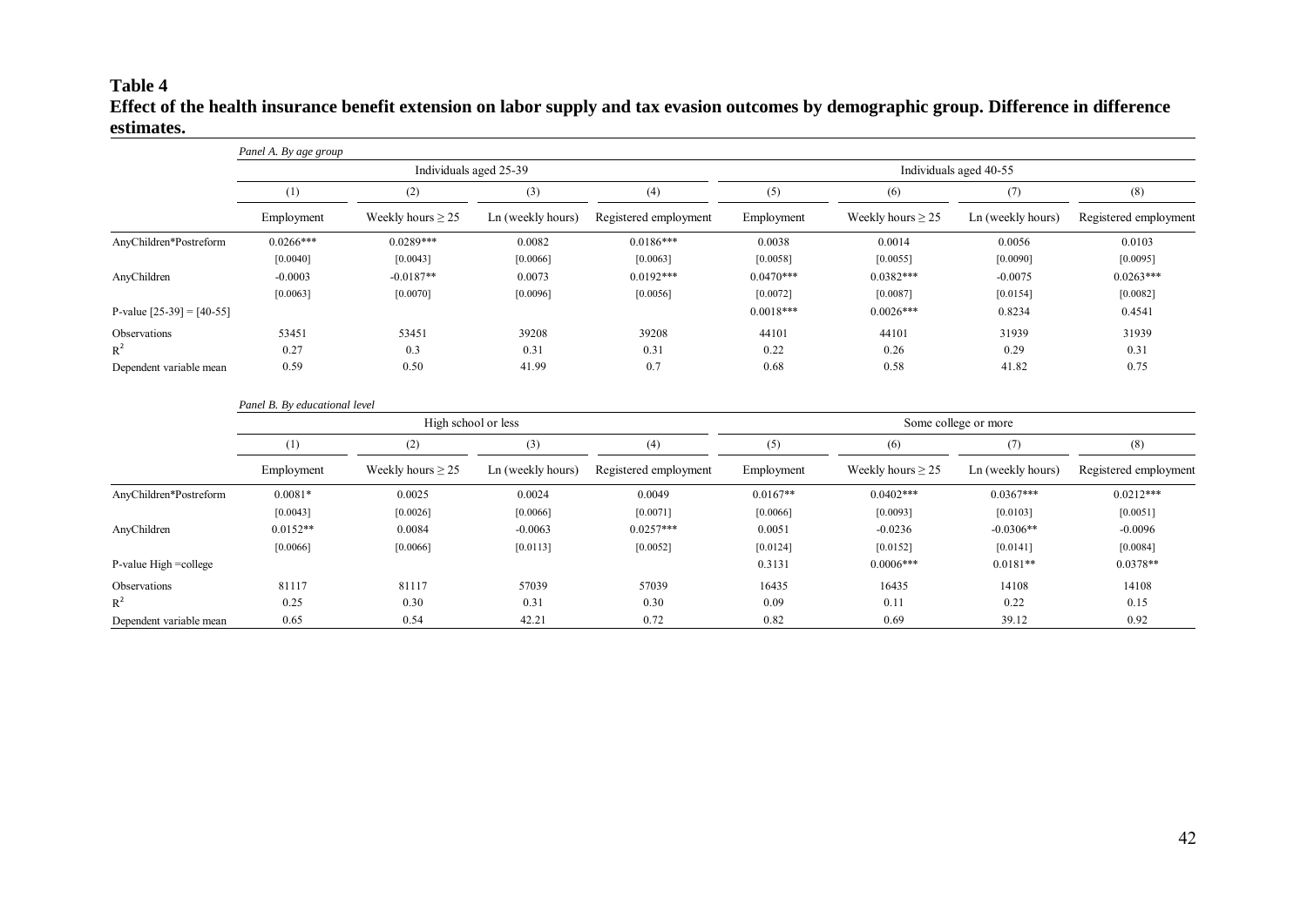**Table 4**

**Effect of the health insurance benefit extension on labor supply and tax evasion outcomes by demographic group. Difference in difference estimates.**

*Panel A. By age group*

| | Individuals aged 25-39 | | | | Individuals aged 40-55 | | | |
|---|---|---|---|---|---|---|---|---|
| | (1) | (2) | (3) | (4) | (5) | (6) | (7) | (8) |
| | Employment | Weekly hours ≥ 25 | Ln (weekly hours) | Registered employment | Employment | Weekly hours ≥ 25 | Ln (weekly hours) | Registered employment |
| AnyChildren*Postreform | 0.0266*** | 0.0289*** | 0.0082 | 0.0186*** | 0.0038 | 0.0014 | 0.0056 | 0.0103 |
| | [0.0040] | [0.0043] | [0.0066] | [0.0063] | [0.0058] | [0.0055] | [0.0090] | [0.0095] |
| AnyChildren | -0.0003 | -0.0187** | 0.0073 | 0.0192*** | 0.0470*** | 0.0382*** | -0.0075 | 0.0263*** |
| | [0.0063] | [0.0070] | [0.0096] | [0.0056] | [0.0072] | [0.0087] | [0.0154] | [0.0082] |
| P-value [25-39] = [40-55] | | | | | 0.0018*** | 0.0026*** | 0.8234 | 0.4541 |
| Observations | 53451 | 53451 | 39208 | 39208 | 44101 | 44101 | 31939 | 31939 |
| $R^2$ | 0.27 | 0.3 | 0.31 | 0.31 | 0.22 | 0.26 | 0.29 | 0.31 |
| Dependent variable mean | 0.59 | 0.50 | 41.99 | 0.7 | 0.68 | 0.58 | 41.82 | 0.75 |

*Panel B. By educational level*

| | High school or less | | | | Some college or more | | | |
|---|---|---|---|---|---|---|---|---|
| | (1) | (2) | (3) | (4) | (5) | (6) | (7) | (8) |
| | Employment | Weekly hours ≥ 25 | Ln (weekly hours) | Registered employment | Employment | Weekly hours ≥ 25 | Ln (weekly hours) | Registered employment |
| AnyChildren*Postreform | 0.0081* | 0.0025 | 0.0024 | 0.0049 | 0.0167** | 0.0402*** | 0.0367*** | 0.0212*** |
| | [0.0043] | [0.0026] | [0.0066] | [0.0071] | [0.0066] | [0.0093] | [0.0103] | [0.0051] |
| AnyChildren | 0.0152** | 0.0084 | -0.0063 | 0.0257*** | 0.0051 | -0.0236 | -0.0306** | -0.0096 |
| | [0.0066] | [0.0066] | [0.0113] | [0.0052] | [0.0124] | [0.0152] | [0.0141] | [0.0084] |
| P-value High =college | | | | | 0.3131 | 0.0006*** | 0.0181** | 0.0378** |
| Observations | 81117 | 81117 | 57039 | 57039 | 16435 | 16435 | 14108 | 14108 |
| $R^2$ | 0.25 | 0.30 | 0.31 | 0.30 | 0.09 | 0.11 | 0.22 | 0.15 |
| Dependent variable mean | 0.65 | 0.54 | 42.21 | 0.72 | 0.82 | 0.69 | 39.12 | 0.92 |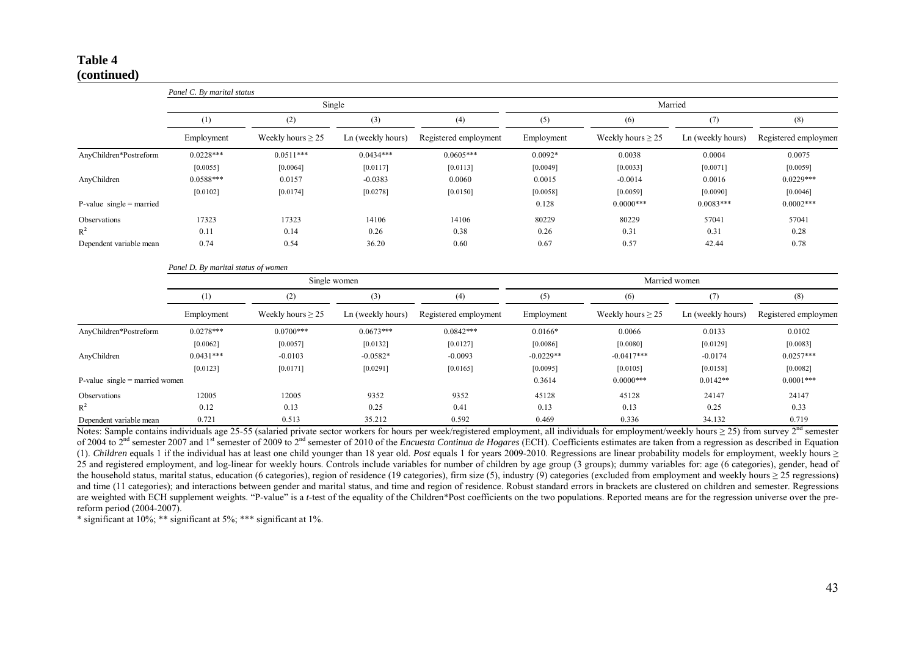**Table 4**
**(continued)**

*Panel C. By marital status*

| | Single | | | | Married | | | |
|---|---|---|---|---|---|---|---|---|
| | (1) | (2) | (3) | (4) | (5) | (6) | (7) | (8) |
| | Employment | Weekly hours ≥ 25 | Ln (weekly hours) | Registered employment | Employment | Weekly hours ≥ 25 | Ln (weekly hours) | Registered employmen |
| AnyChildren*Postreform | 0.0228*** | 0.0511*** | 0.0434*** | 0.0605*** | 0.0092* | 0.0038 | 0.0004 | 0.0075 |
| | [0.0055] | [0.0064] | [0.0117] | [0.0113] | [0.0049] | [0.0033] | [0.0071] | [0.0059] |
| AnyChildren | 0.0588*** | 0.0157 | -0.0383 | 0.0060 | 0.0015 | -0.0014 | 0.0016 | 0.0229*** |
| | [0.0102] | [0.0174] | [0.0278] | [0.0150] | [0.0058] | [0.0059] | [0.0090] | [0.0046] |
| P-value single = married | | | | | 0.128 | 0.0000*** | 0.0083*** | 0.0002*** |
| Observations | 17323 | 17323 | 14106 | 14106 | 80229 | 80229 | 57041 | 57041 |
| $R^2$ | 0.11 | 0.14 | 0.26 | 0.38 | 0.26 | 0.31 | 0.31 | 0.28 |
| Dependent variable mean | 0.74 | 0.54 | 36.20 | 0.60 | 0.67 | 0.57 | 42.44 | 0.78 |

*Panel D. By marital status of women*

| | Single women | | | | Married women | | | |
|---|---|---|---|---|---|---|---|---|
| | (1) | (2) | (3) | (4) | (5) | (6) | (7) | (8) |
| | Employment | Weekly hours ≥ 25 | Ln (weekly hours) | Registered employment | Employment | Weekly hours ≥ 25 | Ln (weekly hours) | Registered employmen |
| AnyChildren*Postreform | 0.0278*** | 0.0700*** | 0.0673*** | 0.0842*** | 0.0166* | 0.0066 | 0.0133 | 0.0102 |
| | [0.0062] | [0.0057] | [0.0132] | [0.0127] | [0.0086] | [0.0080] | [0.0129] | [0.0083] |
| AnyChildren | 0.0431*** | -0.0103 | -0.0582* | -0.0093 | -0.0229** | -0.0417*** | -0.0174 | 0.0257*** |
| | [0.0123] | [0.0171] | [0.0291] | [0.0165] | [0.0095] | [0.0105] | [0.0158] | [0.0082] |
| P-value single = married women | | | | | 0.3614 | 0.0000*** | 0.0142** | 0.0001*** |
| Observations | 12005 | 12005 | 9352 | 9352 | 45128 | 45128 | 24147 | 24147 |
| $R^2$ | 0.12 | 0.13 | 0.25 | 0.41 | 0.13 | 0.13 | 0.25 | 0.33 |
| Dependent variable mean | 0.721 | 0.513 | 35.212 | 0.592 | 0.469 | 0.336 | 34.132 | 0.719 |

Notes: Sample contains individuals age 25-55 (salaried private sector workers for hours per week/registered employment, all individuals for employment/weekly hours ≥ 25) from survey 2nd semester of 2004 to 2nd semester 2007 and 1st semester of 2009 to 2nd semester of 2010 of the *Encuesta Continua de Hogares* (ECH). Coefficients estimates are taken from a regression as described in Equation (1). *Children* equals 1 if the individual has at least one child younger than 18 year old. *Post* equals 1 for years 2009-2010. Regressions are linear probability models for employment, weekly hours ≥ 25 and registered employment, and log-linear for weekly hours. Controls include variables for number of children by age group (3 groups); dummy variables for: age (6 categories), gender, head of the household status, marital status, education (6 categories), region of residence (19 categories), firm size (5), industry (9) categories (excluded from employment and weekly hours ≥ 25 regressions) and time (11 categories); and interactions between gender and marital status, and time and region of residence. Robust standard errors in brackets are clustered on children and semester. Regressions are weighted with ECH supplement weights. "P-value" is a *t*-test of the equality of the Children*Post coefficients on the two populations. Reported means are for the regression universe over the pre-reform period (2004-2007).

\* significant at 10%; ** significant at 5%; *** significant at 1%.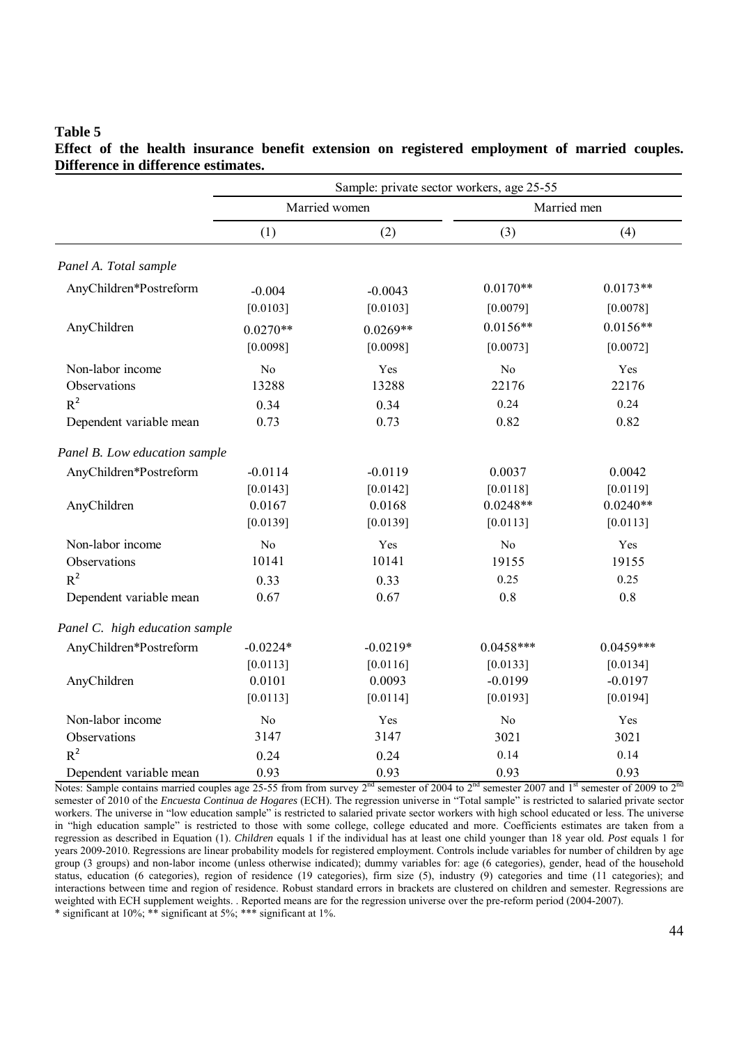**Table 5**

**Effect of the health insurance benefit extension on registered employment of married couples. Difference in difference estimates.**

| | Sample: private sector workers, age 25-55 | | | |
|---|---|---|---|---|
| | Married women | | Married men | |
| | (1) | (2) | (3) | (4) |
| *Panel A. Total sample* | | | | |
| AnyChildren*Postreform | -0.004 | -0.0043 | 0.0170** | 0.0173** |
| | [0.0103] | [0.0103] | [0.0079] | [0.0078] |
| AnyChildren | 0.0270** | 0.0269** | 0.0156** | 0.0156** |
| | [0.0098] | [0.0098] | [0.0073] | [0.0072] |
| Non-labor income | No | Yes | No | Yes |
| Observations | 13288 | 13288 | 22176 | 22176 |
| $R^2$ | 0.34 | 0.34 | 0.24 | 0.24 |
| Dependent variable mean | 0.73 | 0.73 | 0.82 | 0.82 |
| *Panel B. Low education sample* | | | | |
| AnyChildren*Postreform | -0.0114 | -0.0119 | 0.0037 | 0.0042 |
| | [0.0143] | [0.0142] | [0.0118] | [0.0119] |
| AnyChildren | 0.0167 | 0.0168 | 0.0248** | 0.0240** |
| | [0.0139] | [0.0139] | [0.0113] | [0.0113] |
| Non-labor income | No | Yes | No | Yes |
| Observations | 10141 | 10141 | 19155 | 19155 |
| $R^2$ | 0.33 | 0.33 | 0.25 | 0.25 |
| Dependent variable mean | 0.67 | 0.67 | 0.8 | 0.8 |
| *Panel C. high education sample* | | | | |
| AnyChildren*Postreform | -0.0224* | -0.0219* | 0.0458*** | 0.0459*** |
| | [0.0113] | [0.0116] | [0.0133] | [0.0134] |
| AnyChildren | 0.0101 | 0.0093 | -0.0199 | -0.0197 |
| | [0.0113] | [0.0114] | [0.0193] | [0.0194] |
| Non-labor income | No | Yes | No | Yes |
| Observations | 3147 | 3147 | 3021 | 3021 |
| $R^2$ | 0.24 | 0.24 | 0.14 | 0.14 |
| Dependent variable mean | 0.93 | 0.93 | 0.93 | 0.93 |

Notes: Sample contains married couples age 25-55 from from survey 2[nd] semester of 2004 to 2[nd] semester 2007 and 1[st] semester of 2009 to 2[nd] semester of 2010 of the *Encuesta Continua de Hogares* (ECH). The regression universe in "Total sample" is restricted to salaried private sector workers. The universe in "low education sample" is restricted to salaried private sector workers with high school educated or less. The universe in "high education sample" is restricted to those with some college, college educated and more. Coefficients estimates are taken from a regression as described in Equation (1). *Children* equals 1 if the individual has at least one child younger than 18 year old. *Post* equals 1 for years 2009-2010. Regressions are linear probability models for registered employment. Controls include variables for number of children by age group (3 groups) and non-labor income (unless otherwise indicated); dummy variables for: age (6 categories), gender, head of the household status, education (6 categories), region of residence (19 categories), firm size (5), industry (9) categories and time (11 categories); and interactions between time and region of residence. Robust standard errors in brackets are clustered on children and semester. Regressions are weighted with ECH supplement weights. . Reported means are for the regression universe over the pre-reform period (2004-2007).
* significant at 10%; ** significant at 5%; *** significant at 1%.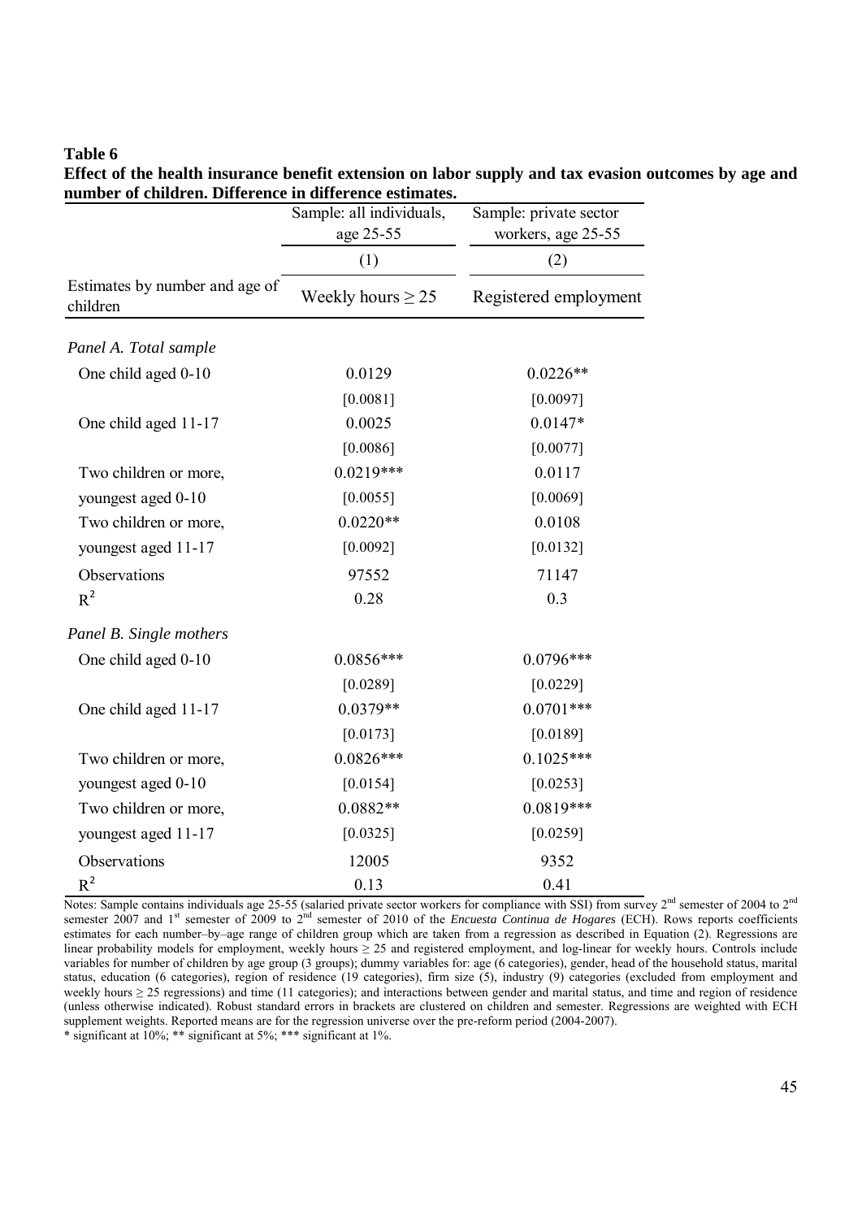**Table 6**

**Effect of the health insurance benefit extension on labor supply and tax evasion outcomes by age and number of children. Difference in difference estimates.**

| | Sample: all individuals, age 25-55 | Sample: private sector workers, age 25-55 |
|---|---|---|
| | (1) | (2) |
| Estimates by number and age of children | Weekly hours $\geq 25$ | Registered employment |
| *Panel A. Total sample* | | |
| One child aged 0-10 | 0.0129 | 0.0226** |
| | [0.0081] | [0.0097] |
| One child aged 11-17 | 0.0025 | 0.0147* |
| | [0.0086] | [0.0077] |
| Two children or more, youngest aged 0-10 | 0.0219*** | 0.0117 |
| | [0.0055] | [0.0069] |
| Two children or more, youngest aged 11-17 | 0.0220** | 0.0108 |
| | [0.0092] | [0.0132] |
| Observations | 97552 | 71147 |
| $R^2$ | 0.28 | 0.3 |
| *Panel B. Single mothers* | | |
| One child aged 0-10 | 0.0856*** | 0.0796*** |
| | [0.0289] | [0.0229] |
| One child aged 11-17 | 0.0379** | 0.0701*** |
| | [0.0173] | [0.0189] |
| Two children or more, youngest aged 0-10 | 0.0826*** | 0.1025*** |
| | [0.0154] | [0.0253] |
| Two children or more, youngest aged 11-17 | 0.0882** | 0.0819*** |
| | [0.0325] | [0.0259] |
| Observations | 12005 | 9352 |
| $R^2$ | 0.13 | 0.41 |

Notes: Sample contains individuals age 25-55 (salaried private sector workers for compliance with SSI) from survey 2nd semester of 2004 to 2nd semester 2007 and 1st semester of 2009 to 2nd semester of 2010 of the *Encuesta Continua de Hogares* (ECH). Rows reports coefficients estimates for each number–by–age range of children group which are taken from a regression as described in Equation (2). Regressions are linear probability models for employment, weekly hours $\geq 25$ and registered employment, and log-linear for weekly hours. Controls include variables for number of children by age group (3 groups); dummy variables for: age (6 categories), gender, head of the household status, marital status, education (6 categories), region of residence (19 categories), firm size (5), industry (9) categories (excluded from employment and weekly hours $\geq 25$ regressions) and time (11 categories); and interactions between gender and marital status, and time and region of residence (unless otherwise indicated). Robust standard errors in brackets are clustered on children and semester. Regressions are weighted with ECH supplement weights. Reported means are for the regression universe over the pre-reform period (2004-2007).

\* significant at 10%; ** significant at 5%; *** significant at 1%.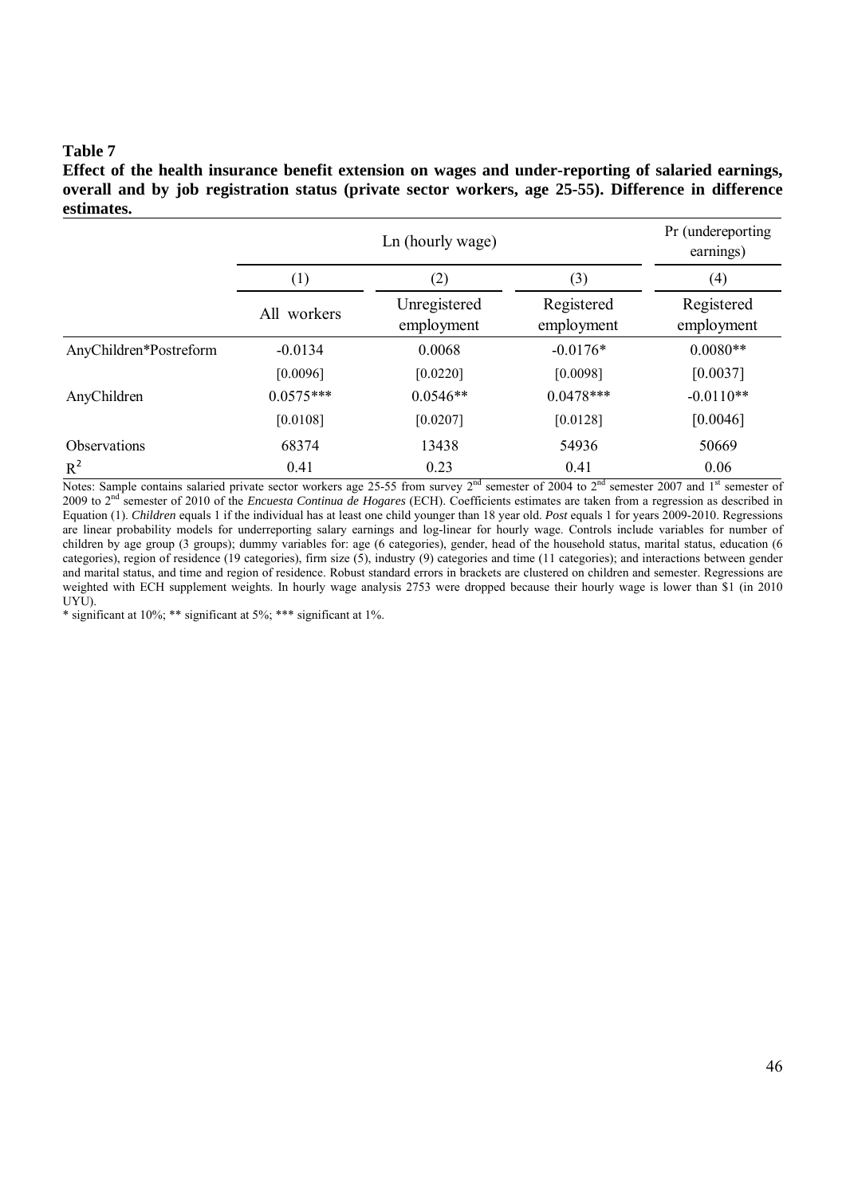**Table 7**

**Effect of the health insurance benefit extension on wages and under-reporting of salaried earnings, overall and by job registration status (private sector workers, age 25-55). Difference in difference estimates.**

| | Ln (hourly wage) | | | Pr (undereporting earnings) |
|---|---|---|---|---|
| | (1) | (2) | (3) | (4) |
| | All workers | Unregistered employment | Registered employment | Registered employment |
| AnyChildren*Postreform | -0.0134 | 0.0068 | -0.0176* | 0.0080** |
| | [0.0096] | [0.0220] | [0.0098] | [0.0037] |
| AnyChildren | 0.0575*** | 0.0546** | 0.0478*** | -0.0110** |
| | [0.0108] | [0.0207] | [0.0128] | [0.0046] |
| Observations | 68374 | 13438 | 54936 | 50669 |
| $R^2$ | 0.41 | 0.23 | 0.41 | 0.06 |

Notes: Sample contains salaried private sector workers age 25-55 from survey 2nd semester of 2004 to 2nd semester 2007 and 1st semester of 2009 to 2nd semester of 2010 of the *Encuesta Continua de Hogares* (ECH). Coefficients estimates are taken from a regression as described in Equation (1). *Children* equals 1 if the individual has at least one child younger than 18 year old. *Post* equals 1 for years 2009-2010. Regressions are linear probability models for underreporting salary earnings and log-linear for hourly wage. Controls include variables for number of children by age group (3 groups); dummy variables for: age (6 categories), gender, head of the household status, marital status, education (6 categories), region of residence (19 categories), firm size (5), industry (9) categories and time (11 categories); and interactions between gender and marital status, and time and region of residence. Robust standard errors in brackets are clustered on children and semester. Regressions are weighted with ECH supplement weights. In hourly wage analysis 2753 were dropped because their hourly wage is lower than $1 (in 2010 UYU).

\* significant at 10%; ** significant at 5%; *** significant at 1%.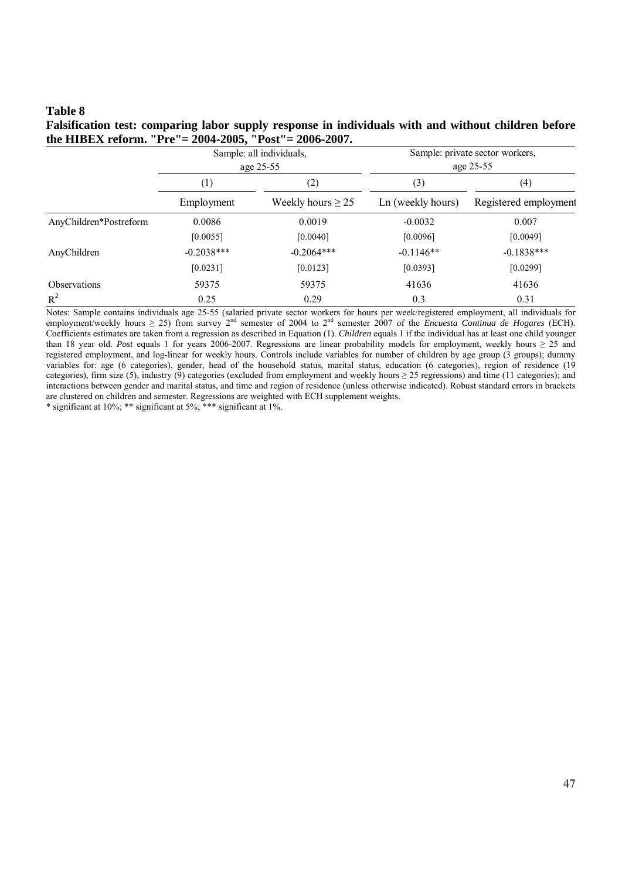**Table 8**

**Falsification test: comparing labor supply response in individuals with and without children before the HIBEX reform. "Pre"= 2004-2005, "Post"= 2006-2007.**

| | Sample: all individuals, age 25-55 | | Sample: private sector workers, age 25-55 | |
|---|---|---|---|---|
| | (1) | (2) | (3) | (4) |
| | Employment | Weekly hours ≥ 25 | Ln (weekly hours) | Registered employment |
| AnyChildren*Postreform | 0.0086 | 0.0019 | -0.0032 | 0.007 |
| | [0.0055] | [0.0040] | [0.0096] | [0.0049] |
| AnyChildren | -0.2038*** | -0.2064*** | -0.1146** | -0.1838*** |
| | [0.0231] | [0.0123] | [0.0393] | [0.0299] |
| Observations | 59375 | 59375 | 41636 | 41636 |
| $R^2$ | 0.25 | 0.29 | 0.3 | 0.31 |

Notes: Sample contains individuals age 25-55 (salaried private sector workers for hours per week/registered employment, all individuals for employment/weekly hours ≥ 25) from survey 2nd semester of 2004 to 2nd semester 2007 of the *Encuesta Continua de Hogares* (ECH). Coefficients estimates are taken from a regression as described in Equation (1). *Children* equals 1 if the individual has at least one child younger than 18 year old. *Post* equals 1 for years 2006-2007. Regressions are linear probability models for employment, weekly hours ≥ 25 and registered employment, and log-linear for weekly hours. Controls include variables for number of children by age group (3 groups); dummy variables for: age (6 categories), gender, head of the household status, marital status, education (6 categories), region of residence (19 categories), firm size (5), industry (9) categories (excluded from employment and weekly hours ≥ 25 regressions) and time (11 categories); and interactions between gender and marital status, and time and region of residence (unless otherwise indicated). Robust standard errors in brackets are clustered on children and semester. Regressions are weighted with ECH supplement weights.

\* significant at 10%; \*\* significant at 5%; \*\*\* significant at 1%.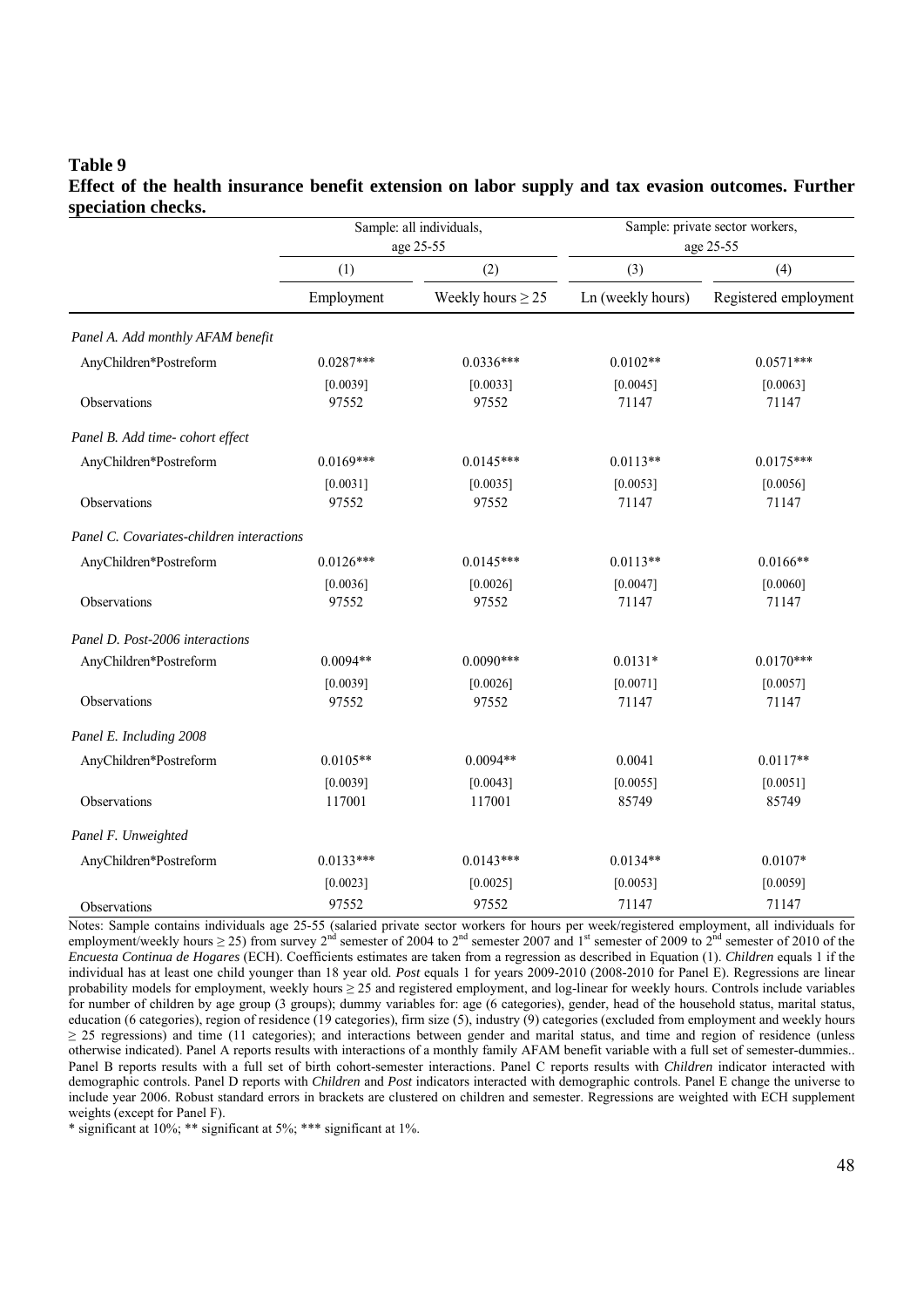**Table 9**

**Effect of the health insurance benefit extension on labor supply and tax evasion outcomes. Further speciation checks.**

| | Sample: all individuals, age 25-55 | | Sample: private sector workers, age 25-55 | |
|---|---|---|---|---|
| | (1) | (2) | (3) | (4) |
| | Employment | Weekly hours ≥ 25 | Ln (weekly hours) | Registered employment |
| *Panel A. Add monthly AFAM benefit* | | | | |
| AnyChildren*Postreform | 0.0287*** | 0.0336*** | 0.0102** | 0.0571*** |
| | [0.0039] | [0.0033] | [0.0045] | [0.0063] |
| Observations | 97552 | 97552 | 71147 | 71147 |
| *Panel B. Add time- cohort effect* | | | | |
| AnyChildren*Postreform | 0.0169*** | 0.0145*** | 0.0113** | 0.0175*** |
| | [0.0031] | [0.0035] | [0.0053] | [0.0056] |
| Observations | 97552 | 97552 | 71147 | 71147 |
| *Panel C. Covariates-children interactions* | | | | |
| AnyChildren*Postreform | 0.0126*** | 0.0145*** | 0.0113** | 0.0166** |
| | [0.0036] | [0.0026] | [0.0047] | [0.0060] |
| Observations | 97552 | 97552 | 71147 | 71147 |
| *Panel D. Post-2006 interactions* | | | | |
| AnyChildren*Postreform | 0.0094** | 0.0090*** | 0.0131* | 0.0170*** |
| | [0.0039] | [0.0026] | [0.0071] | [0.0057] |
| Observations | 97552 | 97552 | 71147 | 71147 |
| *Panel E. Including 2008* | | | | |
| AnyChildren*Postreform | 0.0105** | 0.0094** | 0.0041 | 0.0117** |
| | [0.0039] | [0.0043] | [0.0055] | [0.0051] |
| Observations | 117001 | 117001 | 85749 | 85749 |
| *Panel F. Unweighted* | | | | |
| AnyChildren*Postreform | 0.0133*** | 0.0143*** | 0.0134** | 0.0107* |
| | [0.0023] | [0.0025] | [0.0053] | [0.0059] |
| Observations | 97552 | 97552 | 71147 | 71147 |

Notes: Sample contains individuals age 25-55 (salaried private sector workers for hours per week/registered employment, all individuals for employment/weekly hours ≥ 25) from survey 2[nd] semester of 2004 to 2[nd] semester 2007 and 1[st] semester of 2009 to 2[nd] semester of 2010 of the *Encuesta Continua de Hogares* (ECH). Coefficients estimates are taken from a regression as described in Equation (1). *Children* equals 1 if the individual has at least one child younger than 18 year old. *Post* equals 1 for years 2009-2010 (2008-2010 for Panel E). Regressions are linear probability models for employment, weekly hours ≥ 25 and registered employment, and log-linear for weekly hours. Controls include variables for number of children by age group (3 groups); dummy variables for: age (6 categories), gender, head of the household status, marital status, education (6 categories), region of residence (19 categories), firm size (5), industry (9) categories (excluded from employment and weekly hours ≥ 25 regressions) and time (11 categories); and interactions between gender and marital status, and time and region of residence (unless otherwise indicated). Panel A reports results with interactions of a monthly family AFAM benefit variable with a full set of semester-dummies.. Panel B reports results with a full set of birth cohort-semester interactions. Panel C reports results with *Children* indicator interacted with demographic controls. Panel D reports with *Children* and *Post* indicators interacted with demographic controls. Panel E change the universe to include year 2006. Robust standard errors in brackets are clustered on children and semester. Regressions are weighted with ECH supplement weights (except for Panel F).

\* significant at 10%; ** significant at 5%; *** significant at 1%.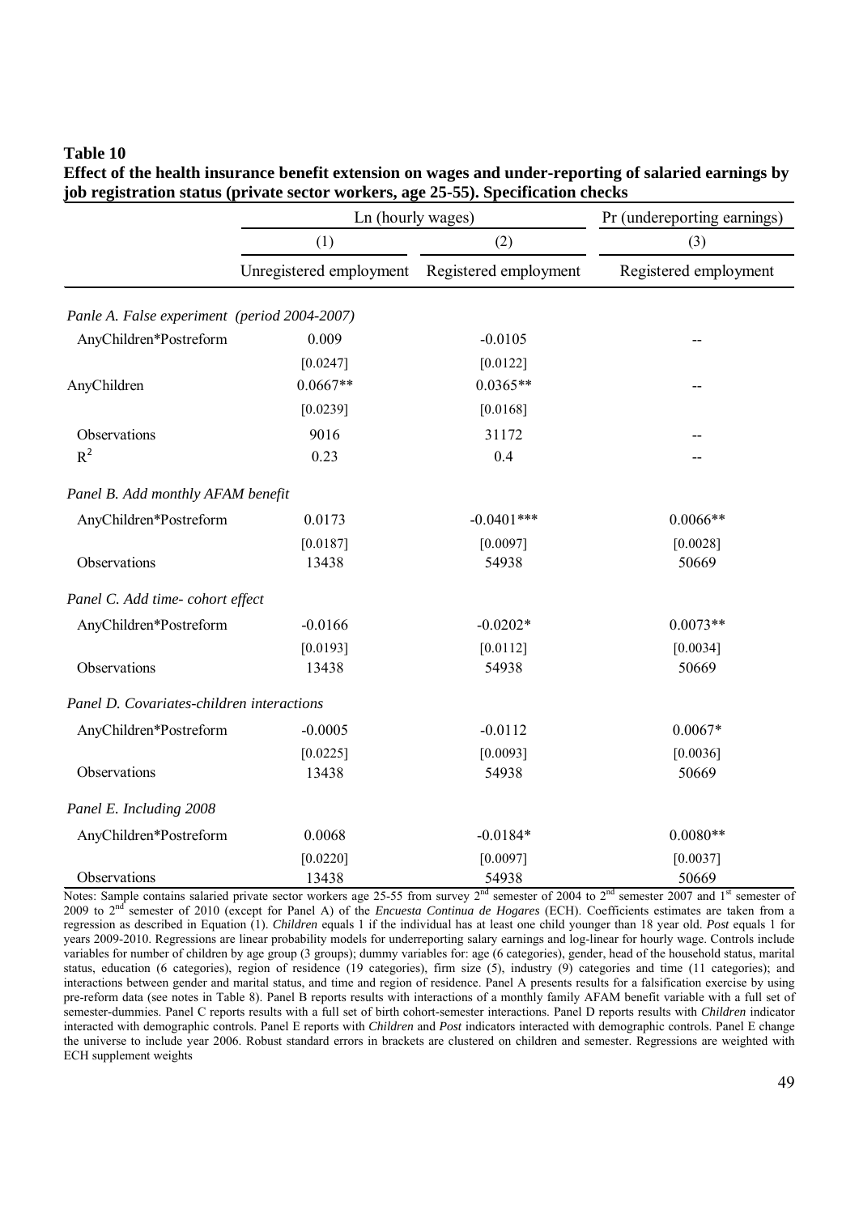**Table 10**

**Effect of the health insurance benefit extension on wages and under-reporting of salaried earnings by job registration status (private sector workers, age 25-55). Specification checks**

| | Ln (hourly wages) | | Pr (underepорting earnings) |
|---|---|---|---|
| | (1) | (2) | (3) |
| | Unregistered employment | Registered employment | Registered employment |
| *Panle A. False experiment (period 2004-2007)* | | | |
| AnyChildren*Postreform | 0.009 | -0.0105 | -- |
| | [0.0247] | [0.0122] | |
| AnyChildren | 0.0667** | 0.0365** | -- |
| | [0.0239] | [0.0168] | |
| Observations | 9016 | 31172 | -- |
| $R^2$ | 0.23 | 0.4 | -- |
| *Panel B. Add monthly AFAM benefit* | | | |
| AnyChildren*Postreform | 0.0173 | -0.0401*** | 0.0066** |
| | [0.0187] | [0.0097] | [0.0028] |
| Observations | 13438 | 54938 | 50669 |
| *Panel C. Add time- cohort effect* | | | |
| AnyChildren*Postreform | -0.0166 | -0.0202* | 0.0073** |
| | [0.0193] | [0.0112] | [0.0034] |
| Observations | 13438 | 54938 | 50669 |
| *Panel D. Covariates-children interactions* | | | |
| AnyChildren*Postreform | -0.0005 | -0.0112 | 0.0067* |
| | [0.0225] | [0.0093] | [0.0036] |
| Observations | 13438 | 54938 | 50669 |
| *Panel E. Including 2008* | | | |
| AnyChildren*Postreform | 0.0068 | -0.0184* | 0.0080** |
| | [0.0220] | [0.0097] | [0.0037] |
| Observations | 13438 | 54938 | 50669 |

Notes: Sample contains salaried private sector workers age 25-55 from survey 2[nd] semester of 2004 to 2[nd] semester 2007 and 1[st] semester of 2009 to 2[nd] semester of 2010 (except for Panel A) of the *Encuesta Continua de Hogares* (ECH). Coefficients estimates are taken from a regression as described in Equation (1). *Children* equals 1 if the individual has at least one child younger than 18 year old. *Post* equals 1 for years 2009-2010. Regressions are linear probability models for underreporting salary earnings and log-linear for hourly wage. Controls include variables for number of children by age group (3 groups); dummy variables for: age (6 categories), gender, head of the household status, marital status, education (6 categories), region of residence (19 categories), firm size (5), industry (9) categories and time (11 categories); and interactions between gender and marital status, and time and region of residence. Panel A presents results for a falsification exercise by using pre-reform data (see notes in Table 8). Panel B reports results with interactions of a monthly family AFAM benefit variable with a full set of semester-dummies. Panel C reports results with a full set of birth cohort-semester interactions. Panel D reports results with *Children* indicator interacted with demographic controls. Panel E reports with *Children* and *Post* indicators interacted with demographic controls. Panel E change the universe to include year 2006. Robust standard errors in brackets are clustered on children and semester. Regressions are weighted with ECH supplement weights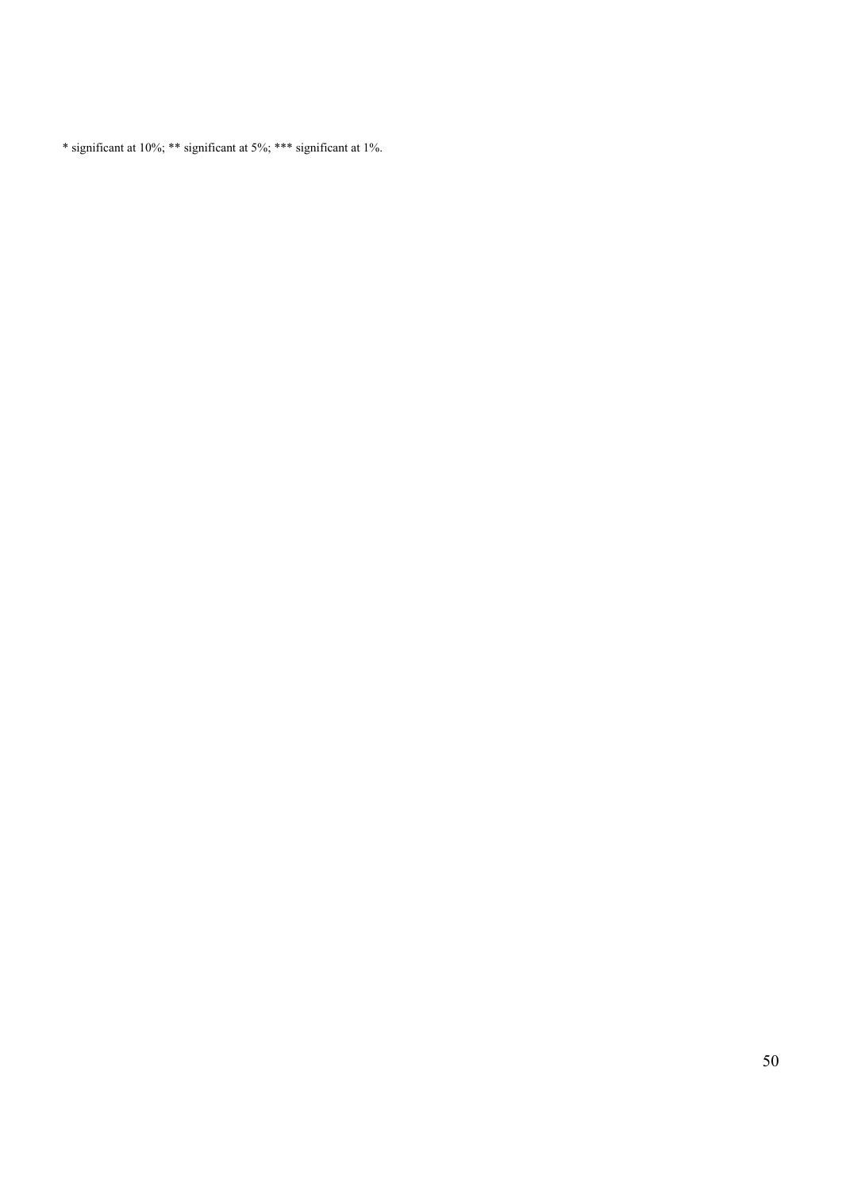* significant at 10%; ** significant at 5%; *** significant at 1%.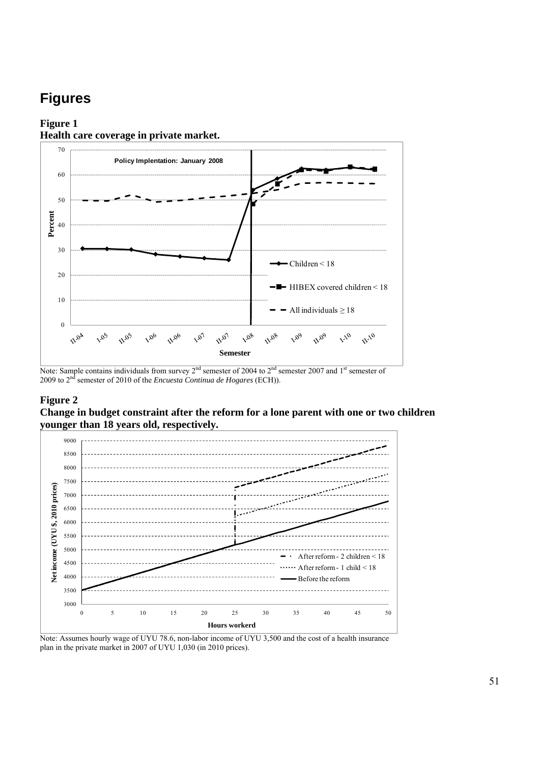# Figures

**Figure 1**
**Health care coverage in private market.**

Note: Sample contains individuals from survey 2[nd] semester of 2004 to 2[nd] semester 2007 and 1[st] semester of 2009 to 2[nd] semester of 2010 of the *Encuesta Continua de Hogares* (ECH)).

**Figure 2**
**Change in budget constraint after the reform for a lone parent with one or two children younger than 18 years old, respectively.**

Note: Assumes hourly wage of UYU 78.6, non-labor income of UYU 3,500 and the cost of a health insurance plan in the private market in 2007 of UYU 1,030 (in 2010 prices).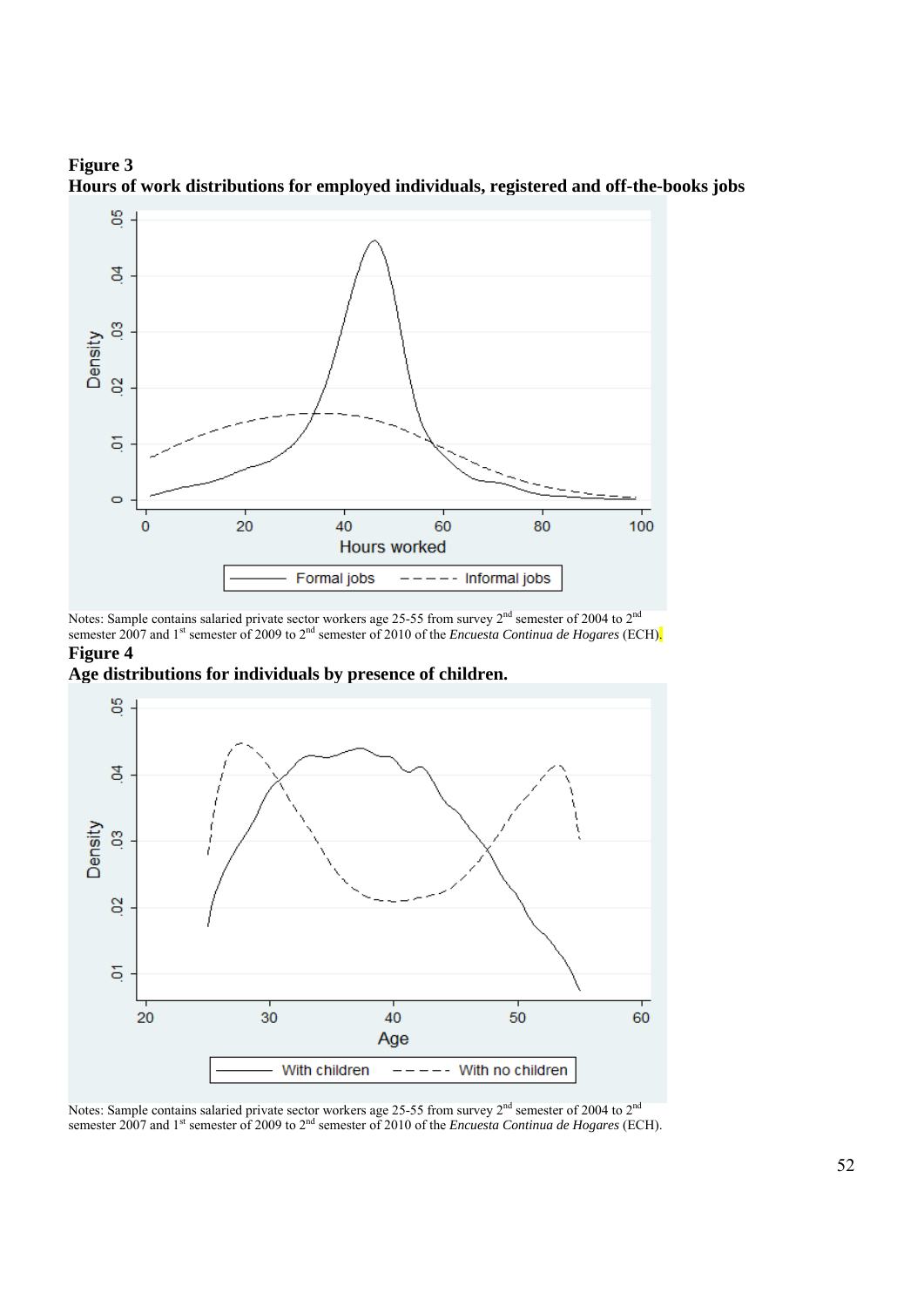**Figure 3**
**Hours of work distributions for employed individuals, registered and off-the-books jobs**

Notes: Sample contains salaried private sector workers age 25-55 from survey 2nd semester of 2004 to 2nd semester 2007 and 1st semester of 2009 to 2nd semester of 2010 of the *Encuesta Continua de Hogares* (ECH).

**Figure 4**
**Age distributions for individuals by presence of children.**

Notes: Sample contains salaried private sector workers age 25-55 from survey 2nd semester of 2004 to 2nd semester 2007 and 1st semester of 2009 to 2nd semester of 2010 of the *Encuesta Continua de Hogares* (ECH).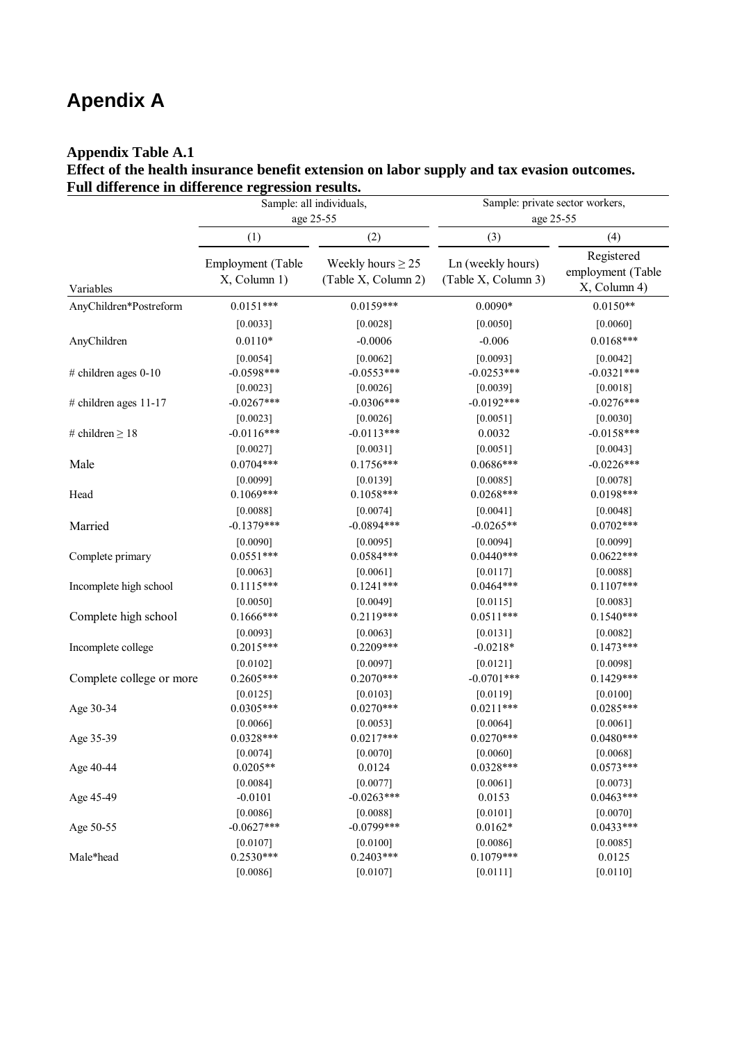# Apendix A

**Appendix Table A.1**
**Effect of the health insurance benefit extension on labor supply and tax evasion outcomes. Full difference in difference regression results.**

| | Sample: all individuals, age 25-55 | | Sample: private sector workers, age 25-55 | |
|---|---|---|---|---|
| | (1) | (2) | (3) | (4) |
| Variables | Employment (Table X, Column 1) | Weekly hours ≥ 25 (Table X, Column 2) | Ln (weekly hours) (Table X, Column 3) | Registered employment (Table X, Column 4) |
| AnyChildren*Postreform | 0.0151*** | 0.0159*** | 0.0090* | 0.0150** |
| | [0.0033] | [0.0028] | [0.0050] | [0.0060] |
| AnyChildren | 0.0110* | -0.0006 | -0.006 | 0.0168*** |
| | [0.0054] | [0.0062] | [0.0093] | [0.0042] |
| # children ages 0-10 | -0.0598*** | -0.0553*** | -0.0253*** | -0.0321*** |
| | [0.0023] | [0.0026] | [0.0039] | [0.0018] |
| # children ages 11-17 | -0.0267*** | -0.0306*** | -0.0192*** | -0.0276*** |
| | [0.0023] | [0.0026] | [0.0051] | [0.0030] |
| # children ≥ 18 | -0.0116*** | -0.0113*** | 0.0032 | -0.0158*** |
| | [0.0027] | [0.0031] | [0.0051] | [0.0043] |
| Male | 0.0704*** | 0.1756*** | 0.0686*** | -0.0226*** |
| | [0.0099] | [0.0139] | [0.0085] | [0.0078] |
| Head | 0.1069*** | 0.1058*** | 0.0268*** | 0.0198*** |
| | [0.0088] | [0.0074] | [0.0041] | [0.0048] |
| Married | -0.1379*** | -0.0894*** | -0.0265** | 0.0702*** |
| | [0.0090] | [0.0095] | [0.0094] | [0.0099] |
| Complete primary | 0.0551*** | 0.0584*** | 0.0440*** | 0.0622*** |
| | [0.0063] | [0.0061] | [0.0117] | [0.0088] |
| Incomplete high school | 0.1115*** | 0.1241*** | 0.0464*** | 0.1107*** |
| | [0.0050] | [0.0049] | [0.0115] | [0.0083] |
| Complete high school | 0.1666*** | 0.2119*** | 0.0511*** | 0.1540*** |
| | [0.0093] | [0.0063] | [0.0131] | [0.0082] |
| Incomplete college | 0.2015*** | 0.2209*** | -0.0218* | 0.1473*** |
| | [0.0102] | [0.0097] | [0.0121] | [0.0098] |
| Complete college or more | 0.2605*** | 0.2070*** | -0.0701*** | 0.1429*** |
| | [0.0125] | [0.0103] | [0.0119] | [0.0100] |
| Age 30-34 | 0.0305*** | 0.0270*** | 0.0211*** | 0.0285*** |
| | [0.0066] | [0.0053] | [0.0064] | [0.0061] |
| Age 35-39 | 0.0328*** | 0.0217*** | 0.0270*** | 0.0480*** |
| | [0.0074] | [0.0070] | [0.0060] | [0.0068] |
| Age 40-44 | 0.0205** | 0.0124 | 0.0328*** | 0.0573*** |
| | [0.0084] | [0.0077] | [0.0061] | [0.0073] |
| Age 45-49 | -0.0101 | -0.0263*** | 0.0153 | 0.0463*** |
| | [0.0086] | [0.0088] | [0.0101] | [0.0070] |
| Age 50-55 | -0.0627*** | -0.0799*** | 0.0162* | 0.0433*** |
| | [0.0107] | [0.0100] | [0.0086] | [0.0085] |
| Male*head | 0.2530*** | 0.2403*** | 0.1079*** | 0.0125 |
| | [0.0086] | [0.0107] | [0.0111] | [0.0110] |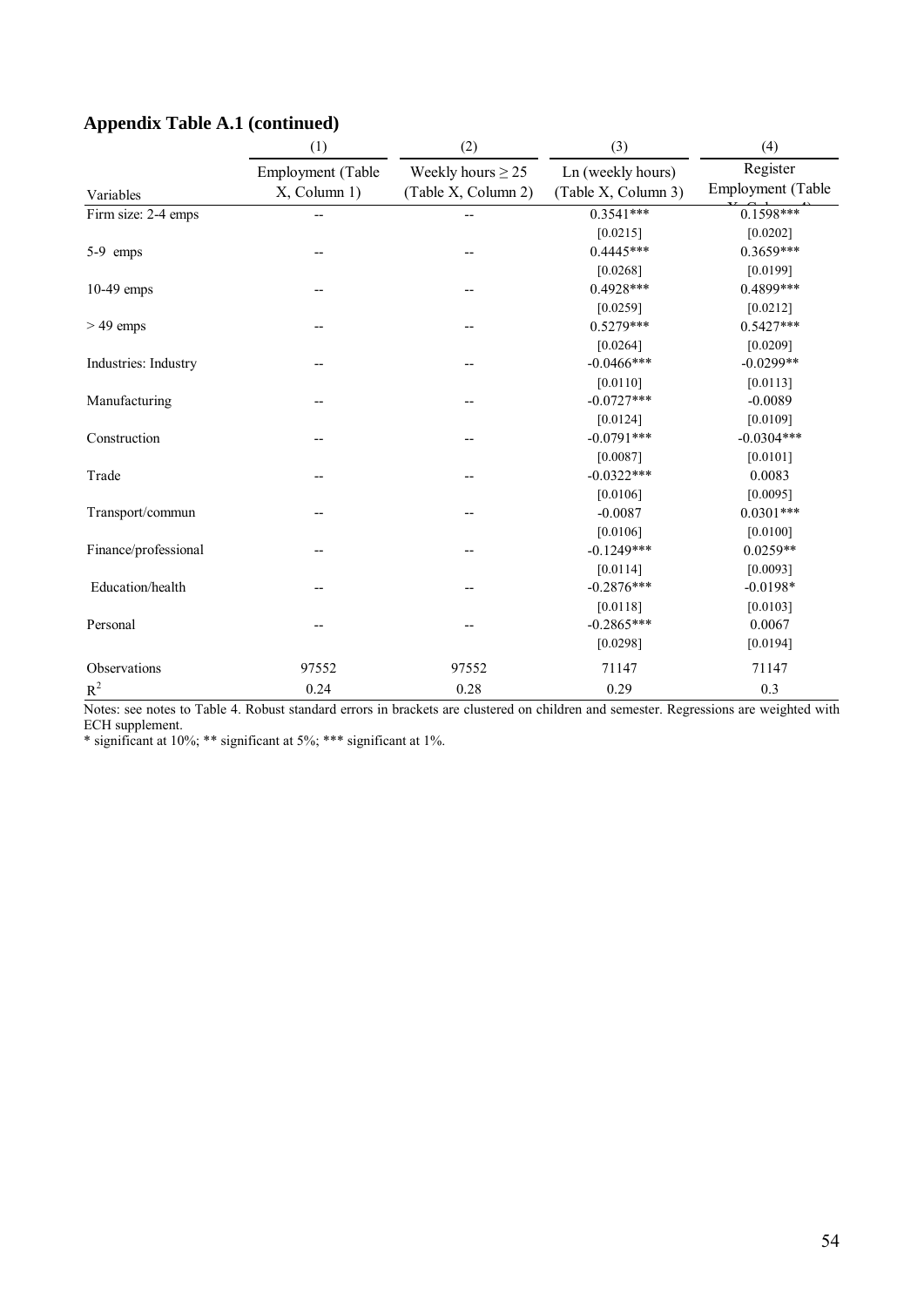## Appendix Table A.1 (continued)

| Variables | (1)<br>Employment (Table X, Column 1) | (2)<br>Weekly hours ≥ 25 (Table X, Column 2) | (3)<br>Ln (weekly hours) (Table X, Column 3) | (4)<br>Register Employment (Table X, Column 4) |
|---|---|---|---|---|
| Firm size: 2-4 emps | -- | -- | 0.3541*** | 0.1598*** |
| | | | [0.0215] | [0.0202] |
| 5-9 emps | -- | -- | 0.4445*** | 0.3659*** |
| | | | [0.0268] | [0.0199] |
| 10-49 emps | -- | -- | 0.4928*** | 0.4899*** |
| | | | [0.0259] | [0.0212] |
| > 49 emps | -- | -- | 0.5279*** | 0.5427*** |
| | | | [0.0264] | [0.0209] |
| Industries: Industry | -- | -- | -0.0466*** | -0.0299** |
| | | | [0.0110] | [0.0113] |
| Manufacturing | -- | -- | -0.0727*** | -0.0089 |
| | | | [0.0124] | [0.0109] |
| Construction | -- | -- | -0.0791*** | -0.0304*** |
| | | | [0.0087] | [0.0101] |
| Trade | -- | -- | -0.0322*** | 0.0083 |
| | | | [0.0106] | [0.0095] |
| Transport/commun | -- | -- | -0.0087 | 0.0301*** |
| | | | [0.0106] | [0.0100] |
| Finance/professional | -- | -- | -0.1249*** | 0.0259** |
| | | | [0.0114] | [0.0093] |
| Education/health | -- | -- | -0.2876*** | -0.0198* |
| | | | [0.0118] | [0.0103] |
| Personal | -- | -- | -0.2865*** | 0.0067 |
| | | | [0.0298] | [0.0194] |
| Observations | 97552 | 97552 | 71147 | 71147 |
| $R^2$ | 0.24 | 0.28 | 0.29 | 0.3 |

Notes: see notes to Table 4. Robust standard errors in brackets are clustered on children and semester. Regressions are weighted with ECH supplement.
* significant at 10%; ** significant at 5%; *** significant at 1%.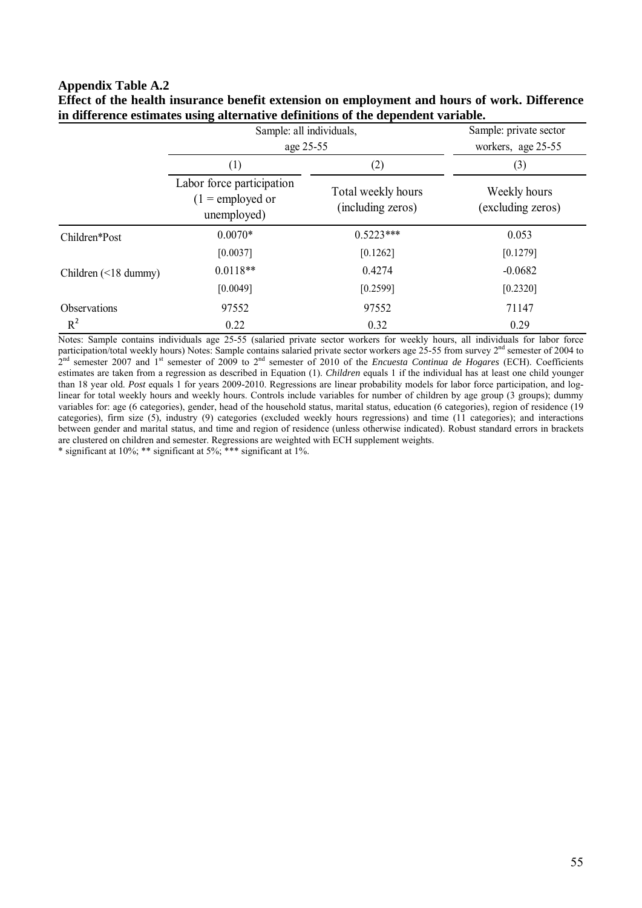**Appendix Table A.2**

**Effect of the health insurance benefit extension on employment and hours of work. Difference in difference estimates using alternative definitions of the dependent variable.**

| | Sample: all individuals, age 25-55 | | Sample: private sector workers, age 25-55 |
|---|---|---|---|
| | (1) | (2) | (3) |
| | Labor force participation (1 = employed or unemployed) | Total weekly hours (including zeros) | Weekly hours (excluding zeros) |
| Children*Post | 0.0070* | 0.5223*** | 0.053 |
| | [0.0037] | [0.1262] | [0.1279] |
| Children (<18 dummy) | 0.0118** | 0.4274 | -0.0682 |
| | [0.0049] | [0.2599] | [0.2320] |
| Observations | 97552 | 97552 | 71147 |
| $R^2$ | 0.22 | 0.32 | 0.29 |

Notes: Sample contains individuals age 25-55 (salaried private sector workers for weekly hours, all individuals for labor force participation/total weekly hours) Notes: Sample contains salaried private sector workers age 25-55 from survey 2nd semester of 2004 to 2nd semester 2007 and 1st semester of 2009 to 2nd semester of 2010 of the *Encuesta Continua de Hogares* (ECH). Coefficients estimates are taken from a regression as described in Equation (1). *Children* equals 1 if the individual has at least one child younger than 18 year old. *Post* equals 1 for years 2009-2010. Regressions are linear probability models for labor force participation, and log-linear for total weekly hours and weekly hours. Controls include variables for number of children by age group (3 groups); dummy variables for: age (6 categories), gender, head of the household status, marital status, education (6 categories), region of residence (19 categories), firm size (5), industry (9) categories (excluded weekly hours regressions) and time (11 categories); and interactions between gender and marital status, and time and region of residence (unless otherwise indicated). Robust standard errors in brackets are clustered on children and semester. Regressions are weighted with ECH supplement weights.

\* significant at 10%; ** significant at 5%; *** significant at 1%.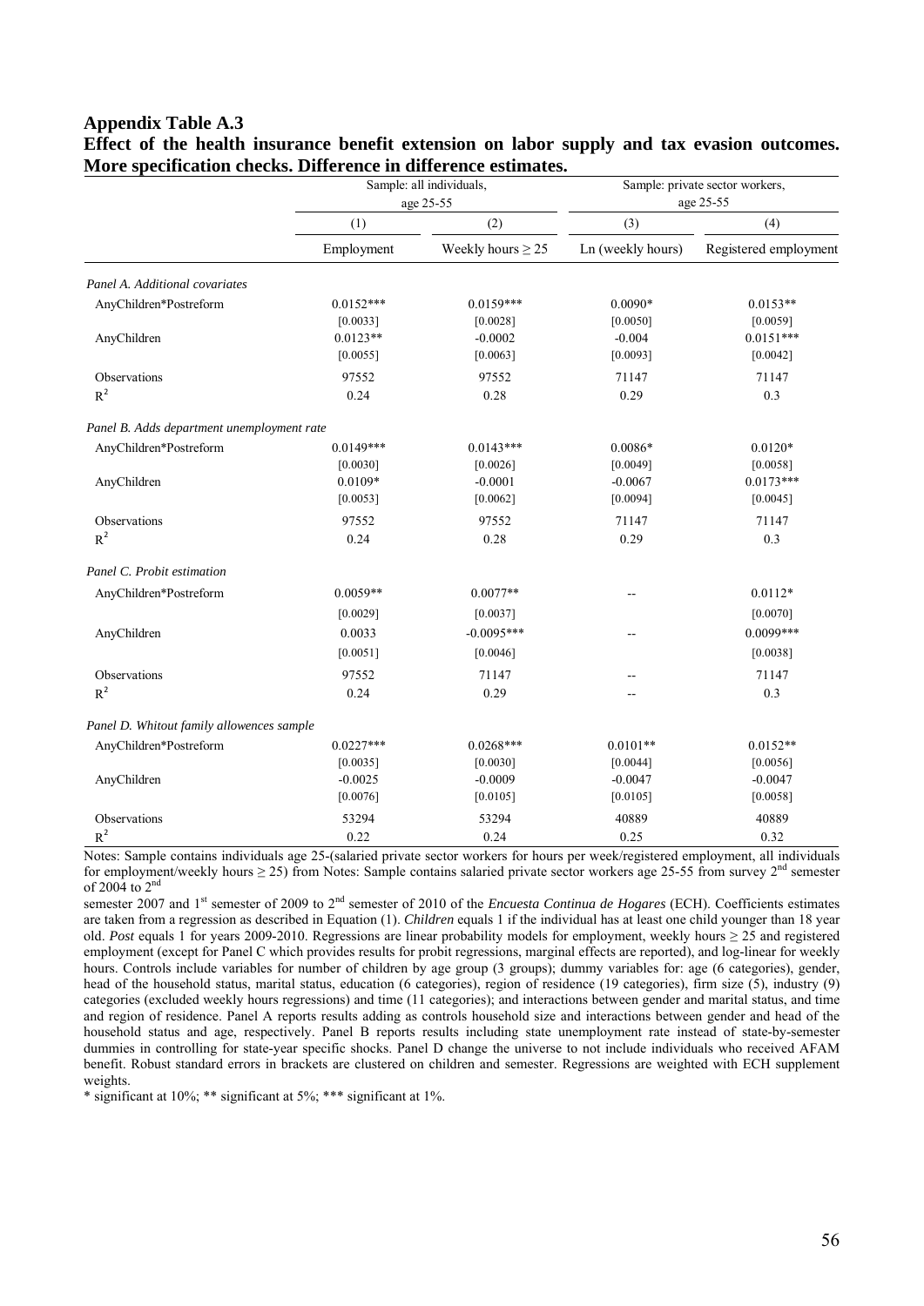**Appendix Table A.3**

**Effect of the health insurance benefit extension on labor supply and tax evasion outcomes. More specification checks. Difference in difference estimates.**

| | Sample: all individuals, age 25-55 | | Sample: private sector workers, age 25-55 | |
|---|---|---|---|---|
| | (1) | (2) | (3) | (4) |
| | Employment | Weekly hours ≥ 25 | Ln (weekly hours) | Registered employment |
| *Panel A. Additional covariates* | | | | |
| AnyChildren*Postreform | 0.0152*** | 0.0159*** | 0.0090* | 0.0153** |
| | [0.0033] | [0.0028] | [0.0050] | [0.0059] |
| AnyChildren | 0.0123** | -0.0002 | -0.004 | 0.0151*** |
| | [0.0055] | [0.0063] | [0.0093] | [0.0042] |
| Observations | 97552 | 97552 | 71147 | 71147 |
| $R^2$ | 0.24 | 0.28 | 0.29 | 0.3 |
| *Panel B. Adds department unemployment rate* | | | | |
| AnyChildren*Postreform | 0.0149*** | 0.0143*** | 0.0086* | 0.0120* |
| | [0.0030] | [0.0026] | [0.0049] | [0.0058] |
| AnyChildren | 0.0109* | -0.0001 | -0.0067 | 0.0173*** |
| | [0.0053] | [0.0062] | [0.0094] | [0.0045] |
| Observations | 97552 | 97552 | 71147 | 71147 |
| $R^2$ | 0.24 | 0.28 | 0.29 | 0.3 |
| *Panel C. Probit estimation* | | | | |
| AnyChildren*Postreform | 0.0059** | 0.0077** | -- | 0.0112* |
| | [0.0029] | [0.0037] | | [0.0070] |
| AnyChildren | 0.0033 | -0.0095*** | -- | 0.0099*** |
| | [0.0051] | [0.0046] | | [0.0038] |
| Observations | 97552 | 71147 | -- | 71147 |
| $R^2$ | 0.24 | 0.29 | -- | 0.3 |
| *Panel D. Whitout family allowences sample* | | | | |
| AnyChildren*Postreform | 0.0227*** | 0.0268*** | 0.0101** | 0.0152** |
| | [0.0035] | [0.0030] | [0.0044] | [0.0056] |
| AnyChildren | -0.0025 | -0.0009 | -0.0047 | -0.0047 |
| | [0.0076] | [0.0105] | [0.0105] | [0.0058] |
| Observations | 53294 | 53294 | 40889 | 40889 |
| $R^2$ | 0.22 | 0.24 | 0.25 | 0.32 |

Notes: Sample contains individuals age 25-(salaried private sector workers for hours per week/registered employment, all individuals for employment/weekly hours ≥ 25) from Notes: Sample contains salaried private sector workers age 25-55 from survey 2nd semester of 2004 to 2nd semester 2007 and 1st semester of 2009 to 2nd semester of 2010 of the *Encuesta Continua de Hogares* (ECH). Coefficients estimates are taken from a regression as described in Equation (1). *Children* equals 1 if the individual has at least one child younger than 18 year old. *Post* equals 1 for years 2009-2010. Regressions are linear probability models for employment, weekly hours ≥ 25 and registered employment (except for Panel C which provides results for probit regressions, marginal effects are reported), and log-linear for weekly hours. Controls include variables for number of children by age group (3 groups); dummy variables for: age (6 categories), gender, head of the household status, marital status, education (6 categories), region of residence (19 categories), firm size (5), industry (9) categories (excluded weekly hours regressions) and time (11 categories); and interactions between gender and marital status, and time and region of residence. Panel A reports results adding as controls household size and interactions between gender and head of the household status and age, respectively. Panel B reports results including state unemployment rate instead of state-by-semester dummies in controlling for state-year specific shocks. Panel D change the universe to not include individuals who received AFAM benefit. Robust standard errors in brackets are clustered on children and semester. Regressions are weighted with ECH supplement weights.

\* significant at 10%; ** significant at 5%; *** significant at 1%.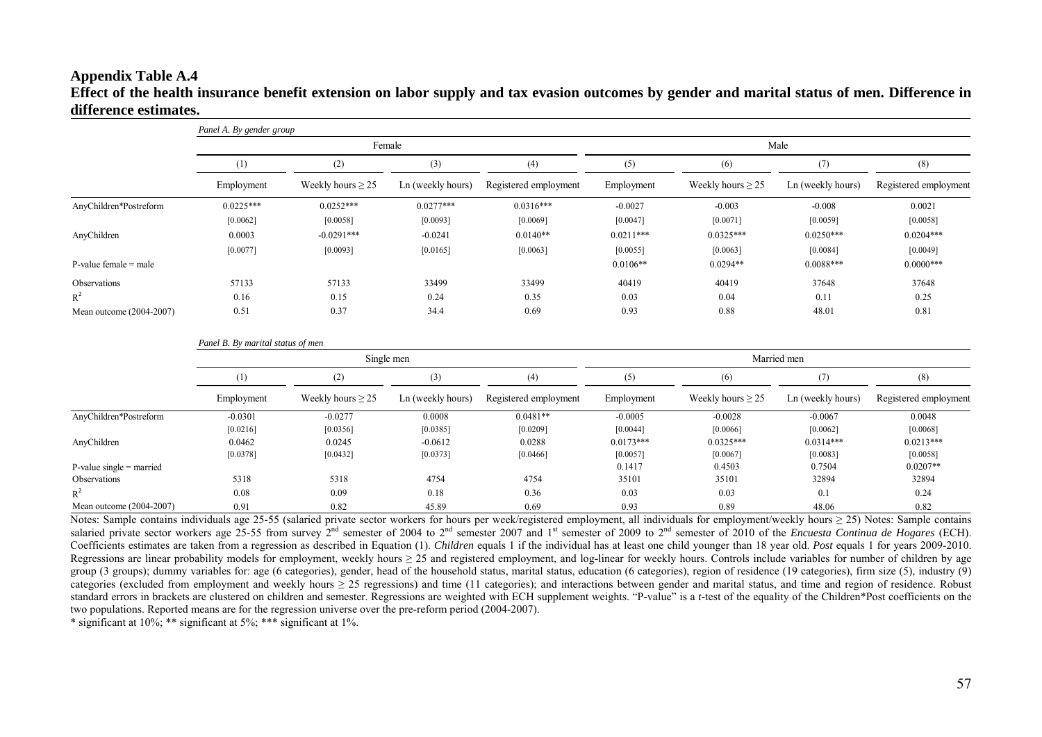**Appendix Table A.4**

**Effect of the health insurance benefit extension on labor supply and tax evasion outcomes by gender and marital status of men. Difference in difference estimates.**

*Panel A. By gender group*

| | Female | | | | Male | | | |
|---|---|---|---|---|---|---|---|---|
| | (1) | (2) | (3) | (4) | (5) | (6) | (7) | (8) |
| | Employment | Weekly hours ≥ 25 | Ln (weekly hours) | Registered employment | Employment | Weekly hours ≥ 25 | Ln (weekly hours) | Registered employment |
| AnyChildren*Postreform | 0.0225*** | 0.0252*** | 0.0277*** | 0.0316*** | -0.0027 | -0.003 | -0.008 | 0.0021 |
| | [0.0062] | [0.0058] | [0.0093] | [0.0069] | [0.0047] | [0.0071] | [0.0059] | [0.0058] |
| AnyChildren | 0.0003 | -0.0291*** | -0.0241 | 0.0140** | 0.0211*** | 0.0325*** | 0.0250*** | 0.0204*** |
| | [0.0077] | [0.0093] | [0.0165] | [0.0063] | [0.0055] | [0.0063] | [0.0084] | [0.0049] |
| P-value female = male | | | | | 0.0106** | 0.0294** | 0.0088*** | 0.0000*** |
| Observations | 57133 | 57133 | 33499 | 33499 | 40419 | 40419 | 37648 | 37648 |
| $R^2$ | 0.16 | 0.15 | 0.24 | 0.35 | 0.03 | 0.04 | 0.11 | 0.25 |
| Mean outcome (2004-2007) | 0.51 | 0.37 | 34.4 | 0.69 | 0.93 | 0.88 | 48.01 | 0.81 |

*Panel B. By marital status of men*

| | Single men | | | | Married men | | | |
|---|---|---|---|---|---|---|---|---|
| | (1) | (2) | (3) | (4) | (5) | (6) | (7) | (8) |
| | Employment | Weekly hours ≥ 25 | Ln (weekly hours) | Registered employment | Employment | Weekly hours ≥ 25 | Ln (weekly hours) | Registered employment |
| AnyChildren*Postreform | -0.0301 | -0.0277 | 0.0008 | 0.0481** | -0.0005 | -0.0028 | -0.0067 | 0.0048 |
| | [0.0216] | [0.0356] | [0.0385] | [0.0209] | [0.0044] | [0.0066] | [0.0062] | [0.0068] |
| AnyChildren | 0.0462 | 0.0245 | -0.0612 | 0.0288 | 0.0173*** | 0.0325*** | 0.0314*** | 0.0213*** |
| | [0.0378] | [0.0432] | [0.0373] | [0.0466] | [0.0057] | [0.0067] | [0.0083] | [0.0058] |
| P-value single = married | | | | | 0.1417 | 0.4503 | 0.7504 | 0.0207** |
| Observations | 5318 | 5318 | 4754 | 4754 | 35101 | 35101 | 32894 | 32894 |
| $R^2$ | 0.08 | 0.09 | 0.18 | 0.36 | 0.03 | 0.03 | 0.1 | 0.24 |
| Mean outcome (2004-2007) | 0.91 | 0.82 | 45.89 | 0.69 | 0.93 | 0.89 | 48.06 | 0.82 |

Notes: Sample contains individuals age 25-55 (salaried private sector workers for hours per week/registered employment, all individuals for employment/weekly hours ≥ 25) Notes: Sample contains salaried private sector workers age 25-55 from survey 2nd semester of 2004 to 2nd semester 2007 and 1st semester of 2009 to 2nd semester of 2010 of the *Encuesta Continua de Hogares* (ECH). Coefficients estimates are taken from a regression as described in Equation (1). *Children* equals 1 if the individual has at least one child younger than 18 year old. *Post* equals 1 for years 2009-2010. Regressions are linear probability models for employment, weekly hours ≥ 25 and registered employment, and log-linear for weekly hours. Controls include variables for number of children by age group (3 groups); dummy variables for: age (6 categories), gender, head of the household status, marital status, education (6 categories), region of residence (19 categories), firm size (5), industry (9) categories (excluded from employment and weekly hours ≥ 25 regressions) and time (11 categories); and interactions between gender and marital status, and time and region of residence. Robust standard errors in brackets are clustered on children and semester. Regressions are weighted with ECH supplement weights. "P-value" is a *t*-test of the equality of the Children*Post coefficients on the two populations. Reported means are for the regression universe over the pre-reform period (2004-2007).

* significant at 10%; ** significant at 5%; *** significant at 1%.